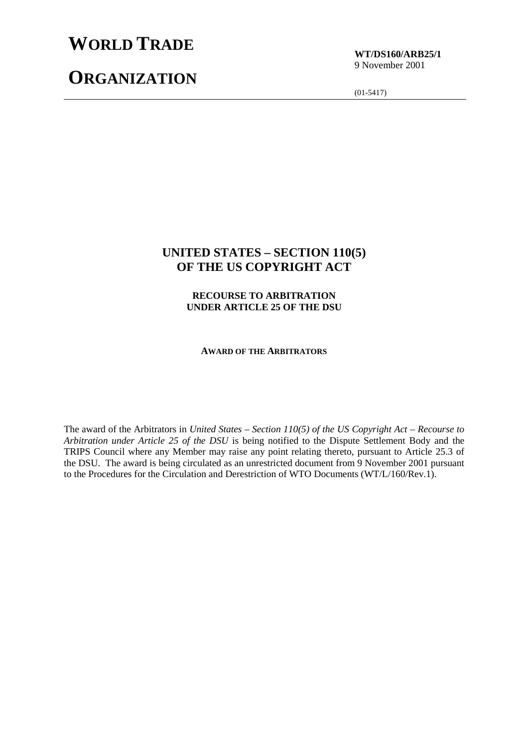# WORLD TRADE ORGANIZATION

**WT/DS160/ARB25/1**
9 November 2001

(01-5417)

## UNITED STATES – SECTION 110(5) OF THE US COPYRIGHT ACT

### RECOURSE TO ARBITRATION UNDER ARTICLE 25 OF THE DSU

#### AWARD OF THE ARBITRATORS

The award of the Arbitrators in *United States – Section 110(5) of the US Copyright Act – Recourse to Arbitration under Article 25 of the DSU* is being notified to the Dispute Settlement Body and the TRIPS Council where any Member may raise any point relating thereto, pursuant to Article 25.3 of the DSU. The award is being circulated as an unrestricted document from 9 November 2001 pursuant to the Procedures for the Circulation and Derestriction of WTO Documents (WT/L/160/Rev.1).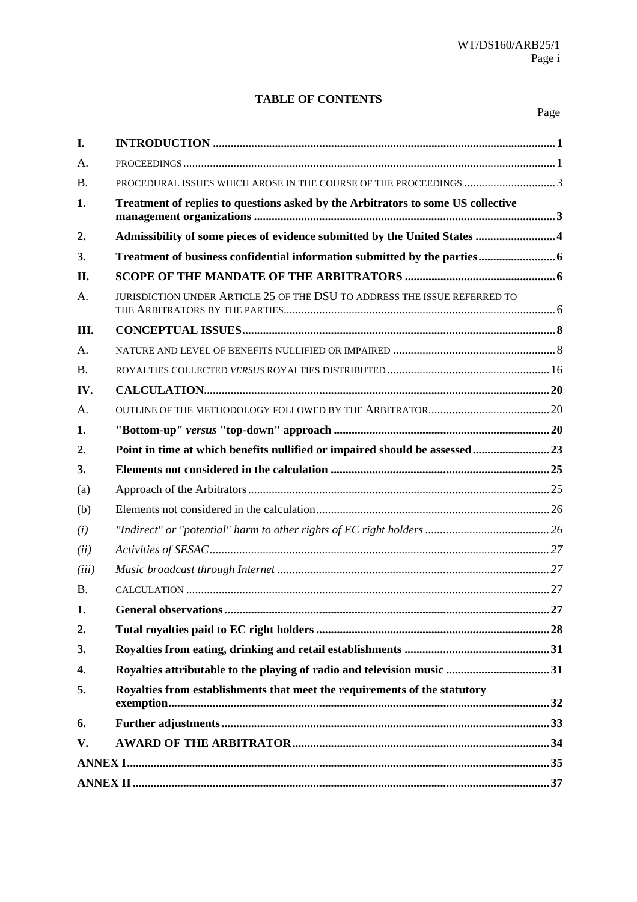**TABLE OF CONTENTS**

Page

| | | |
|---|---|---|
| **I.** | **INTRODUCTION** | **1** |
| A. | PROCEEDINGS | 1 |
| B. | PROCEDURAL ISSUES WHICH AROSE IN THE COURSE OF THE PROCEEDINGS | 3 |
| **1.** | **Treatment of replies to questions asked by the Arbitrators to some US collective management organizations** | **3** |
| **2.** | **Admissibility of some pieces of evidence submitted by the United States** | **4** |
| **3.** | **Treatment of business confidential information submitted by the parties** | **6** |
| **II.** | **SCOPE OF THE MANDATE OF THE ARBITRATORS** | **6** |
| A. | JURISDICTION UNDER ARTICLE 25 OF THE DSU TO ADDRESS THE ISSUE REFERRED TO THE ARBITRATORS BY THE PARTIES | 6 |
| **III.** | **CONCEPTUAL ISSUES** | **8** |
| A. | NATURE AND LEVEL OF BENEFITS NULLIFIED OR IMPAIRED | 8 |
| B. | ROYALTIES COLLECTED *VERSUS* ROYALTIES DISTRIBUTED | 16 |
| **IV.** | **CALCULATION** | **20** |
| A. | OUTLINE OF THE METHODOLOGY FOLLOWED BY THE ARBITRATOR | 20 |
| **1.** | **"Bottom-up" *versus* "top-down" approach** | **20** |
| **2.** | **Point in time at which benefits nullified or impaired should be assessed** | **23** |
| **3.** | **Elements not considered in the calculation** | **25** |
| (a) | Approach of the Arbitrators | 25 |
| (b) | Elements not considered in the calculation | 26 |
| *(i)* | *"Indirect" or "potential" harm to other rights of EC right holders* | *26* |
| *(ii)* | *Activities of SESAC* | *27* |
| *(iii)* | *Music broadcast through Internet* | *27* |
| B. | CALCULATION | 27 |
| **1.** | **General observations** | **27** |
| **2.** | **Total royalties paid to EC right holders** | **28** |
| **3.** | **Royalties from eating, drinking and retail establishments** | **31** |
| **4.** | **Royalties attributable to the playing of radio and television music** | **31** |
| **5.** | **Royalties from establishments that meet the requirements of the statutory exemption** | **32** |
| **6.** | **Further adjustments** | **33** |
| **V.** | **AWARD OF THE ARBITRATOR** | **34** |
| **ANNEX I** | | **35** |
| **ANNEX II** | | **37** |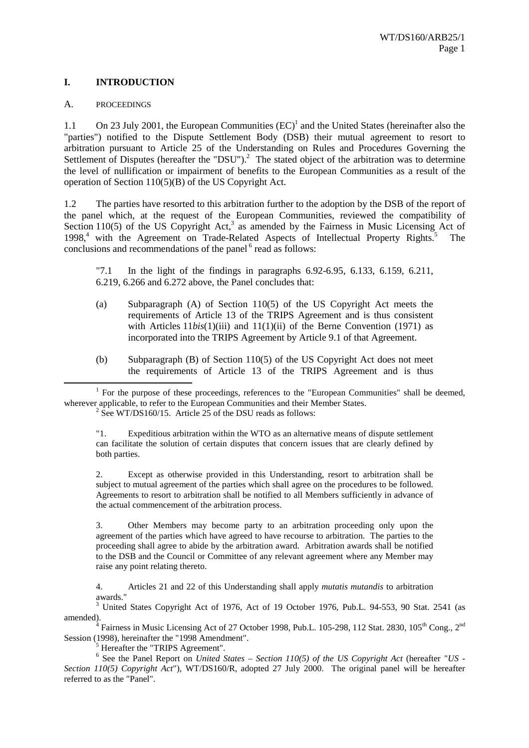# I. INTRODUCTION

## A. PROCEEDINGS

1.1 On 23 July 2001, the European Communities (EC)[1] and the United States (hereinafter also the "parties") notified to the Dispute Settlement Body (DSB) their mutual agreement to resort to arbitration pursuant to Article 25 of the Understanding on Rules and Procedures Governing the Settlement of Disputes (hereafter the "DSU").[2] The stated object of the arbitration was to determine the level of nullification or impairment of benefits to the European Communities as a result of the operation of Section 110(5)(B) of the US Copyright Act.

1.2 The parties have resorted to this arbitration further to the adoption by the DSB of the report of the panel which, at the request of the European Communities, reviewed the compatibility of Section 110(5) of the US Copyright Act,[3] as amended by the Fairness in Music Licensing Act of 1998,[4] with the Agreement on Trade-Related Aspects of Intellectual Property Rights.[5] The conclusions and recommendations of the panel[6] read as follows:

> "7.1 In the light of the findings in paragraphs 6.92-6.95, 6.133, 6.159, 6.211, 6.219, 6.266 and 6.272 above, the Panel concludes that:
>
> (a) Subparagraph (A) of Section 110(5) of the US Copyright Act meets the requirements of Article 13 of the TRIPS Agreement and is thus consistent with Articles 11*bis*(1)(iii) and 11(1)(ii) of the Berne Convention (1971) as incorporated into the TRIPS Agreement by Article 9.1 of that Agreement.
>
> (b) Subparagraph (B) of Section 110(5) of the US Copyright Act does not meet the requirements of Article 13 of the TRIPS Agreement and is thus

---

[1] For the purpose of these proceedings, references to the "European Communities" shall be deemed, wherever applicable, to refer to the European Communities and their Member States.

[2] See WT/DS160/15. Article 25 of the DSU reads as follows:

> "1. Expeditious arbitration within the WTO as an alternative means of dispute settlement can facilitate the solution of certain disputes that concern issues that are clearly defined by both parties.
>
> 2. Except as otherwise provided in this Understanding, resort to arbitration shall be subject to mutual agreement of the parties which shall agree on the procedures to be followed. Agreements to resort to arbitration shall be notified to all Members sufficiently in advance of the actual commencement of the arbitration process.
>
> 3. Other Members may become party to an arbitration proceeding only upon the agreement of the parties which have agreed to have recourse to arbitration. The parties to the proceeding shall agree to abide by the arbitration award. Arbitration awards shall be notified to the DSB and the Council or Committee of any relevant agreement where any Member may raise any point relating thereto.
>
> 4. Articles 21 and 22 of this Understanding shall apply *mutatis mutandis* to arbitration awards."

[3] United States Copyright Act of 1976, Act of 19 October 1976, Pub.L. 94-553, 90 Stat. 2541 (as amended).

[4] Fairness in Music Licensing Act of 27 October 1998, Pub.L. 105-298, 112 Stat. 2830, 105th Cong., 2nd Session (1998), hereinafter the "1998 Amendment".

[5] Hereafter the "TRIPS Agreement".

[6] See the Panel Report on *United States – Section 110(5) of the US Copyright Act* (hereafter "*US - Section 110(5) Copyright Act*"), WT/DS160/R, adopted 27 July 2000. The original panel will be hereafter referred to as the "Panel".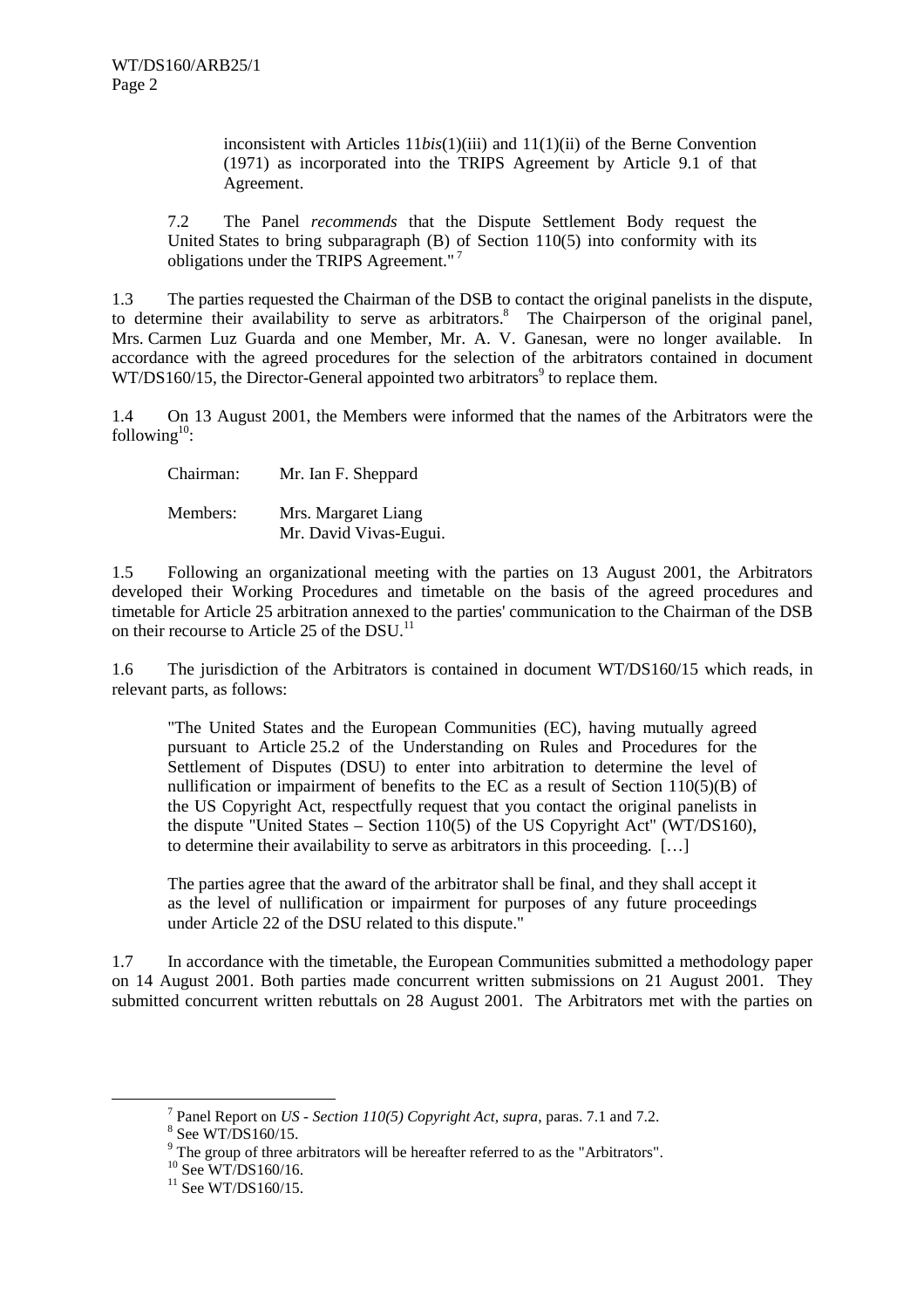inconsistent with Articles 11*bis*(1)(iii) and 11(1)(ii) of the Berne Convention (1971) as incorporated into the TRIPS Agreement by Article 9.1 of that Agreement.

7.2 The Panel *recommends* that the Dispute Settlement Body request the United States to bring subparagraph (B) of Section 110(5) into conformity with its obligations under the TRIPS Agreement." [7]

1.3 The parties requested the Chairman of the DSB to contact the original panelists in the dispute, to determine their availability to serve as arbitrators.[8] The Chairperson of the original panel, Mrs. Carmen Luz Guarda and one Member, Mr. A. V. Ganesan, were no longer available. In accordance with the agreed procedures for the selection of the arbitrators contained in document WT/DS160/15, the Director-General appointed two arbitrators[9] to replace them.

1.4 On 13 August 2001, the Members were informed that the names of the Arbitrators were the following[10]:

Chairman: Mr. Ian F. Sheppard

Members: Mrs. Margaret Liang
Mr. David Vivas-Eugui.

1.5 Following an organizational meeting with the parties on 13 August 2001, the Arbitrators developed their Working Procedures and timetable on the basis of the agreed procedures and timetable for Article 25 arbitration annexed to the parties' communication to the Chairman of the DSB on their recourse to Article 25 of the DSU.[11]

1.6 The jurisdiction of the Arbitrators is contained in document WT/DS160/15 which reads, in relevant parts, as follows:

"The United States and the European Communities (EC), having mutually agreed pursuant to Article 25.2 of the Understanding on Rules and Procedures for the Settlement of Disputes (DSU) to enter into arbitration to determine the level of nullification or impairment of benefits to the EC as a result of Section 110(5)(B) of the US Copyright Act, respectfully request that you contact the original panelists in the dispute "United States – Section 110(5) of the US Copyright Act" (WT/DS160), to determine their availability to serve as arbitrators in this proceeding. […]

The parties agree that the award of the arbitrator shall be final, and they shall accept it as the level of nullification or impairment for purposes of any future proceedings under Article 22 of the DSU related to this dispute."

1.7 In accordance with the timetable, the European Communities submitted a methodology paper on 14 August 2001. Both parties made concurrent written submissions on 21 August 2001. They submitted concurrent written rebuttals on 28 August 2001. The Arbitrators met with the parties on

---

[7] Panel Report on *US - Section 110(5) Copyright Act*, *supra*, paras. 7.1 and 7.2.

[8] See WT/DS160/15.

[9] The group of three arbitrators will be hereafter referred to as the "Arbitrators".

[10] See WT/DS160/16.

[11] See WT/DS160/15.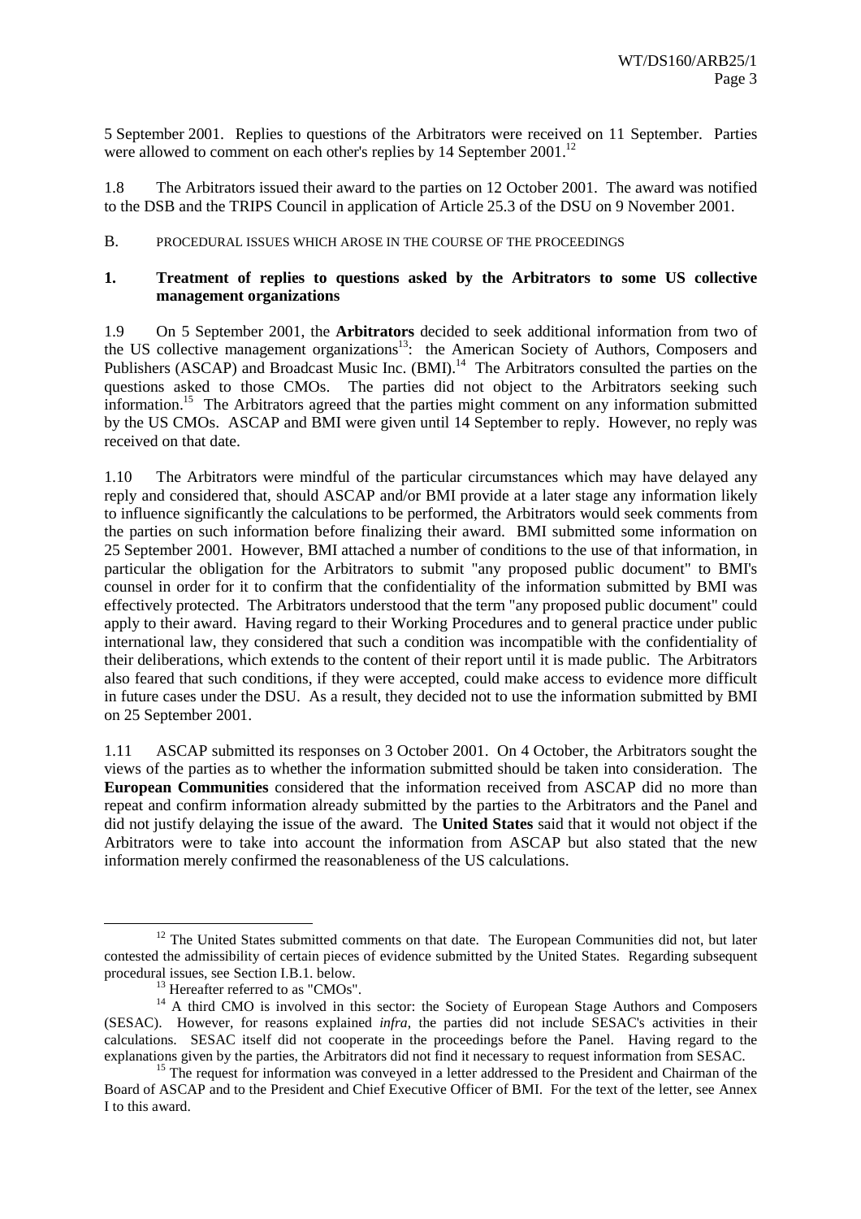5 September 2001. Replies to questions of the Arbitrators were received on 11 September. Parties were allowed to comment on each other's replies by 14 September 2001.[12]

1.8 The Arbitrators issued their award to the parties on 12 October 2001. The award was notified to the DSB and the TRIPS Council in application of Article 25.3 of the DSU on 9 November 2001.

## B. PROCEDURAL ISSUES WHICH AROSE IN THE COURSE OF THE PROCEEDINGS

### 1. Treatment of replies to questions asked by the Arbitrators to some US collective management organizations

1.9 On 5 September 2001, the **Arbitrators** decided to seek additional information from two of the US collective management organizations[13]: the American Society of Authors, Composers and Publishers (ASCAP) and Broadcast Music Inc. (BMI).[14] The Arbitrators consulted the parties on the questions asked to those CMOs. The parties did not object to the Arbitrators seeking such information.[15] The Arbitrators agreed that the parties might comment on any information submitted by the US CMOs. ASCAP and BMI were given until 14 September to reply. However, no reply was received on that date.

1.10 The Arbitrators were mindful of the particular circumstances which may have delayed any reply and considered that, should ASCAP and/or BMI provide at a later stage any information likely to influence significantly the calculations to be performed, the Arbitrators would seek comments from the parties on such information before finalizing their award. BMI submitted some information on 25 September 2001. However, BMI attached a number of conditions to the use of that information, in particular the obligation for the Arbitrators to submit "any proposed public document" to BMI's counsel in order for it to confirm that the confidentiality of the information submitted by BMI was effectively protected. The Arbitrators understood that the term "any proposed public document" could apply to their award. Having regard to their Working Procedures and to general practice under public international law, they considered that such a condition was incompatible with the confidentiality of their deliberations, which extends to the content of their report until it is made public. The Arbitrators also feared that such conditions, if they were accepted, could make access to evidence more difficult in future cases under the DSU. As a result, they decided not to use the information submitted by BMI on 25 September 2001.

1.11 ASCAP submitted its responses on 3 October 2001. On 4 October, the Arbitrators sought the views of the parties as to whether the information submitted should be taken into consideration. The **European Communities** considered that the information received from ASCAP did no more than repeat and confirm information already submitted by the parties to the Arbitrators and the Panel and did not justify delaying the issue of the award. The **United States** said that it would not object if the Arbitrators were to take into account the information from ASCAP but also stated that the new information merely confirmed the reasonableness of the US calculations.

---

[12] The United States submitted comments on that date. The European Communities did not, but later contested the admissibility of certain pieces of evidence submitted by the United States. Regarding subsequent procedural issues, see Section I.B.1. below.

[13] Hereafter referred to as "CMOs".

[14] A third CMO is involved in this sector: the Society of European Stage Authors and Composers (SESAC). However, for reasons explained *infra*, the parties did not include SESAC's activities in their calculations. SESAC itself did not cooperate in the proceedings before the Panel. Having regard to the explanations given by the parties, the Arbitrators did not find it necessary to request information from SESAC.

[15] The request for information was conveyed in a letter addressed to the President and Chairman of the Board of ASCAP and to the President and Chief Executive Officer of BMI. For the text of the letter, see Annex I to this award.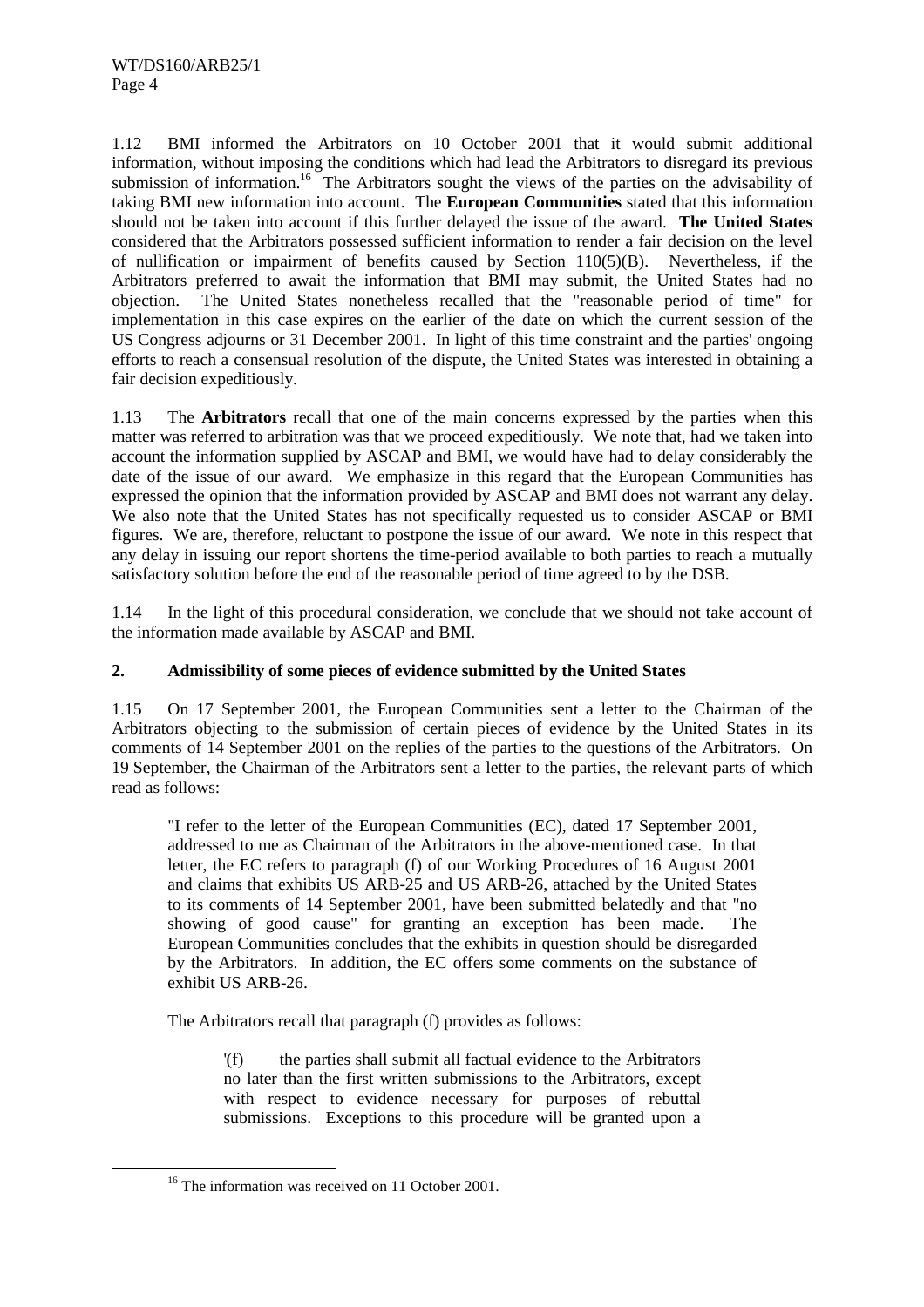1.12 BMI informed the Arbitrators on 10 October 2001 that it would submit additional information, without imposing the conditions which had lead the Arbitrators to disregard its previous submission of information.[16] The Arbitrators sought the views of the parties on the advisability of taking BMI new information into account. The **European Communities** stated that this information should not be taken into account if this further delayed the issue of the award. **The United States** considered that the Arbitrators possessed sufficient information to render a fair decision on the level of nullification or impairment of benefits caused by Section 110(5)(B). Nevertheless, if the Arbitrators preferred to await the information that BMI may submit, the United States had no objection. The United States nonetheless recalled that the "reasonable period of time" for implementation in this case expires on the earlier of the date on which the current session of the US Congress adjourns or 31 December 2001. In light of this time constraint and the parties' ongoing efforts to reach a consensual resolution of the dispute, the United States was interested in obtaining a fair decision expeditiously.

1.13 The **Arbitrators** recall that one of the main concerns expressed by the parties when this matter was referred to arbitration was that we proceed expeditiously. We note that, had we taken into account the information supplied by ASCAP and BMI, we would have had to delay considerably the date of the issue of our award. We emphasize in this regard that the European Communities has expressed the opinion that the information provided by ASCAP and BMI does not warrant any delay. We also note that the United States has not specifically requested us to consider ASCAP or BMI figures. We are, therefore, reluctant to postpone the issue of our award. We note in this respect that any delay in issuing our report shortens the time-period available to both parties to reach a mutually satisfactory solution before the end of the reasonable period of time agreed to by the DSB.

1.14 In the light of this procedural consideration, we conclude that we should not take account of the information made available by ASCAP and BMI.

## 2. Admissibility of some pieces of evidence submitted by the United States

1.15 On 17 September 2001, the European Communities sent a letter to the Chairman of the Arbitrators objecting to the submission of certain pieces of evidence by the United States in its comments of 14 September 2001 on the replies of the parties to the questions of the Arbitrators. On 19 September, the Chairman of the Arbitrators sent a letter to the parties, the relevant parts of which read as follows:

> "I refer to the letter of the European Communities (EC), dated 17 September 2001, addressed to me as Chairman of the Arbitrators in the above-mentioned case. In that letter, the EC refers to paragraph (f) of our Working Procedures of 16 August 2001 and claims that exhibits US ARB-25 and US ARB-26, attached by the United States to its comments of 14 September 2001, have been submitted belatedly and that "no showing of good cause" for granting an exception has been made. The European Communities concludes that the exhibits in question should be disregarded by the Arbitrators. In addition, the EC offers some comments on the substance of exhibit US ARB-26.
>
> The Arbitrators recall that paragraph (f) provides as follows:
>
>> '(f) the parties shall submit all factual evidence to the Arbitrators no later than the first written submissions to the Arbitrators, except with respect to evidence necessary for purposes of rebuttal submissions. Exceptions to this procedure will be granted upon a

[16] The information was received on 11 October 2001.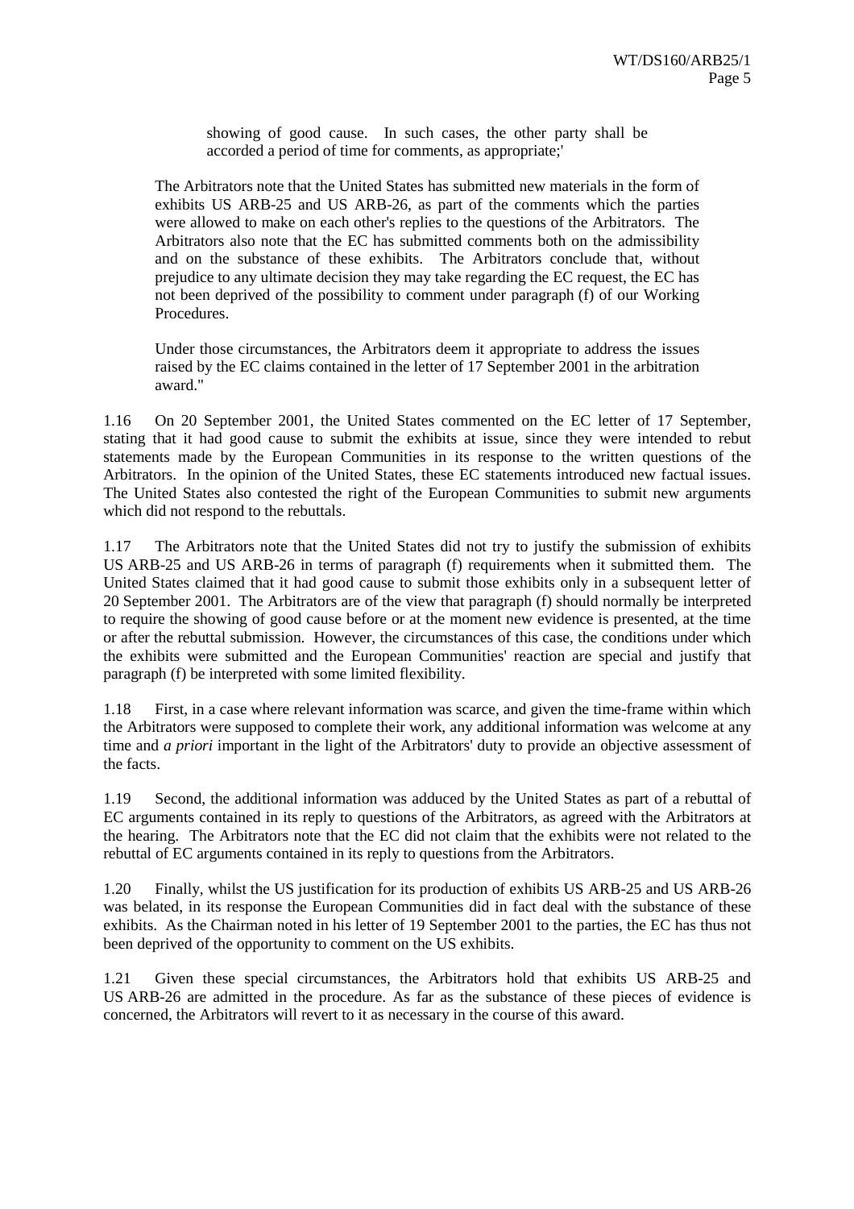showing of good cause. In such cases, the other party shall be accorded a period of time for comments, as appropriate;'

The Arbitrators note that the United States has submitted new materials in the form of exhibits US ARB-25 and US ARB-26, as part of the comments which the parties were allowed to make on each other's replies to the questions of the Arbitrators. The Arbitrators also note that the EC has submitted comments both on the admissibility and on the substance of these exhibits. The Arbitrators conclude that, without prejudice to any ultimate decision they may take regarding the EC request, the EC has not been deprived of the possibility to comment under paragraph (f) of our Working Procedures.

Under those circumstances, the Arbitrators deem it appropriate to address the issues raised by the EC claims contained in the letter of 17 September 2001 in the arbitration award."

1.16 On 20 September 2001, the United States commented on the EC letter of 17 September, stating that it had good cause to submit the exhibits at issue, since they were intended to rebut statements made by the European Communities in its response to the written questions of the Arbitrators. In the opinion of the United States, these EC statements introduced new factual issues. The United States also contested the right of the European Communities to submit new arguments which did not respond to the rebuttals.

1.17 The Arbitrators note that the United States did not try to justify the submission of exhibits US ARB-25 and US ARB-26 in terms of paragraph (f) requirements when it submitted them. The United States claimed that it had good cause to submit those exhibits only in a subsequent letter of 20 September 2001. The Arbitrators are of the view that paragraph (f) should normally be interpreted to require the showing of good cause before or at the moment new evidence is presented, at the time or after the rebuttal submission. However, the circumstances of this case, the conditions under which the exhibits were submitted and the European Communities' reaction are special and justify that paragraph (f) be interpreted with some limited flexibility.

1.18 First, in a case where relevant information was scarce, and given the time-frame within which the Arbitrators were supposed to complete their work, any additional information was welcome at any time and *a priori* important in the light of the Arbitrators' duty to provide an objective assessment of the facts.

1.19 Second, the additional information was adduced by the United States as part of a rebuttal of EC arguments contained in its reply to questions of the Arbitrators, as agreed with the Arbitrators at the hearing. The Arbitrators note that the EC did not claim that the exhibits were not related to the rebuttal of EC arguments contained in its reply to questions from the Arbitrators.

1.20 Finally, whilst the US justification for its production of exhibits US ARB-25 and US ARB-26 was belated, in its response the European Communities did in fact deal with the substance of these exhibits. As the Chairman noted in his letter of 19 September 2001 to the parties, the EC has thus not been deprived of the opportunity to comment on the US exhibits.

1.21 Given these special circumstances, the Arbitrators hold that exhibits US ARB-25 and US ARB-26 are admitted in the procedure. As far as the substance of these pieces of evidence is concerned, the Arbitrators will revert to it as necessary in the course of this award.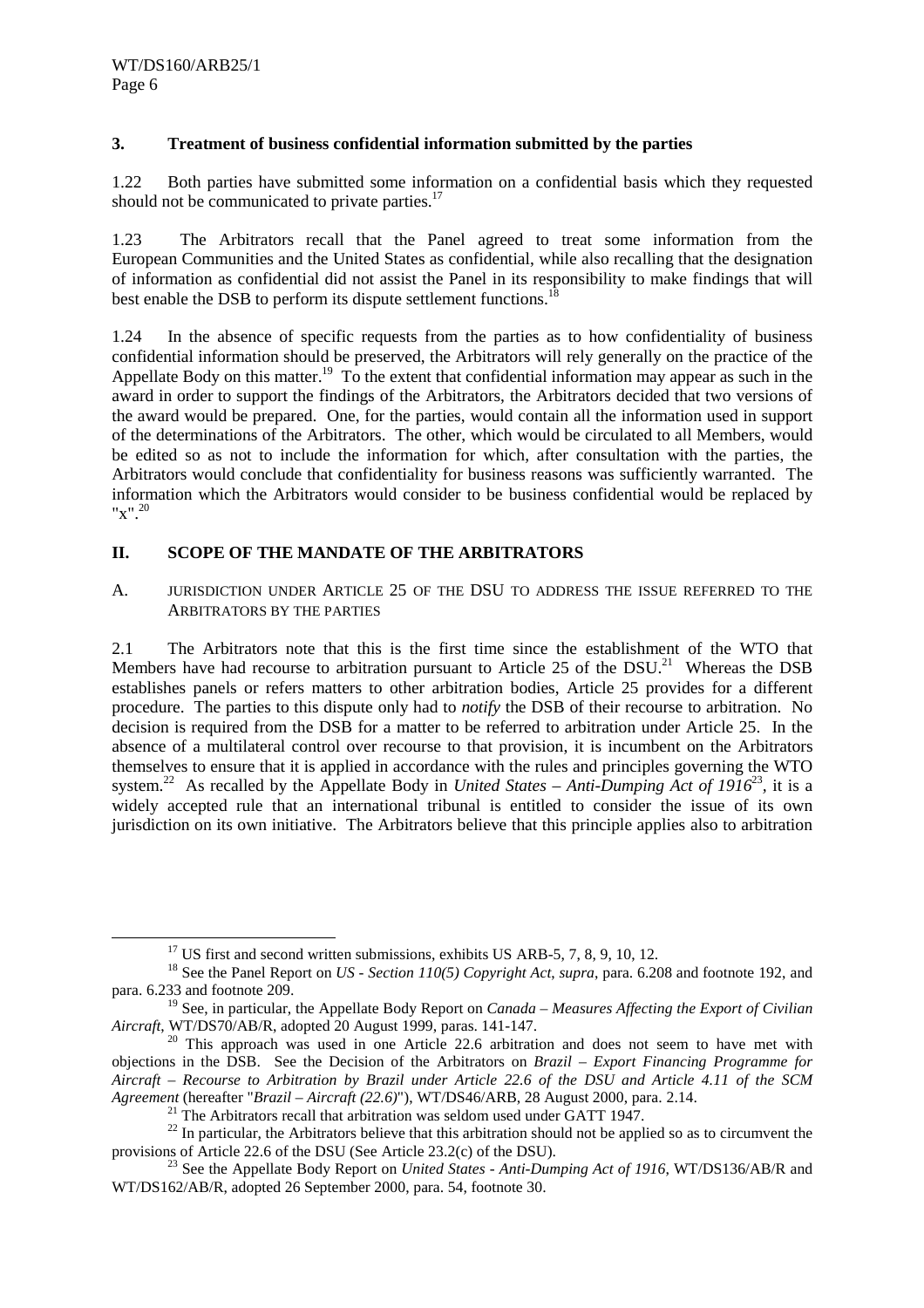### 3. Treatment of business confidential information submitted by the parties

1.22 Both parties have submitted some information on a confidential basis which they requested should not be communicated to private parties.[17]

1.23 The Arbitrators recall that the Panel agreed to treat some information from the European Communities and the United States as confidential, while also recalling that the designation of information as confidential did not assist the Panel in its responsibility to make findings that will best enable the DSB to perform its dispute settlement functions.[18]

1.24 In the absence of specific requests from the parties as to how confidentiality of business confidential information should be preserved, the Arbitrators will rely generally on the practice of the Appellate Body on this matter.[19] To the extent that confidential information may appear as such in the award in order to support the findings of the Arbitrators, the Arbitrators decided that two versions of the award would be prepared. One, for the parties, would contain all the information used in support of the determinations of the Arbitrators. The other, which would be circulated to all Members, would be edited so as not to include the information for which, after consultation with the parties, the Arbitrators would conclude that confidentiality for business reasons was sufficiently warranted. The information which the Arbitrators would consider to be business confidential would be replaced by "x".[20]

## II. SCOPE OF THE MANDATE OF THE ARBITRATORS

### A. JURISDICTION UNDER ARTICLE 25 OF THE DSU TO ADDRESS THE ISSUE REFERRED TO THE ARBITRATORS BY THE PARTIES

2.1 The Arbitrators note that this is the first time since the establishment of the WTO that Members have had recourse to arbitration pursuant to Article 25 of the DSU.[21] Whereas the DSB establishes panels or refers matters to other arbitration bodies, Article 25 provides for a different procedure. The parties to this dispute only had to *notify* the DSB of their recourse to arbitration. No decision is required from the DSB for a matter to be referred to arbitration under Article 25. In the absence of a multilateral control over recourse to that provision, it is incumbent on the Arbitrators themselves to ensure that it is applied in accordance with the rules and principles governing the WTO system.[22] As recalled by the Appellate Body in *United States – Anti-Dumping Act of 1916*[23], it is a widely accepted rule that an international tribunal is entitled to consider the issue of its own jurisdiction on its own initiative. The Arbitrators believe that this principle applies also to arbitration

---

[17] US first and second written submissions, exhibits US ARB-5, 7, 8, 9, 10, 12.

[18] See the Panel Report on *US - Section 110(5) Copyright Act*, *supra*, para. 6.208 and footnote 192, and para. 6.233 and footnote 209.

[19] See, in particular, the Appellate Body Report on *Canada – Measures Affecting the Export of Civilian Aircraft*, WT/DS70/AB/R, adopted 20 August 1999, paras. 141-147.

[20] This approach was used in one Article 22.6 arbitration and does not seem to have met with objections in the DSB. See the Decision of the Arbitrators on *Brazil – Export Financing Programme for Aircraft – Recourse to Arbitration by Brazil under Article 22.6 of the DSU and Article 4.11 of the SCM Agreement* (hereafter "*Brazil – Aircraft (22.6)*"), WT/DS46/ARB, 28 August 2000, para. 2.14.

[21] The Arbitrators recall that arbitration was seldom used under GATT 1947.

[22] In particular, the Arbitrators believe that this arbitration should not be applied so as to circumvent the provisions of Article 22.6 of the DSU (See Article 23.2(c) of the DSU).

[23] See the Appellate Body Report on *United States - Anti-Dumping Act of 1916*, WT/DS136/AB/R and WT/DS162/AB/R, adopted 26 September 2000, para. 54, footnote 30.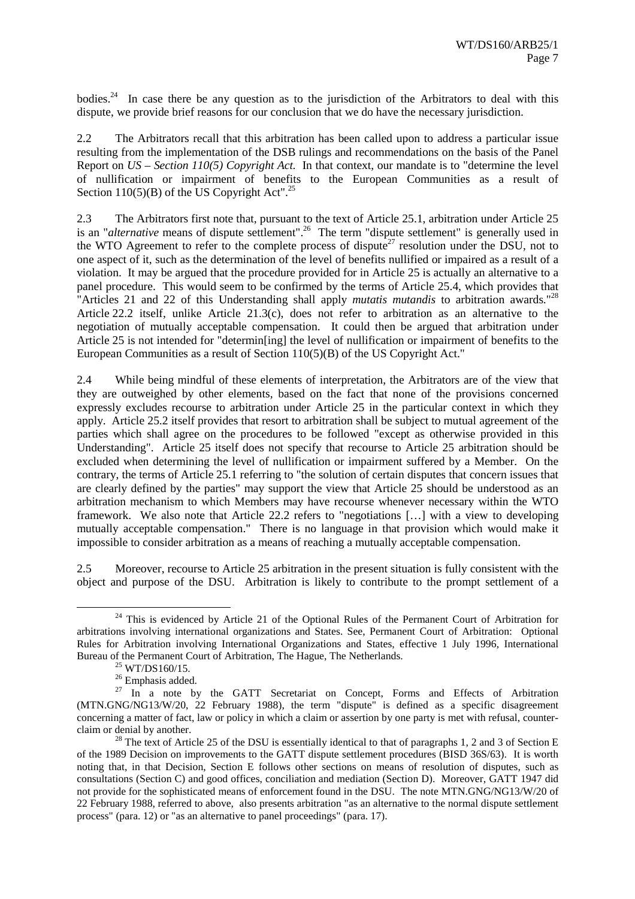bodies.[24] In case there be any question as to the jurisdiction of the Arbitrators to deal with this dispute, we provide brief reasons for our conclusion that we do have the necessary jurisdiction.

2.2 The Arbitrators recall that this arbitration has been called upon to address a particular issue resulting from the implementation of the DSB rulings and recommendations on the basis of the Panel Report on *US – Section 110(5) Copyright Act*. In that context, our mandate is to "determine the level of nullification or impairment of benefits to the European Communities as a result of Section 110(5)(B) of the US Copyright Act".[25]

2.3 The Arbitrators first note that, pursuant to the text of Article 25.1, arbitration under Article 25 is an "*alternative* means of dispute settlement".[26] The term "dispute settlement" is generally used in the WTO Agreement to refer to the complete process of dispute[27] resolution under the DSU, not to one aspect of it, such as the determination of the level of benefits nullified or impaired as a result of a violation. It may be argued that the procedure provided for in Article 25 is actually an alternative to a panel procedure. This would seem to be confirmed by the terms of Article 25.4, which provides that "Articles 21 and 22 of this Understanding shall apply *mutatis mutandis* to arbitration awards."[28] Article 22.2 itself, unlike Article 21.3(c), does not refer to arbitration as an alternative to the negotiation of mutually acceptable compensation. It could then be argued that arbitration under Article 25 is not intended for "determin[ing] the level of nullification or impairment of benefits to the European Communities as a result of Section 110(5)(B) of the US Copyright Act."

2.4 While being mindful of these elements of interpretation, the Arbitrators are of the view that they are outweighed by other elements, based on the fact that none of the provisions concerned expressly excludes recourse to arbitration under Article 25 in the particular context in which they apply. Article 25.2 itself provides that resort to arbitration shall be subject to mutual agreement of the parties which shall agree on the procedures to be followed "except as otherwise provided in this Understanding". Article 25 itself does not specify that recourse to Article 25 arbitration should be excluded when determining the level of nullification or impairment suffered by a Member. On the contrary, the terms of Article 25.1 referring to "the solution of certain disputes that concern issues that are clearly defined by the parties" may support the view that Article 25 should be understood as an arbitration mechanism to which Members may have recourse whenever necessary within the WTO framework. We also note that Article 22.2 refers to "negotiations […] with a view to developing mutually acceptable compensation." There is no language in that provision which would make it impossible to consider arbitration as a means of reaching a mutually acceptable compensation.

2.5 Moreover, recourse to Article 25 arbitration in the present situation is fully consistent with the object and purpose of the DSU. Arbitration is likely to contribute to the prompt settlement of a

---

[24] This is evidenced by Article 21 of the Optional Rules of the Permanent Court of Arbitration for arbitrations involving international organizations and States. See, Permanent Court of Arbitration: Optional Rules for Arbitration involving International Organizations and States, effective 1 July 1996, International Bureau of the Permanent Court of Arbitration, The Hague, The Netherlands.

[25] WT/DS160/15.

[26] Emphasis added.

[27] In a note by the GATT Secretariat on Concept, Forms and Effects of Arbitration (MTN.GNG/NG13/W/20, 22 February 1988), the term "dispute" is defined as a specific disagreement concerning a matter of fact, law or policy in which a claim or assertion by one party is met with refusal, counter-claim or denial by another.

[28] The text of Article 25 of the DSU is essentially identical to that of paragraphs 1, 2 and 3 of Section E of the 1989 Decision on improvements to the GATT dispute settlement procedures (BISD 36S/63). It is worth noting that, in that Decision, Section E follows other sections on means of resolution of disputes, such as consultations (Section C) and good offices, conciliation and mediation (Section D). Moreover, GATT 1947 did not provide for the sophisticated means of enforcement found in the DSU. The note MTN.GNG/NG13/W/20 of 22 February 1988, referred to above, also presents arbitration "as an alternative to the normal dispute settlement process" (para. 12) or "as an alternative to panel proceedings" (para. 17).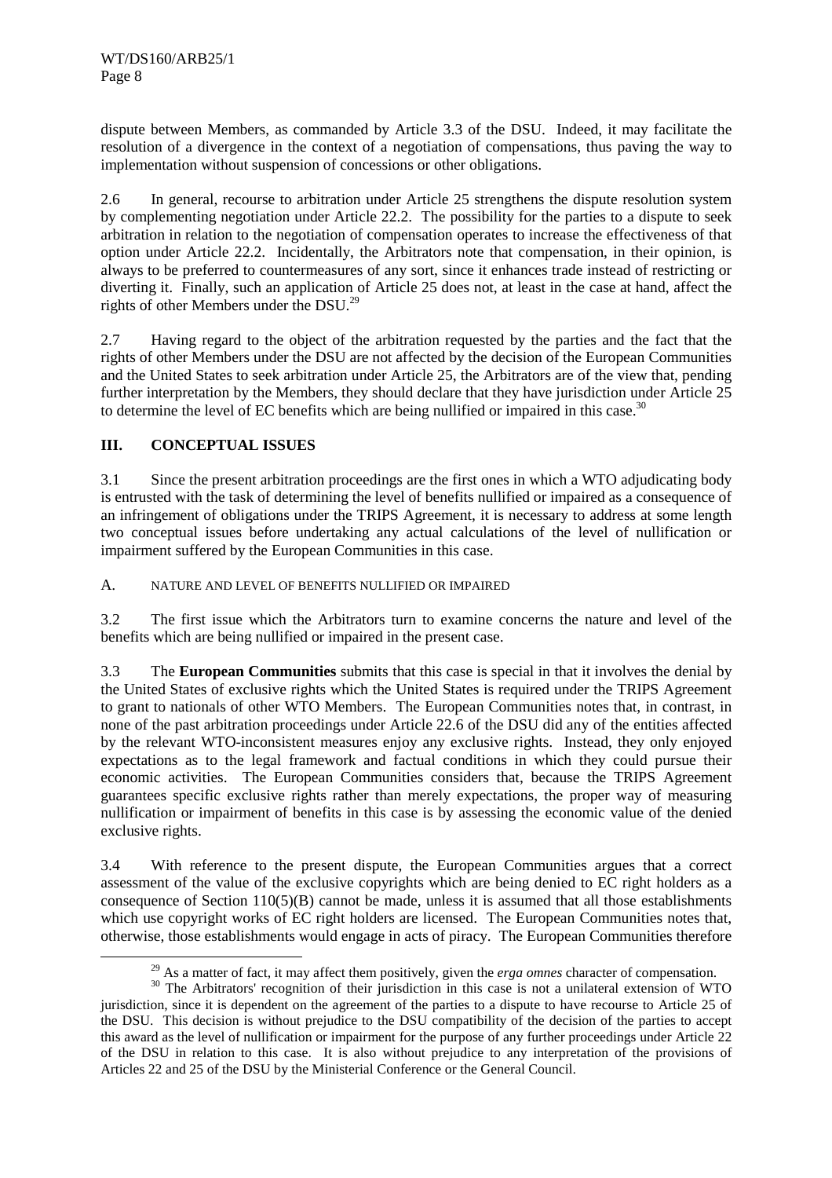dispute between Members, as commanded by Article 3.3 of the DSU. Indeed, it may facilitate the resolution of a divergence in the context of a negotiation of compensations, thus paving the way to implementation without suspension of concessions or other obligations.

2.6 In general, recourse to arbitration under Article 25 strengthens the dispute resolution system by complementing negotiation under Article 22.2. The possibility for the parties to a dispute to seek arbitration in relation to the negotiation of compensation operates to increase the effectiveness of that option under Article 22.2. Incidentally, the Arbitrators note that compensation, in their opinion, is always to be preferred to countermeasures of any sort, since it enhances trade instead of restricting or diverting it. Finally, such an application of Article 25 does not, at least in the case at hand, affect the rights of other Members under the DSU.[29]

2.7 Having regard to the object of the arbitration requested by the parties and the fact that the rights of other Members under the DSU are not affected by the decision of the European Communities and the United States to seek arbitration under Article 25, the Arbitrators are of the view that, pending further interpretation by the Members, they should declare that they have jurisdiction under Article 25 to determine the level of EC benefits which are being nullified or impaired in this case.[30]

## III. CONCEPTUAL ISSUES

3.1 Since the present arbitration proceedings are the first ones in which a WTO adjudicating body is entrusted with the task of determining the level of benefits nullified or impaired as a consequence of an infringement of obligations under the TRIPS Agreement, it is necessary to address at some length two conceptual issues before undertaking any actual calculations of the level of nullification or impairment suffered by the European Communities in this case.

### A. NATURE AND LEVEL OF BENEFITS NULLIFIED OR IMPAIRED

3.2 The first issue which the Arbitrators turn to examine concerns the nature and level of the benefits which are being nullified or impaired in the present case.

3.3 The **European Communities** submits that this case is special in that it involves the denial by the United States of exclusive rights which the United States is required under the TRIPS Agreement to grant to nationals of other WTO Members. The European Communities notes that, in contrast, in none of the past arbitration proceedings under Article 22.6 of the DSU did any of the entities affected by the relevant WTO-inconsistent measures enjoy any exclusive rights. Instead, they only enjoyed expectations as to the legal framework and factual conditions in which they could pursue their economic activities. The European Communities considers that, because the TRIPS Agreement guarantees specific exclusive rights rather than merely expectations, the proper way of measuring nullification or impairment of benefits in this case is by assessing the economic value of the denied exclusive rights.

3.4 With reference to the present dispute, the European Communities argues that a correct assessment of the value of the exclusive copyrights which are being denied to EC right holders as a consequence of Section 110(5)(B) cannot be made, unless it is assumed that all those establishments which use copyright works of EC right holders are licensed. The European Communities notes that, otherwise, those establishments would engage in acts of piracy. The European Communities therefore

[29] As a matter of fact, it may affect them positively, given the *erga omnes* character of compensation.

[30] The Arbitrators' recognition of their jurisdiction in this case is not a unilateral extension of WTO jurisdiction, since it is dependent on the agreement of the parties to a dispute to have recourse to Article 25 of the DSU. This decision is without prejudice to the DSU compatibility of the decision of the parties to accept this award as the level of nullification or impairment for the purpose of any further proceedings under Article 22 of the DSU in relation to this case. It is also without prejudice to any interpretation of the provisions of Articles 22 and 25 of the DSU by the Ministerial Conference or the General Council.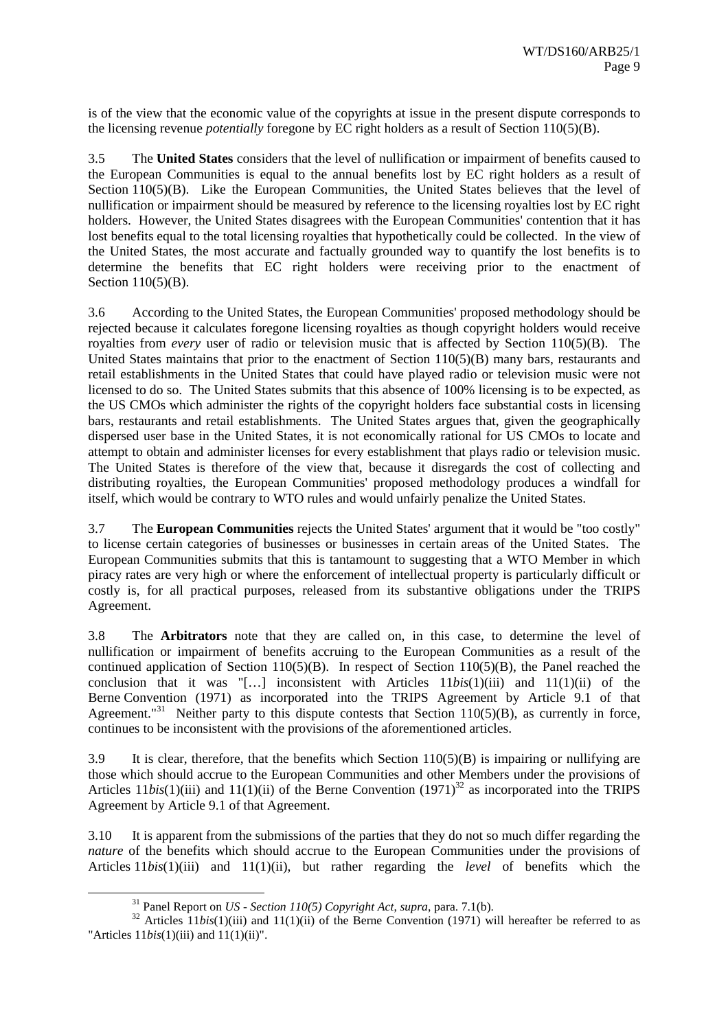is of the view that the economic value of the copyrights at issue in the present dispute corresponds to the licensing revenue *potentially* foregone by EC right holders as a result of Section 110(5)(B).

3.5 The **United States** considers that the level of nullification or impairment of benefits caused to the European Communities is equal to the annual benefits lost by EC right holders as a result of Section 110(5)(B). Like the European Communities, the United States believes that the level of nullification or impairment should be measured by reference to the licensing royalties lost by EC right holders. However, the United States disagrees with the European Communities' contention that it has lost benefits equal to the total licensing royalties that hypothetically could be collected. In the view of the United States, the most accurate and factually grounded way to quantify the lost benefits is to determine the benefits that EC right holders were receiving prior to the enactment of Section 110(5)(B).

3.6 According to the United States, the European Communities' proposed methodology should be rejected because it calculates foregone licensing royalties as though copyright holders would receive royalties from *every* user of radio or television music that is affected by Section 110(5)(B). The United States maintains that prior to the enactment of Section 110(5)(B) many bars, restaurants and retail establishments in the United States that could have played radio or television music were not licensed to do so. The United States submits that this absence of 100% licensing is to be expected, as the US CMOs which administer the rights of the copyright holders face substantial costs in licensing bars, restaurants and retail establishments. The United States argues that, given the geographically dispersed user base in the United States, it is not economically rational for US CMOs to locate and attempt to obtain and administer licenses for every establishment that plays radio or television music. The United States is therefore of the view that, because it disregards the cost of collecting and distributing royalties, the European Communities' proposed methodology produces a windfall for itself, which would be contrary to WTO rules and would unfairly penalize the United States.

3.7 The **European Communities** rejects the United States' argument that it would be "too costly" to license certain categories of businesses or businesses in certain areas of the United States. The European Communities submits that this is tantamount to suggesting that a WTO Member in which piracy rates are very high or where the enforcement of intellectual property is particularly difficult or costly is, for all practical purposes, released from its substantive obligations under the TRIPS Agreement.

3.8 The **Arbitrators** note that they are called on, in this case, to determine the level of nullification or impairment of benefits accruing to the European Communities as a result of the continued application of Section 110(5)(B). In respect of Section 110(5)(B), the Panel reached the conclusion that it was "[…] inconsistent with Articles 11*bis*(1)(iii) and 11(1)(ii) of the Berne Convention (1971) as incorporated into the TRIPS Agreement by Article 9.1 of that Agreement."[31] Neither party to this dispute contests that Section 110(5)(B), as currently in force, continues to be inconsistent with the provisions of the aforementioned articles.

3.9 It is clear, therefore, that the benefits which Section 110(5)(B) is impairing or nullifying are those which should accrue to the European Communities and other Members under the provisions of Articles 11*bis*(1)(iii) and 11(1)(ii) of the Berne Convention (1971)[32] as incorporated into the TRIPS Agreement by Article 9.1 of that Agreement.

3.10 It is apparent from the submissions of the parties that they do not so much differ regarding the *nature* of the benefits which should accrue to the European Communities under the provisions of Articles 11*bis*(1)(iii) and 11(1)(ii), but rather regarding the *level* of benefits which the

---

[31] Panel Report on *US - Section 110(5) Copyright Act*, *supra*, para. 7.1(b).

[32] Articles 11*bis*(1)(iii) and 11(1)(ii) of the Berne Convention (1971) will hereafter be referred to as "Articles 11*bis*(1)(iii) and 11(1)(ii)".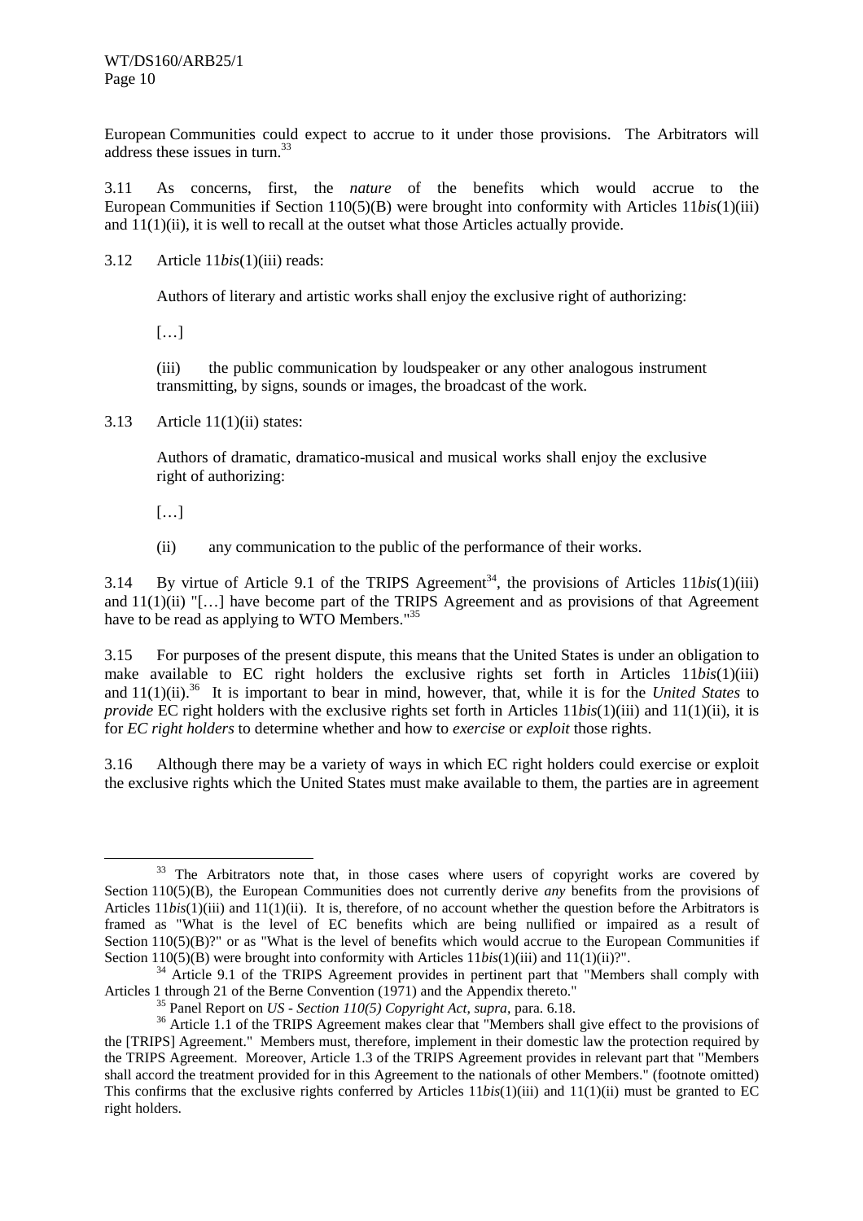European Communities could expect to accrue to it under those provisions. The Arbitrators will address these issues in turn.[33]

3.11 As concerns, first, the *nature* of the benefits which would accrue to the European Communities if Section 110(5)(B) were brought into conformity with Articles 11*bis*(1)(iii) and 11(1)(ii), it is well to recall at the outset what those Articles actually provide.

3.12 Article 11*bis*(1)(iii) reads:

> Authors of literary and artistic works shall enjoy the exclusive right of authorizing:
>
> […]
>
> (iii) the public communication by loudspeaker or any other analogous instrument transmitting, by signs, sounds or images, the broadcast of the work.

3.13 Article 11(1)(ii) states:

> Authors of dramatic, dramatico-musical and musical works shall enjoy the exclusive right of authorizing:
>
> […]
>
> (ii) any communication to the public of the performance of their works.

3.14 By virtue of Article 9.1 of the TRIPS Agreement[34], the provisions of Articles 11*bis*(1)(iii) and 11(1)(ii) "[…] have become part of the TRIPS Agreement and as provisions of that Agreement have to be read as applying to WTO Members."[35]

3.15 For purposes of the present dispute, this means that the United States is under an obligation to make available to EC right holders the exclusive rights set forth in Articles 11*bis*(1)(iii) and 11(1)(ii).[36] It is important to bear in mind, however, that, while it is for the *United States* to *provide* EC right holders with the exclusive rights set forth in Articles 11*bis*(1)(iii) and 11(1)(ii), it is for *EC right holders* to determine whether and how to *exercise* or *exploit* those rights.

3.16 Although there may be a variety of ways in which EC right holders could exercise or exploit the exclusive rights which the United States must make available to them, the parties are in agreement

---

[33] The Arbitrators note that, in those cases where users of copyright works are covered by Section 110(5)(B), the European Communities does not currently derive *any* benefits from the provisions of Articles 11*bis*(1)(iii) and 11(1)(ii). It is, therefore, of no account whether the question before the Arbitrators is framed as "What is the level of EC benefits which are being nullified or impaired as a result of Section 110(5)(B)?" or as "What is the level of benefits which would accrue to the European Communities if Section 110(5)(B) were brought into conformity with Articles 11*bis*(1)(iii) and 11(1)(ii)?".

[34] Article 9.1 of the TRIPS Agreement provides in pertinent part that "Members shall comply with Articles 1 through 21 of the Berne Convention (1971) and the Appendix thereto."

[35] Panel Report on *US - Section 110(5) Copyright Act*, *supra*, para. 6.18.

[36] Article 1.1 of the TRIPS Agreement makes clear that "Members shall give effect to the provisions of the [TRIPS] Agreement." Members must, therefore, implement in their domestic law the protection required by the TRIPS Agreement. Moreover, Article 1.3 of the TRIPS Agreement provides in relevant part that "Members shall accord the treatment provided for in this Agreement to the nationals of other Members." (footnote omitted) This confirms that the exclusive rights conferred by Articles 11*bis*(1)(iii) and 11(1)(ii) must be granted to EC right holders.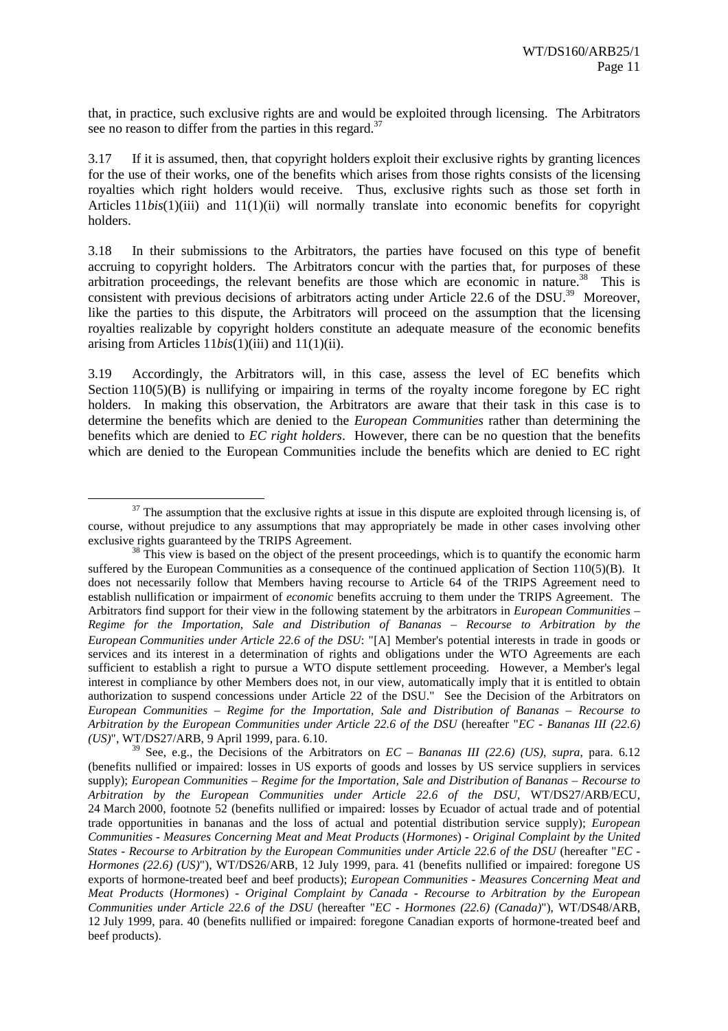that, in practice, such exclusive rights are and would be exploited through licensing. The Arbitrators see no reason to differ from the parties in this regard.[37]

3.17 If it is assumed, then, that copyright holders exploit their exclusive rights by granting licences for the use of their works, one of the benefits which arises from those rights consists of the licensing royalties which right holders would receive. Thus, exclusive rights such as those set forth in Articles 11*bis*(1)(iii) and 11(1)(ii) will normally translate into economic benefits for copyright holders.

3.18 In their submissions to the Arbitrators, the parties have focused on this type of benefit accruing to copyright holders. The Arbitrators concur with the parties that, for purposes of these arbitration proceedings, the relevant benefits are those which are economic in nature.[38] This is consistent with previous decisions of arbitrators acting under Article 22.6 of the DSU.[39] Moreover, like the parties to this dispute, the Arbitrators will proceed on the assumption that the licensing royalties realizable by copyright holders constitute an adequate measure of the economic benefits arising from Articles 11*bis*(1)(iii) and 11(1)(ii).

3.19 Accordingly, the Arbitrators will, in this case, assess the level of EC benefits which Section 110(5)(B) is nullifying or impairing in terms of the royalty income foregone by EC right holders. In making this observation, the Arbitrators are aware that their task in this case is to determine the benefits which are denied to the *European Communities* rather than determining the benefits which are denied to *EC right holders*. However, there can be no question that the benefits which are denied to the European Communities include the benefits which are denied to EC right

---

[37] The assumption that the exclusive rights at issue in this dispute are exploited through licensing is, of course, without prejudice to any assumptions that may appropriately be made in other cases involving other exclusive rights guaranteed by the TRIPS Agreement.

[38] This view is based on the object of the present proceedings, which is to quantify the economic harm suffered by the European Communities as a consequence of the continued application of Section 110(5)(B). It does not necessarily follow that Members having recourse to Article 64 of the TRIPS Agreement need to establish nullification or impairment of *economic* benefits accruing to them under the TRIPS Agreement. The Arbitrators find support for their view in the following statement by the arbitrators in *European Communities – Regime for the Importation, Sale and Distribution of Bananas – Recourse to Arbitration by the European Communities under Article 22.6 of the DSU*: "[A] Member's potential interests in trade in goods or services and its interest in a determination of rights and obligations under the WTO Agreements are each sufficient to establish a right to pursue a WTO dispute settlement proceeding. However, a Member's legal interest in compliance by other Members does not, in our view, automatically imply that it is entitled to obtain authorization to suspend concessions under Article 22 of the DSU." See the Decision of the Arbitrators on *European Communities – Regime for the Importation, Sale and Distribution of Bananas – Recourse to Arbitration by the European Communities under Article 22.6 of the DSU* (hereafter "*EC - Bananas III (22.6) (US)*", WT/DS27/ARB, 9 April 1999, para. 6.10.

[39] See, e.g., the Decisions of the Arbitrators on *EC – Bananas III (22.6) (US)*, *supra*, para. 6.12 (benefits nullified or impaired: losses in US exports of goods and losses by US service suppliers in services supply); *European Communities – Regime for the Importation, Sale and Distribution of Bananas – Recourse to Arbitration by the European Communities under Article 22.6 of the DSU*, WT/DS27/ARB/ECU, 24 March 2000, footnote 52 (benefits nullified or impaired: losses by Ecuador of actual trade and of potential trade opportunities in bananas and the loss of actual and potential distribution service supply); *European Communities - Measures Concerning Meat and Meat Products* (*Hormones*) *- Original Complaint by the United States - Recourse to Arbitration by the European Communities under Article 22.6 of the DSU* (hereafter "*EC - Hormones (22.6) (US)*"), WT/DS26/ARB, 12 July 1999, para. 41 (benefits nullified or impaired: foregone US exports of hormone-treated beef and beef products); *European Communities - Measures Concerning Meat and Meat Products* (*Hormones*) *- Original Complaint by Canada - Recourse to Arbitration by the European Communities under Article 22.6 of the DSU* (hereafter "*EC - Hormones (22.6) (Canada)*"), WT/DS48/ARB, 12 July 1999, para. 40 (benefits nullified or impaired: foregone Canadian exports of hormone-treated beef and beef products).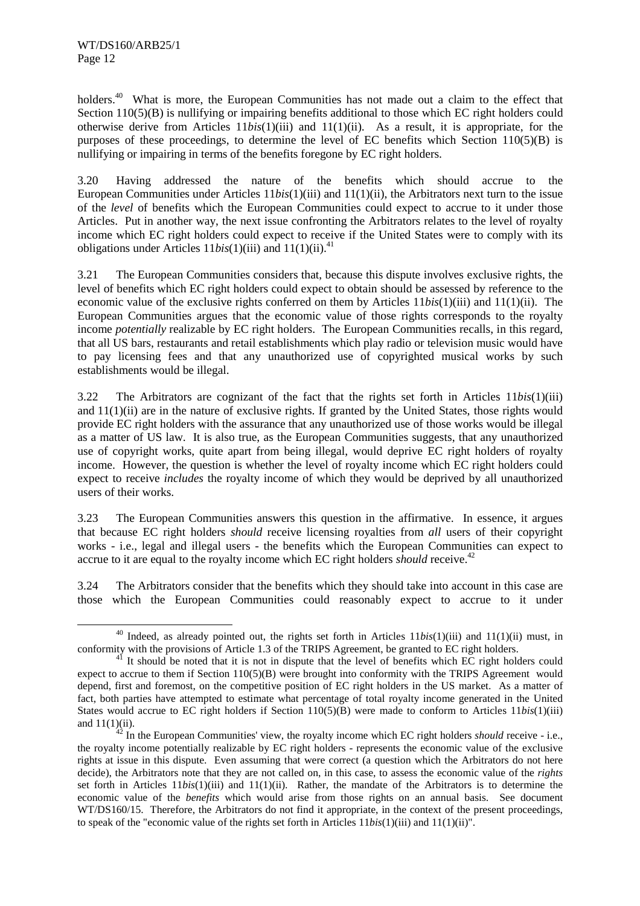holders.[40] What is more, the European Communities has not made out a claim to the effect that Section 110(5)(B) is nullifying or impairing benefits additional to those which EC right holders could otherwise derive from Articles 11*bis*(1)(iii) and 11(1)(ii). As a result, it is appropriate, for the purposes of these proceedings, to determine the level of EC benefits which Section 110(5)(B) is nullifying or impairing in terms of the benefits foregone by EC right holders.

3.20 Having addressed the nature of the benefits which should accrue to the European Communities under Articles 11*bis*(1)(iii) and 11(1)(ii), the Arbitrators next turn to the issue of the *level* of benefits which the European Communities could expect to accrue to it under those Articles. Put in another way, the next issue confronting the Arbitrators relates to the level of royalty income which EC right holders could expect to receive if the United States were to comply with its obligations under Articles 11*bis*(1)(iii) and 11(1)(ii).[41]

3.21 The European Communities considers that, because this dispute involves exclusive rights, the level of benefits which EC right holders could expect to obtain should be assessed by reference to the economic value of the exclusive rights conferred on them by Articles 11*bis*(1)(iii) and 11(1)(ii). The European Communities argues that the economic value of those rights corresponds to the royalty income *potentially* realizable by EC right holders. The European Communities recalls, in this regard, that all US bars, restaurants and retail establishments which play radio or television music would have to pay licensing fees and that any unauthorized use of copyrighted musical works by such establishments would be illegal.

3.22 The Arbitrators are cognizant of the fact that the rights set forth in Articles 11*bis*(1)(iii) and 11(1)(ii) are in the nature of exclusive rights. If granted by the United States, those rights would provide EC right holders with the assurance that any unauthorized use of those works would be illegal as a matter of US law. It is also true, as the European Communities suggests, that any unauthorized use of copyright works, quite apart from being illegal, would deprive EC right holders of royalty income. However, the question is whether the level of royalty income which EC right holders could expect to receive *includes* the royalty income of which they would be deprived by all unauthorized users of their works.

3.23 The European Communities answers this question in the affirmative. In essence, it argues that because EC right holders *should* receive licensing royalties from *all* users of their copyright works - i.e., legal and illegal users - the benefits which the European Communities can expect to accrue to it are equal to the royalty income which EC right holders *should* receive.[42]

3.24 The Arbitrators consider that the benefits which they should take into account in this case are those which the European Communities could reasonably expect to accrue to it under

---

[40] Indeed, as already pointed out, the rights set forth in Articles 11*bis*(1)(iii) and 11(1)(ii) must, in conformity with the provisions of Article 1.3 of the TRIPS Agreement, be granted to EC right holders.

[41] It should be noted that it is not in dispute that the level of benefits which EC right holders could expect to accrue to them if Section 110(5)(B) were brought into conformity with the TRIPS Agreement would depend, first and foremost, on the competitive position of EC right holders in the US market. As a matter of fact, both parties have attempted to estimate what percentage of total royalty income generated in the United States would accrue to EC right holders if Section 110(5)(B) were made to conform to Articles 11*bis*(1)(iii) and 11(1)(ii).

[42] In the European Communities' view, the royalty income which EC right holders *should* receive - i.e., the royalty income potentially realizable by EC right holders - represents the economic value of the exclusive rights at issue in this dispute. Even assuming that were correct (a question which the Arbitrators do not here decide), the Arbitrators note that they are not called on, in this case, to assess the economic value of the *rights* set forth in Articles 11*bis*(1)(iii) and 11(1)(ii). Rather, the mandate of the Arbitrators is to determine the economic value of the *benefits* which would arise from those rights on an annual basis. See document WT/DS160/15. Therefore, the Arbitrators do not find it appropriate, in the context of the present proceedings, to speak of the "economic value of the rights set forth in Articles 11*bis*(1)(iii) and 11(1)(ii)".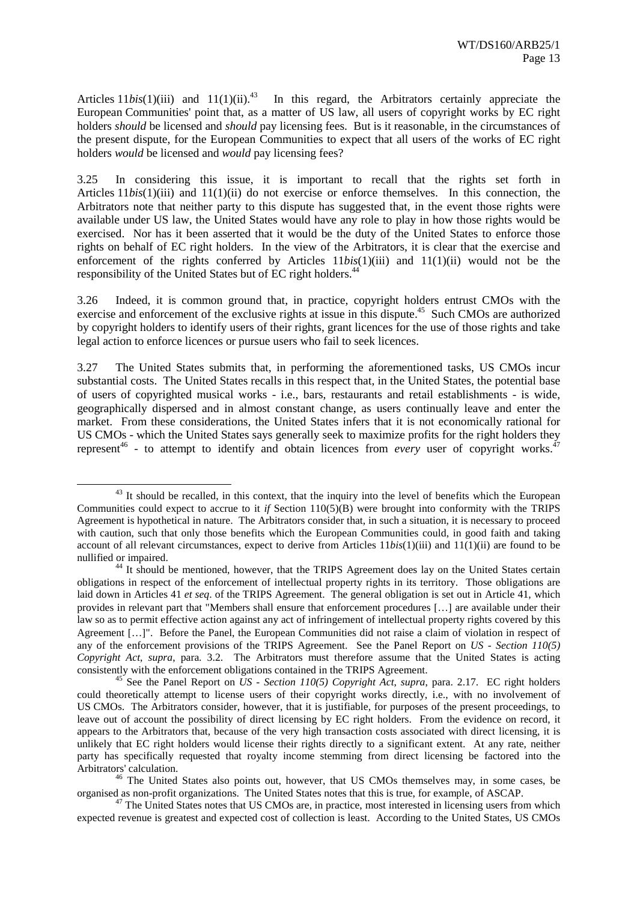Articles 11*bis*(1)(iii) and 11(1)(ii).[43] In this regard, the Arbitrators certainly appreciate the European Communities' point that, as a matter of US law, all users of copyright works by EC right holders *should* be licensed and *should* pay licensing fees. But is it reasonable, in the circumstances of the present dispute, for the European Communities to expect that all users of the works of EC right holders *would* be licensed and *would* pay licensing fees?

3.25 In considering this issue, it is important to recall that the rights set forth in Articles 11*bis*(1)(iii) and 11(1)(ii) do not exercise or enforce themselves. In this connection, the Arbitrators note that neither party to this dispute has suggested that, in the event those rights were available under US law, the United States would have any role to play in how those rights would be exercised. Nor has it been asserted that it would be the duty of the United States to enforce those rights on behalf of EC right holders. In the view of the Arbitrators, it is clear that the exercise and enforcement of the rights conferred by Articles 11*bis*(1)(iii) and 11(1)(ii) would not be the responsibility of the United States but of EC right holders.[44]

3.26 Indeed, it is common ground that, in practice, copyright holders entrust CMOs with the exercise and enforcement of the exclusive rights at issue in this dispute.[45] Such CMOs are authorized by copyright holders to identify users of their rights, grant licences for the use of those rights and take legal action to enforce licences or pursue users who fail to seek licences.

3.27 The United States submits that, in performing the aforementioned tasks, US CMOs incur substantial costs. The United States recalls in this respect that, in the United States, the potential base of users of copyrighted musical works - i.e., bars, restaurants and retail establishments - is wide, geographically dispersed and in almost constant change, as users continually leave and enter the market. From these considerations, the United States infers that it is not economically rational for US CMOs - which the United States says generally seek to maximize profits for the right holders they represent[46] - to attempt to identify and obtain licences from *every* user of copyright works.[47]

---

[43] It should be recalled, in this context, that the inquiry into the level of benefits which the European Communities could expect to accrue to it *if* Section 110(5)(B) were brought into conformity with the TRIPS Agreement is hypothetical in nature. The Arbitrators consider that, in such a situation, it is necessary to proceed with caution, such that only those benefits which the European Communities could, in good faith and taking account of all relevant circumstances, expect to derive from Articles 11*bis*(1)(iii) and 11(1)(ii) are found to be nullified or impaired.

[44] It should be mentioned, however, that the TRIPS Agreement does lay on the United States certain obligations in respect of the enforcement of intellectual property rights in its territory. Those obligations are laid down in Articles 41 *et seq*. of the TRIPS Agreement. The general obligation is set out in Article 41, which provides in relevant part that "Members shall ensure that enforcement procedures […] are available under their law so as to permit effective action against any act of infringement of intellectual property rights covered by this Agreement […]". Before the Panel, the European Communities did not raise a claim of violation in respect of any of the enforcement provisions of the TRIPS Agreement. See the Panel Report on *US - Section 110(5) Copyright Act*, *supra*, para. 3.2. The Arbitrators must therefore assume that the United States is acting consistently with the enforcement obligations contained in the TRIPS Agreement.

[45] See the Panel Report on *US - Section 110(5) Copyright Act*, *supra*, para. 2.17. EC right holders could theoretically attempt to license users of their copyright works directly, i.e., with no involvement of US CMOs. The Arbitrators consider, however, that it is justifiable, for purposes of the present proceedings, to leave out of account the possibility of direct licensing by EC right holders. From the evidence on record, it appears to the Arbitrators that, because of the very high transaction costs associated with direct licensing, it is unlikely that EC right holders would license their rights directly to a significant extent. At any rate, neither party has specifically requested that royalty income stemming from direct licensing be factored into the Arbitrators' calculation.

[46] The United States also points out, however, that US CMOs themselves may, in some cases, be organised as non-profit organizations. The United States notes that this is true, for example, of ASCAP.

[47] The United States notes that US CMOs are, in practice, most interested in licensing users from which expected revenue is greatest and expected cost of collection is least. According to the United States, US CMOs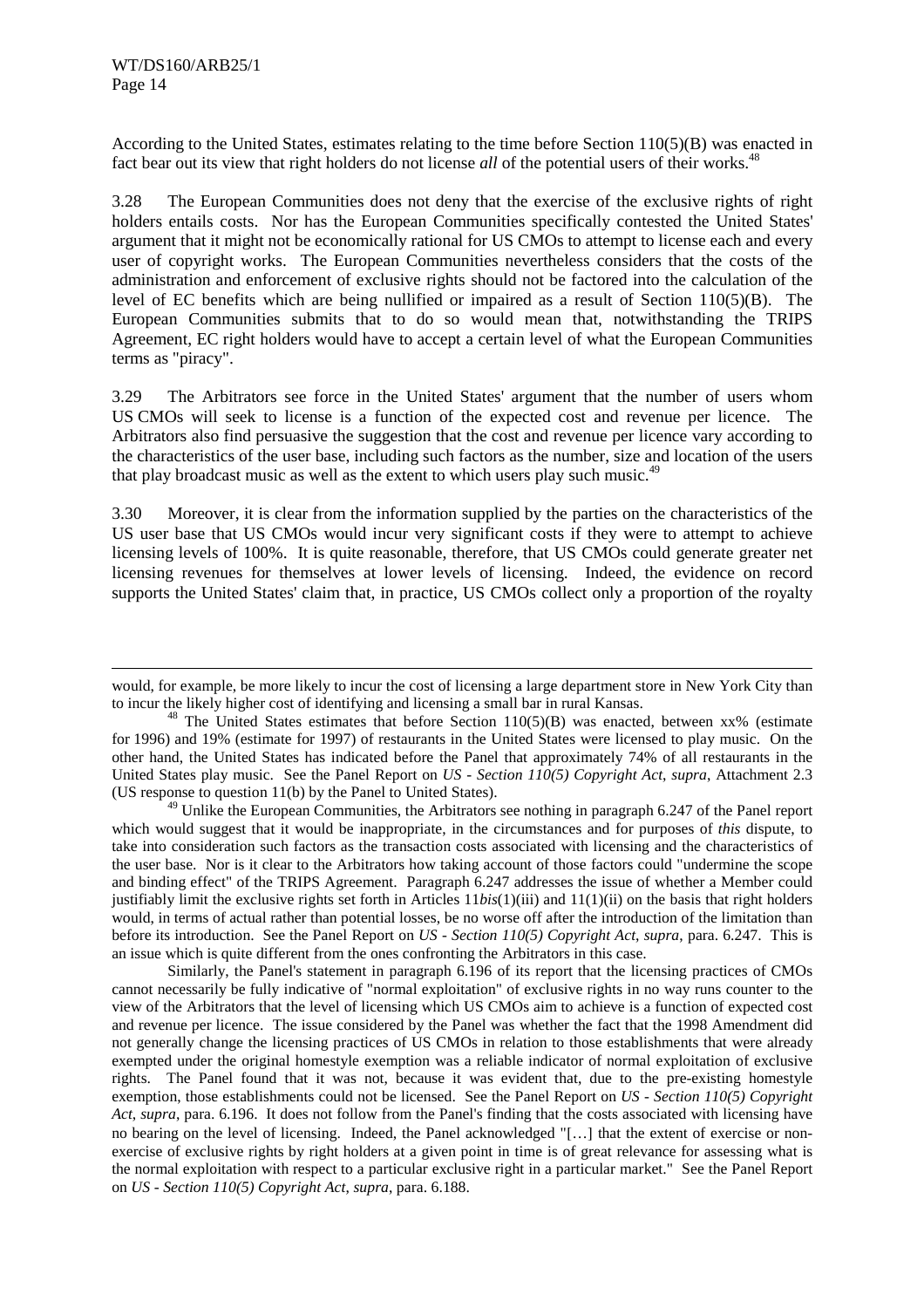According to the United States, estimates relating to the time before Section 110(5)(B) was enacted in fact bear out its view that right holders do not license *all* of the potential users of their works.[48]

3.28 The European Communities does not deny that the exercise of the exclusive rights of right holders entails costs. Nor has the European Communities specifically contested the United States' argument that it might not be economically rational for US CMOs to attempt to license each and every user of copyright works. The European Communities nevertheless considers that the costs of the administration and enforcement of exclusive rights should not be factored into the calculation of the level of EC benefits which are being nullified or impaired as a result of Section 110(5)(B). The European Communities submits that to do so would mean that, notwithstanding the TRIPS Agreement, EC right holders would have to accept a certain level of what the European Communities terms as "piracy".

3.29 The Arbitrators see force in the United States' argument that the number of users whom US CMOs will seek to license is a function of the expected cost and revenue per licence. The Arbitrators also find persuasive the suggestion that the cost and revenue per licence vary according to the characteristics of the user base, including such factors as the number, size and location of the users that play broadcast music as well as the extent to which users play such music.[49]

3.30 Moreover, it is clear from the information supplied by the parties on the characteristics of the US user base that US CMOs would incur very significant costs if they were to attempt to achieve licensing levels of 100%. It is quite reasonable, therefore, that US CMOs could generate greater net licensing revenues for themselves at lower levels of licensing. Indeed, the evidence on record supports the United States' claim that, in practice, US CMOs collect only a proportion of the royalty

---

would, for example, be more likely to incur the cost of licensing a large department store in New York City than to incur the likely higher cost of identifying and licensing a small bar in rural Kansas.

[48] The United States estimates that before Section 110(5)(B) was enacted, between xx% (estimate for 1996) and 19% (estimate for 1997) of restaurants in the United States were licensed to play music. On the other hand, the United States has indicated before the Panel that approximately 74% of all restaurants in the United States play music. See the Panel Report on *US - Section 110(5) Copyright Act*, *supra*, Attachment 2.3 (US response to question 11(b) by the Panel to United States).

[49] Unlike the European Communities, the Arbitrators see nothing in paragraph 6.247 of the Panel report which would suggest that it would be inappropriate, in the circumstances and for purposes of *this* dispute, to take into consideration such factors as the transaction costs associated with licensing and the characteristics of the user base. Nor is it clear to the Arbitrators how taking account of those factors could "undermine the scope and binding effect" of the TRIPS Agreement. Paragraph 6.247 addresses the issue of whether a Member could justifiably limit the exclusive rights set forth in Articles 11*bis*(1)(iii) and 11(1)(ii) on the basis that right holders would, in terms of actual rather than potential losses, be no worse off after the introduction of the limitation than before its introduction. See the Panel Report on *US - Section 110(5) Copyright Act*, *supra*, para. 6.247. This is an issue which is quite different from the ones confronting the Arbitrators in this case.

Similarly, the Panel's statement in paragraph 6.196 of its report that the licensing practices of CMOs cannot necessarily be fully indicative of "normal exploitation" of exclusive rights in no way runs counter to the view of the Arbitrators that the level of licensing which US CMOs aim to achieve is a function of expected cost and revenue per licence. The issue considered by the Panel was whether the fact that the 1998 Amendment did not generally change the licensing practices of US CMOs in relation to those establishments that were already exempted under the original homestyle exemption was a reliable indicator of normal exploitation of exclusive rights. The Panel found that it was not, because it was evident that, due to the pre-existing homestyle exemption, those establishments could not be licensed. See the Panel Report on *US - Section 110(5) Copyright Act*, *supra*, para. 6.196. It does not follow from the Panel's finding that the costs associated with licensing have no bearing on the level of licensing. Indeed, the Panel acknowledged "[…] that the extent of exercise or non-exercise of exclusive rights by right holders at a given point in time is of great relevance for assessing what is the normal exploitation with respect to a particular exclusive right in a particular market." See the Panel Report on *US - Section 110(5) Copyright Act*, *supra*, para. 6.188.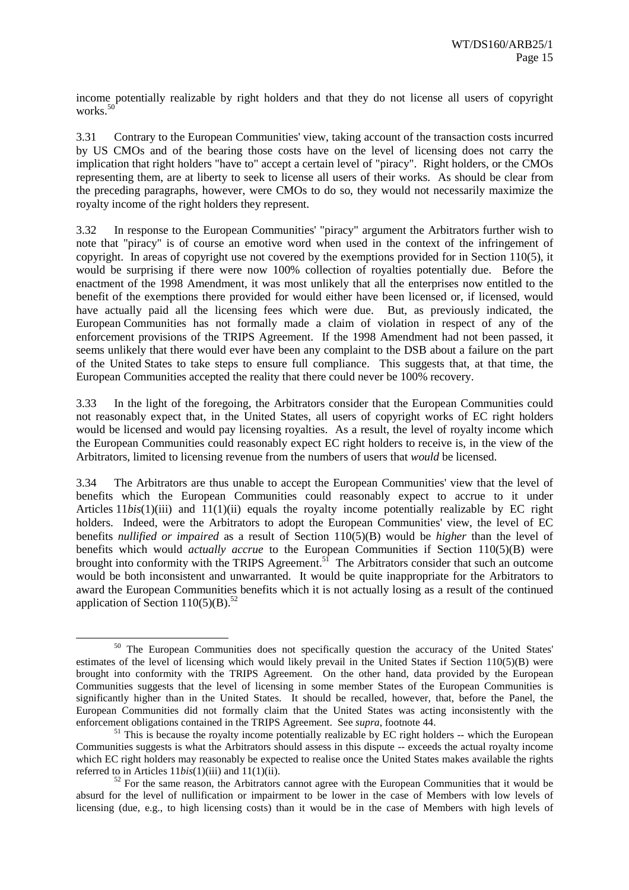income potentially realizable by right holders and that they do not license all users of copyright works.[50]

3.31 Contrary to the European Communities' view, taking account of the transaction costs incurred by US CMOs and of the bearing those costs have on the level of licensing does not carry the implication that right holders "have to" accept a certain level of "piracy". Right holders, or the CMOs representing them, are at liberty to seek to license all users of their works. As should be clear from the preceding paragraphs, however, were CMOs to do so, they would not necessarily maximize the royalty income of the right holders they represent.

3.32 In response to the European Communities' "piracy" argument the Arbitrators further wish to note that "piracy" is of course an emotive word when used in the context of the infringement of copyright. In areas of copyright use not covered by the exemptions provided for in Section 110(5), it would be surprising if there were now 100% collection of royalties potentially due. Before the enactment of the 1998 Amendment, it was most unlikely that all the enterprises now entitled to the benefit of the exemptions there provided for would either have been licensed or, if licensed, would have actually paid all the licensing fees which were due. But, as previously indicated, the European Communities has not formally made a claim of violation in respect of any of the enforcement provisions of the TRIPS Agreement. If the 1998 Amendment had not been passed, it seems unlikely that there would ever have been any complaint to the DSB about a failure on the part of the United States to take steps to ensure full compliance. This suggests that, at that time, the European Communities accepted the reality that there could never be 100% recovery.

3.33 In the light of the foregoing, the Arbitrators consider that the European Communities could not reasonably expect that, in the United States, all users of copyright works of EC right holders would be licensed and would pay licensing royalties. As a result, the level of royalty income which the European Communities could reasonably expect EC right holders to receive is, in the view of the Arbitrators, limited to licensing revenue from the numbers of users that *would* be licensed.

3.34 The Arbitrators are thus unable to accept the European Communities' view that the level of benefits which the European Communities could reasonably expect to accrue to it under Articles 11*bis*(1)(iii) and 11(1)(ii) equals the royalty income potentially realizable by EC right holders. Indeed, were the Arbitrators to adopt the European Communities' view, the level of EC benefits *nullified or impaired* as a result of Section 110(5)(B) would be *higher* than the level of benefits which would *actually accrue* to the European Communities if Section 110(5)(B) were brought into conformity with the TRIPS Agreement.[51] The Arbitrators consider that such an outcome would be both inconsistent and unwarranted. It would be quite inappropriate for the Arbitrators to award the European Communities benefits which it is not actually losing as a result of the continued application of Section 110(5)(B).[52]

---

[50] The European Communities does not specifically question the accuracy of the United States' estimates of the level of licensing which would likely prevail in the United States if Section 110(5)(B) were brought into conformity with the TRIPS Agreement. On the other hand, data provided by the European Communities suggests that the level of licensing in some member States of the European Communities is significantly higher than in the United States. It should be recalled, however, that, before the Panel, the European Communities did not formally claim that the United States was acting inconsistently with the enforcement obligations contained in the TRIPS Agreement. See *supra*, footnote 44.

[51] This is because the royalty income potentially realizable by EC right holders -- which the European Communities suggests is what the Arbitrators should assess in this dispute -- exceeds the actual royalty income which EC right holders may reasonably be expected to realise once the United States makes available the rights referred to in Articles 11*bis*(1)(iii) and 11(1)(ii).

[52] For the same reason, the Arbitrators cannot agree with the European Communities that it would be absurd for the level of nullification or impairment to be lower in the case of Members with low levels of licensing (due, e.g., to high licensing costs) than it would be in the case of Members with high levels of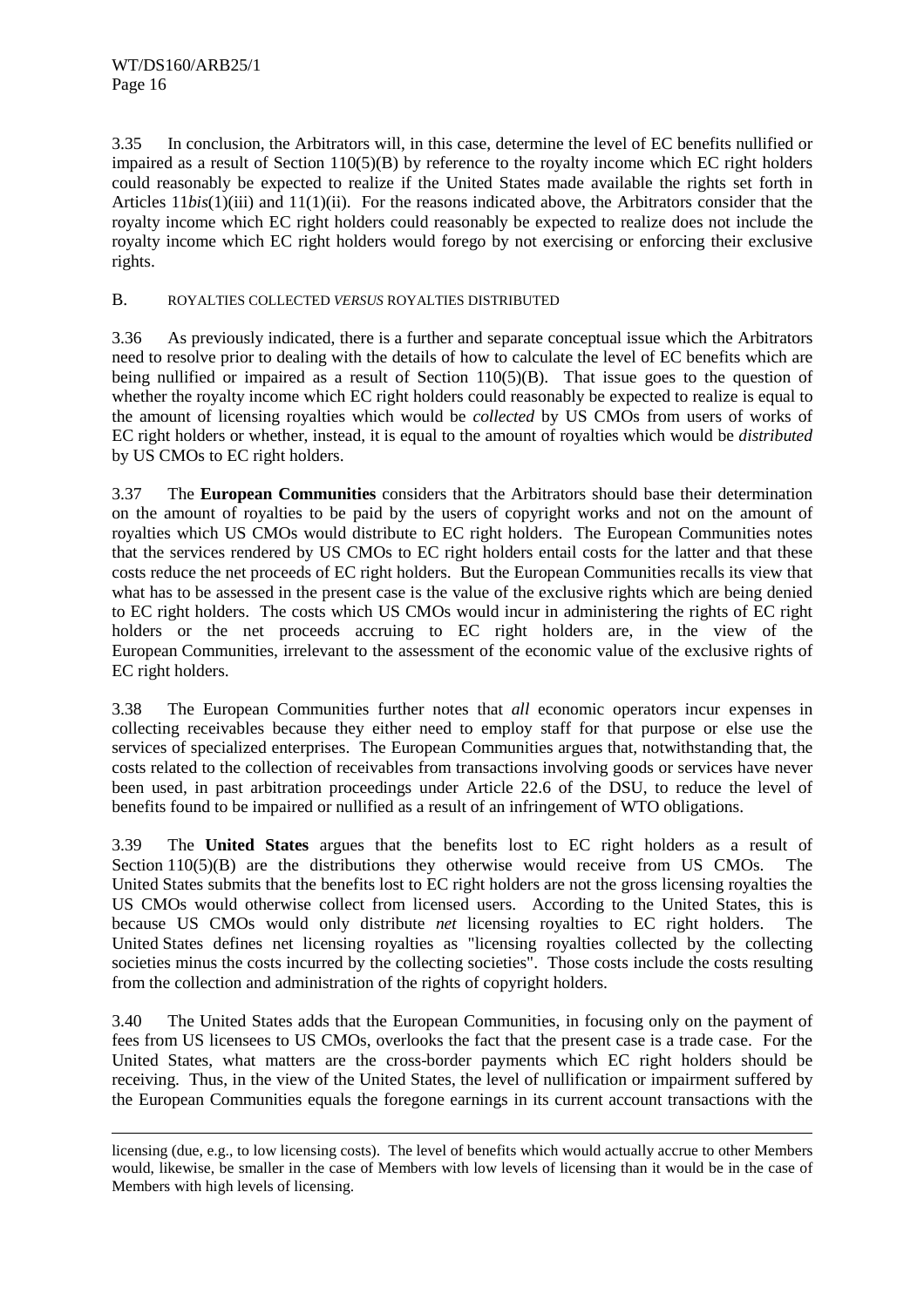3.35 In conclusion, the Arbitrators will, in this case, determine the level of EC benefits nullified or impaired as a result of Section 110(5)(B) by reference to the royalty income which EC right holders could reasonably be expected to realize if the United States made available the rights set forth in Articles 11*bis*(1)(iii) and 11(1)(ii). For the reasons indicated above, the Arbitrators consider that the royalty income which EC right holders could reasonably be expected to realize does not include the royalty income which EC right holders would forego by not exercising or enforcing their exclusive rights.

## B. ROYALTIES COLLECTED *VERSUS* ROYALTIES DISTRIBUTED

3.36 As previously indicated, there is a further and separate conceptual issue which the Arbitrators need to resolve prior to dealing with the details of how to calculate the level of EC benefits which are being nullified or impaired as a result of Section 110(5)(B). That issue goes to the question of whether the royalty income which EC right holders could reasonably be expected to realize is equal to the amount of licensing royalties which would be *collected* by US CMOs from users of works of EC right holders or whether, instead, it is equal to the amount of royalties which would be *distributed* by US CMOs to EC right holders.

3.37 The **European Communities** considers that the Arbitrators should base their determination on the amount of royalties to be paid by the users of copyright works and not on the amount of royalties which US CMOs would distribute to EC right holders. The European Communities notes that the services rendered by US CMOs to EC right holders entail costs for the latter and that these costs reduce the net proceeds of EC right holders. But the European Communities recalls its view that what has to be assessed in the present case is the value of the exclusive rights which are being denied to EC right holders. The costs which US CMOs would incur in administering the rights of EC right holders or the net proceeds accruing to EC right holders are, in the view of the European Communities, irrelevant to the assessment of the economic value of the exclusive rights of EC right holders.

3.38 The European Communities further notes that *all* economic operators incur expenses in collecting receivables because they either need to employ staff for that purpose or else use the services of specialized enterprises. The European Communities argues that, notwithstanding that, the costs related to the collection of receivables from transactions involving goods or services have never been used, in past arbitration proceedings under Article 22.6 of the DSU, to reduce the level of benefits found to be impaired or nullified as a result of an infringement of WTO obligations.

3.39 The **United States** argues that the benefits lost to EC right holders as a result of Section 110(5)(B) are the distributions they otherwise would receive from US CMOs. The United States submits that the benefits lost to EC right holders are not the gross licensing royalties the US CMOs would otherwise collect from licensed users. According to the United States, this is because US CMOs would only distribute *net* licensing royalties to EC right holders. The United States defines net licensing royalties as "licensing royalties collected by the collecting societies minus the costs incurred by the collecting societies". Those costs include the costs resulting from the collection and administration of the rights of copyright holders.

3.40 The United States adds that the European Communities, in focusing only on the payment of fees from US licensees to US CMOs, overlooks the fact that the present case is a trade case. For the United States, what matters are the cross-border payments which EC right holders should be receiving. Thus, in the view of the United States, the level of nullification or impairment suffered by the European Communities equals the foregone earnings in its current account transactions with the

---

licensing (due, e.g., to low licensing costs). The level of benefits which would actually accrue to other Members would, likewise, be smaller in the case of Members with low levels of licensing than it would be in the case of Members with high levels of licensing.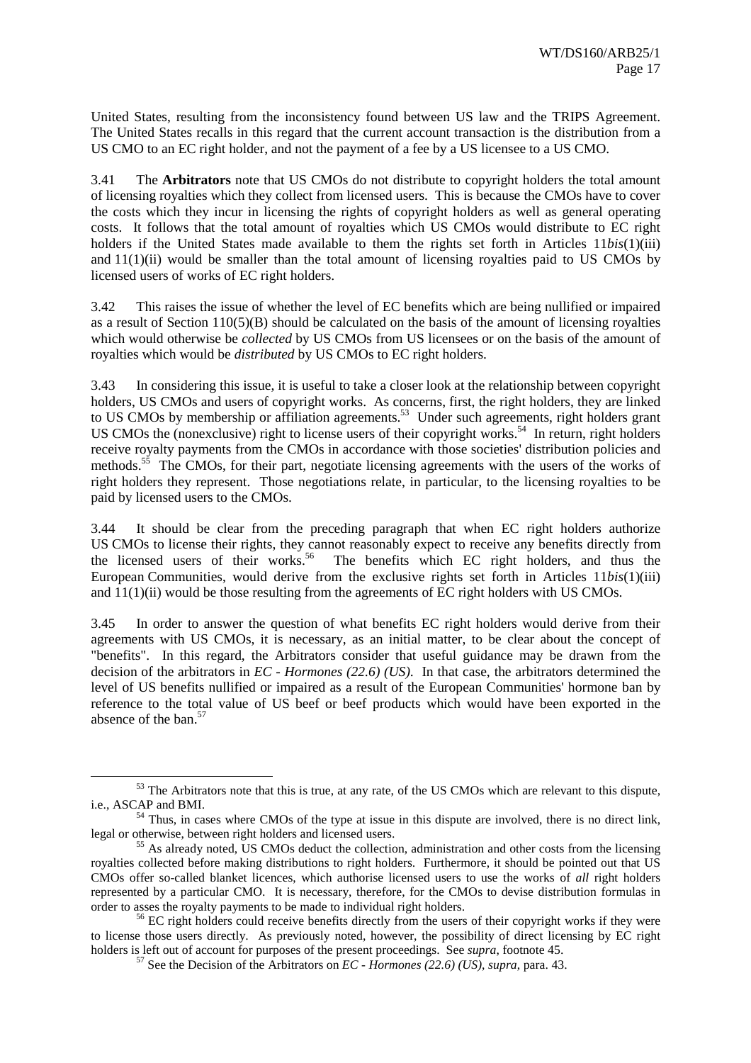United States, resulting from the inconsistency found between US law and the TRIPS Agreement. The United States recalls in this regard that the current account transaction is the distribution from a US CMO to an EC right holder, and not the payment of a fee by a US licensee to a US CMO.

3.41 The **Arbitrators** note that US CMOs do not distribute to copyright holders the total amount of licensing royalties which they collect from licensed users. This is because the CMOs have to cover the costs which they incur in licensing the rights of copyright holders as well as general operating costs. It follows that the total amount of royalties which US CMOs would distribute to EC right holders if the United States made available to them the rights set forth in Articles 11*bis*(1)(iii) and 11(1)(ii) would be smaller than the total amount of licensing royalties paid to US CMOs by licensed users of works of EC right holders.

3.42 This raises the issue of whether the level of EC benefits which are being nullified or impaired as a result of Section 110(5)(B) should be calculated on the basis of the amount of licensing royalties which would otherwise be *collected* by US CMOs from US licensees or on the basis of the amount of royalties which would be *distributed* by US CMOs to EC right holders.

3.43 In considering this issue, it is useful to take a closer look at the relationship between copyright holders, US CMOs and users of copyright works. As concerns, first, the right holders, they are linked to US CMOs by membership or affiliation agreements.[53] Under such agreements, right holders grant US CMOs the (nonexclusive) right to license users of their copyright works.[54] In return, right holders receive royalty payments from the CMOs in accordance with those societies' distribution policies and methods.[55] The CMOs, for their part, negotiate licensing agreements with the users of the works of right holders they represent. Those negotiations relate, in particular, to the licensing royalties to be paid by licensed users to the CMOs.

3.44 It should be clear from the preceding paragraph that when EC right holders authorize US CMOs to license their rights, they cannot reasonably expect to receive any benefits directly from the licensed users of their works.[56] The benefits which EC right holders, and thus the European Communities, would derive from the exclusive rights set forth in Articles 11*bis*(1)(iii) and 11(1)(ii) would be those resulting from the agreements of EC right holders with US CMOs.

3.45 In order to answer the question of what benefits EC right holders would derive from their agreements with US CMOs, it is necessary, as an initial matter, to be clear about the concept of "benefits". In this regard, the Arbitrators consider that useful guidance may be drawn from the decision of the arbitrators in *EC - Hormones (22.6) (US)*. In that case, the arbitrators determined the level of US benefits nullified or impaired as a result of the European Communities' hormone ban by reference to the total value of US beef or beef products which would have been exported in the absence of the ban.[57]

---

[53] The Arbitrators note that this is true, at any rate, of the US CMOs which are relevant to this dispute, i.e., ASCAP and BMI.

[54] Thus, in cases where CMOs of the type at issue in this dispute are involved, there is no direct link, legal or otherwise, between right holders and licensed users.

[55] As already noted, US CMOs deduct the collection, administration and other costs from the licensing royalties collected before making distributions to right holders. Furthermore, it should be pointed out that US CMOs offer so-called blanket licences, which authorise licensed users to use the works of *all* right holders represented by a particular CMO. It is necessary, therefore, for the CMOs to devise distribution formulas in order to asses the royalty payments to be made to individual right holders.

[56] EC right holders could receive benefits directly from the users of their copyright works if they were to license those users directly. As previously noted, however, the possibility of direct licensing by EC right holders is left out of account for purposes of the present proceedings. See *supra*, footnote 45.

[57] See the Decision of the Arbitrators on *EC - Hormones (22.6) (US)*, *supra*, para. 43.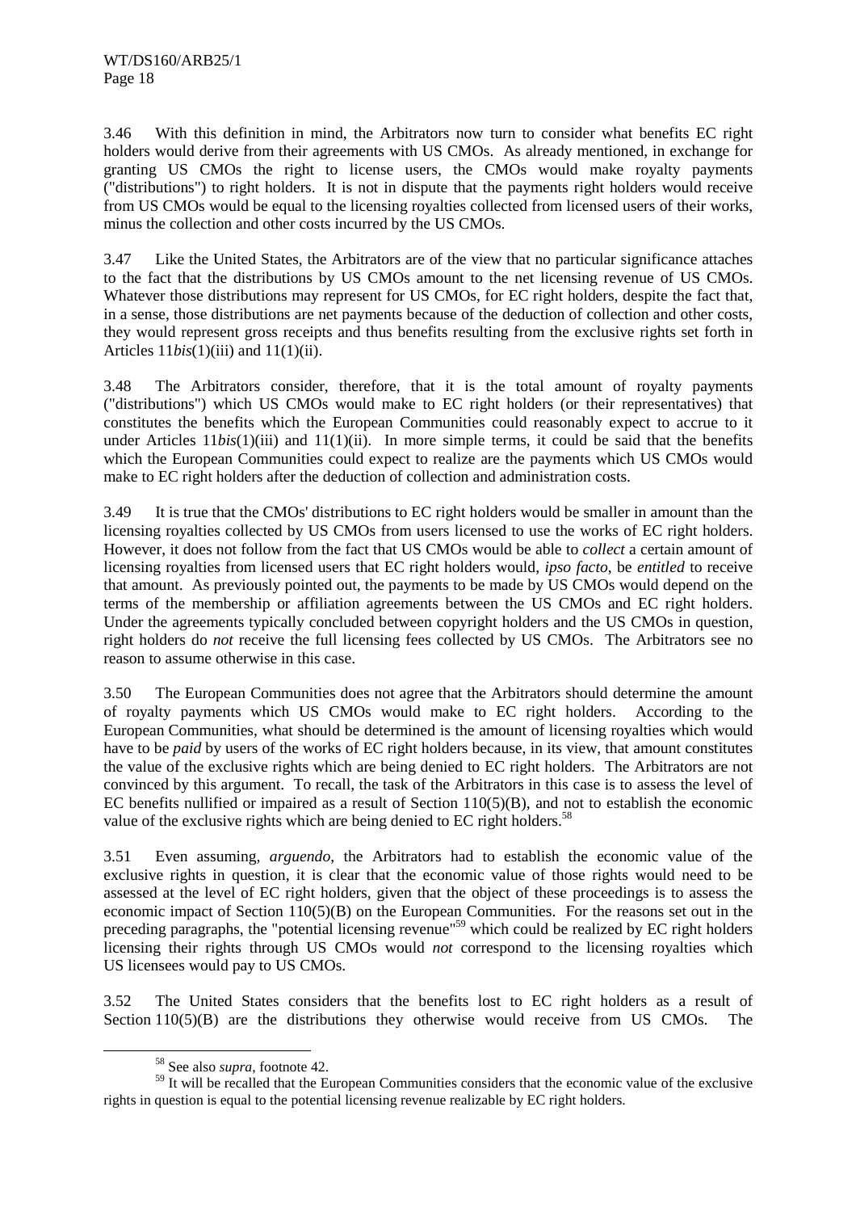3.46 With this definition in mind, the Arbitrators now turn to consider what benefits EC right holders would derive from their agreements with US CMOs. As already mentioned, in exchange for granting US CMOs the right to license users, the CMOs would make royalty payments ("distributions") to right holders. It is not in dispute that the payments right holders would receive from US CMOs would be equal to the licensing royalties collected from licensed users of their works, minus the collection and other costs incurred by the US CMOs.

3.47 Like the United States, the Arbitrators are of the view that no particular significance attaches to the fact that the distributions by US CMOs amount to the net licensing revenue of US CMOs. Whatever those distributions may represent for US CMOs, for EC right holders, despite the fact that, in a sense, those distributions are net payments because of the deduction of collection and other costs, they would represent gross receipts and thus benefits resulting from the exclusive rights set forth in Articles 11*bis*(1)(iii) and 11(1)(ii).

3.48 The Arbitrators consider, therefore, that it is the total amount of royalty payments ("distributions") which US CMOs would make to EC right holders (or their representatives) that constitutes the benefits which the European Communities could reasonably expect to accrue to it under Articles 11*bis*(1)(iii) and 11(1)(ii). In more simple terms, it could be said that the benefits which the European Communities could expect to realize are the payments which US CMOs would make to EC right holders after the deduction of collection and administration costs.

3.49 It is true that the CMOs' distributions to EC right holders would be smaller in amount than the licensing royalties collected by US CMOs from users licensed to use the works of EC right holders. However, it does not follow from the fact that US CMOs would be able to *collect* a certain amount of licensing royalties from licensed users that EC right holders would, *ipso facto*, be *entitled* to receive that amount. As previously pointed out, the payments to be made by US CMOs would depend on the terms of the membership or affiliation agreements between the US CMOs and EC right holders. Under the agreements typically concluded between copyright holders and the US CMOs in question, right holders do *not* receive the full licensing fees collected by US CMOs. The Arbitrators see no reason to assume otherwise in this case.

3.50 The European Communities does not agree that the Arbitrators should determine the amount of royalty payments which US CMOs would make to EC right holders. According to the European Communities, what should be determined is the amount of licensing royalties which would have to be *paid* by users of the works of EC right holders because, in its view, that amount constitutes the value of the exclusive rights which are being denied to EC right holders. The Arbitrators are not convinced by this argument. To recall, the task of the Arbitrators in this case is to assess the level of EC benefits nullified or impaired as a result of Section 110(5)(B), and not to establish the economic value of the exclusive rights which are being denied to EC right holders.[58]

3.51 Even assuming, *arguendo*, the Arbitrators had to establish the economic value of the exclusive rights in question, it is clear that the economic value of those rights would need to be assessed at the level of EC right holders, given that the object of these proceedings is to assess the economic impact of Section 110(5)(B) on the European Communities. For the reasons set out in the preceding paragraphs, the "potential licensing revenue"[59] which could be realized by EC right holders licensing their rights through US CMOs would *not* correspond to the licensing royalties which US licensees would pay to US CMOs.

3.52 The United States considers that the benefits lost to EC right holders as a result of Section 110(5)(B) are the distributions they otherwise would receive from US CMOs. The

[58] See also *supra*, footnote 42.

[59] It will be recalled that the European Communities considers that the economic value of the exclusive rights in question is equal to the potential licensing revenue realizable by EC right holders.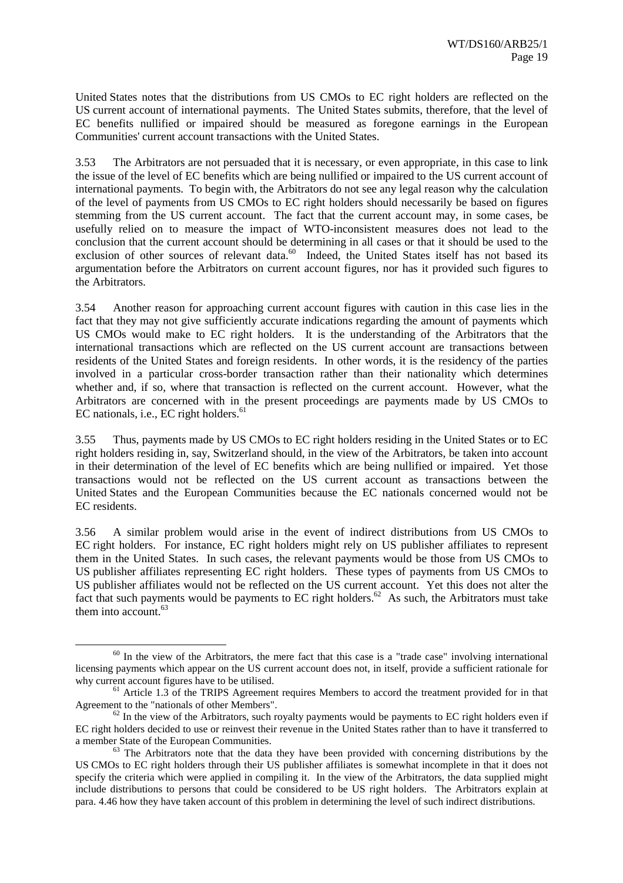United States notes that the distributions from US CMOs to EC right holders are reflected on the US current account of international payments. The United States submits, therefore, that the level of EC benefits nullified or impaired should be measured as foregone earnings in the European Communities' current account transactions with the United States.

3.53 The Arbitrators are not persuaded that it is necessary, or even appropriate, in this case to link the issue of the level of EC benefits which are being nullified or impaired to the US current account of international payments. To begin with, the Arbitrators do not see any legal reason why the calculation of the level of payments from US CMOs to EC right holders should necessarily be based on figures stemming from the US current account. The fact that the current account may, in some cases, be usefully relied on to measure the impact of WTO-inconsistent measures does not lead to the conclusion that the current account should be determining in all cases or that it should be used to the exclusion of other sources of relevant data.[60] Indeed, the United States itself has not based its argumentation before the Arbitrators on current account figures, nor has it provided such figures to the Arbitrators.

3.54 Another reason for approaching current account figures with caution in this case lies in the fact that they may not give sufficiently accurate indications regarding the amount of payments which US CMOs would make to EC right holders. It is the understanding of the Arbitrators that the international transactions which are reflected on the US current account are transactions between residents of the United States and foreign residents. In other words, it is the residency of the parties involved in a particular cross-border transaction rather than their nationality which determines whether and, if so, where that transaction is reflected on the current account. However, what the Arbitrators are concerned with in the present proceedings are payments made by US CMOs to EC nationals, i.e., EC right holders.[61]

3.55 Thus, payments made by US CMOs to EC right holders residing in the United States or to EC right holders residing in, say, Switzerland should, in the view of the Arbitrators, be taken into account in their determination of the level of EC benefits which are being nullified or impaired. Yet those transactions would not be reflected on the US current account as transactions between the United States and the European Communities because the EC nationals concerned would not be EC residents.

3.56 A similar problem would arise in the event of indirect distributions from US CMOs to EC right holders. For instance, EC right holders might rely on US publisher affiliates to represent them in the United States. In such cases, the relevant payments would be those from US CMOs to US publisher affiliates representing EC right holders. These types of payments from US CMOs to US publisher affiliates would not be reflected on the US current account. Yet this does not alter the fact that such payments would be payments to EC right holders.[62] As such, the Arbitrators must take them into account.[63]

---

[60] In the view of the Arbitrators, the mere fact that this case is a "trade case" involving international licensing payments which appear on the US current account does not, in itself, provide a sufficient rationale for why current account figures have to be utilised.

[61] Article 1.3 of the TRIPS Agreement requires Members to accord the treatment provided for in that Agreement to the "nationals of other Members".

[62] In the view of the Arbitrators, such royalty payments would be payments to EC right holders even if EC right holders decided to use or reinvest their revenue in the United States rather than to have it transferred to a member State of the European Communities.

[63] The Arbitrators note that the data they have been provided with concerning distributions by the US CMOs to EC right holders through their US publisher affiliates is somewhat incomplete in that it does not specify the criteria which were applied in compiling it. In the view of the Arbitrators, the data supplied might include distributions to persons that could be considered to be US right holders. The Arbitrators explain at para. 4.46 how they have taken account of this problem in determining the level of such indirect distributions.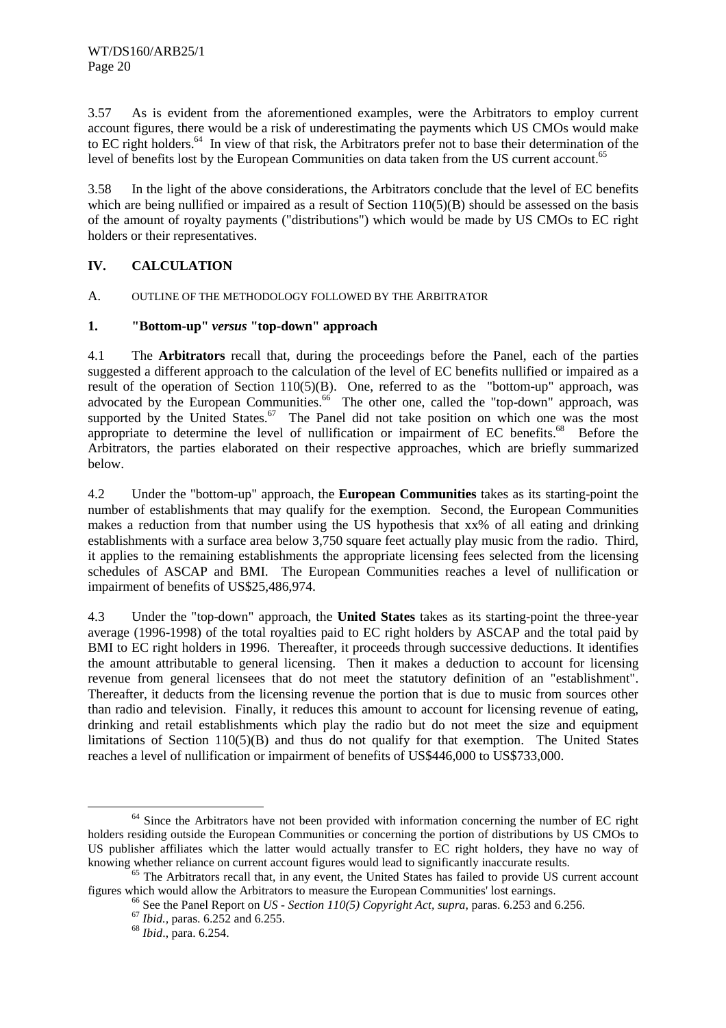3.57 As is evident from the aforementioned examples, were the Arbitrators to employ current account figures, there would be a risk of underestimating the payments which US CMOs would make to EC right holders.[64] In view of that risk, the Arbitrators prefer not to base their determination of the level of benefits lost by the European Communities on data taken from the US current account.[65]

3.58 In the light of the above considerations, the Arbitrators conclude that the level of EC benefits which are being nullified or impaired as a result of Section 110(5)(B) should be assessed on the basis of the amount of royalty payments ("distributions") which would be made by US CMOs to EC right holders or their representatives.

## IV. CALCULATION

### A. OUTLINE OF THE METHODOLOGY FOLLOWED BY THE ARBITRATOR

#### 1. "Bottom-up" *versus* "top-down" approach

4.1 The **Arbitrators** recall that, during the proceedings before the Panel, each of the parties suggested a different approach to the calculation of the level of EC benefits nullified or impaired as a result of the operation of Section 110(5)(B). One, referred to as the "bottom-up" approach, was advocated by the European Communities.[66] The other one, called the "top-down" approach, was supported by the United States.[67] The Panel did not take position on which one was the most appropriate to determine the level of nullification or impairment of EC benefits.[68] Before the Arbitrators, the parties elaborated on their respective approaches, which are briefly summarized below.

4.2 Under the "bottom-up" approach, the **European Communities** takes as its starting-point the number of establishments that may qualify for the exemption. Second, the European Communities makes a reduction from that number using the US hypothesis that xx% of all eating and drinking establishments with a surface area below 3,750 square feet actually play music from the radio. Third, it applies to the remaining establishments the appropriate licensing fees selected from the licensing schedules of ASCAP and BMI. The European Communities reaches a level of nullification or impairment of benefits of US$25,486,974.

4.3 Under the "top-down" approach, the **United States** takes as its starting-point the three-year average (1996-1998) of the total royalties paid to EC right holders by ASCAP and the total paid by BMI to EC right holders in 1996. Thereafter, it proceeds through successive deductions. It identifies the amount attributable to general licensing. Then it makes a deduction to account for licensing revenue from general licensees that do not meet the statutory definition of an "establishment". Thereafter, it deducts from the licensing revenue the portion that is due to music from sources other than radio and television. Finally, it reduces this amount to account for licensing revenue of eating, drinking and retail establishments which play the radio but do not meet the size and equipment limitations of Section 110(5)(B) and thus do not qualify for that exemption. The United States reaches a level of nullification or impairment of benefits of US$446,000 to US$733,000.

---

[64] Since the Arbitrators have not been provided with information concerning the number of EC right holders residing outside the European Communities or concerning the portion of distributions by US CMOs to US publisher affiliates which the latter would actually transfer to EC right holders, they have no way of knowing whether reliance on current account figures would lead to significantly inaccurate results.

[65] The Arbitrators recall that, in any event, the United States has failed to provide US current account figures which would allow the Arbitrators to measure the European Communities' lost earnings.

[66] See the Panel Report on *US - Section 110(5) Copyright Act*, *supra*, paras. 6.253 and 6.256.

[67] *Ibid.*, paras. 6.252 and 6.255.

[68] *Ibid*., para. 6.254.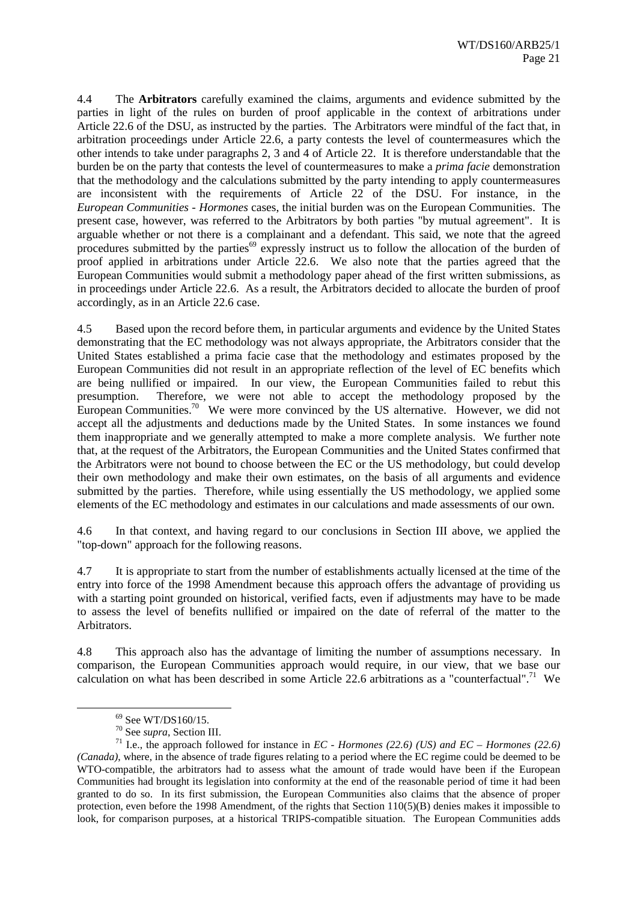4.4 The **Arbitrators** carefully examined the claims, arguments and evidence submitted by the parties in light of the rules on burden of proof applicable in the context of arbitrations under Article 22.6 of the DSU, as instructed by the parties. The Arbitrators were mindful of the fact that, in arbitration proceedings under Article 22.6, a party contests the level of countermeasures which the other intends to take under paragraphs 2, 3 and 4 of Article 22. It is therefore understandable that the burden be on the party that contests the level of countermeasures to make a *prima facie* demonstration that the methodology and the calculations submitted by the party intending to apply countermeasures are inconsistent with the requirements of Article 22 of the DSU. For instance, in the *European Communities - Hormones* cases, the initial burden was on the European Communities. The present case, however, was referred to the Arbitrators by both parties "by mutual agreement". It is arguable whether or not there is a complainant and a defendant. This said, we note that the agreed procedures submitted by the parties[69] expressly instruct us to follow the allocation of the burden of proof applied in arbitrations under Article 22.6. We also note that the parties agreed that the European Communities would submit a methodology paper ahead of the first written submissions, as in proceedings under Article 22.6. As a result, the Arbitrators decided to allocate the burden of proof accordingly, as in an Article 22.6 case.

4.5 Based upon the record before them, in particular arguments and evidence by the United States demonstrating that the EC methodology was not always appropriate, the Arbitrators consider that the United States established a prima facie case that the methodology and estimates proposed by the European Communities did not result in an appropriate reflection of the level of EC benefits which are being nullified or impaired. In our view, the European Communities failed to rebut this presumption. Therefore, we were not able to accept the methodology proposed by the European Communities.[70] We were more convinced by the US alternative. However, we did not accept all the adjustments and deductions made by the United States. In some instances we found them inappropriate and we generally attempted to make a more complete analysis. We further note that, at the request of the Arbitrators, the European Communities and the United States confirmed that the Arbitrators were not bound to choose between the EC or the US methodology, but could develop their own methodology and make their own estimates, on the basis of all arguments and evidence submitted by the parties. Therefore, while using essentially the US methodology, we applied some elements of the EC methodology and estimates in our calculations and made assessments of our own.

4.6 In that context, and having regard to our conclusions in Section III above, we applied the "top-down" approach for the following reasons.

4.7 It is appropriate to start from the number of establishments actually licensed at the time of the entry into force of the 1998 Amendment because this approach offers the advantage of providing us with a starting point grounded on historical, verified facts, even if adjustments may have to be made to assess the level of benefits nullified or impaired on the date of referral of the matter to the Arbitrators.

4.8 This approach also has the advantage of limiting the number of assumptions necessary. In comparison, the European Communities approach would require, in our view, that we base our calculation on what has been described in some Article 22.6 arbitrations as a "counterfactual".[71] We

---

[69] See WT/DS160/15.

[70] See *supra*, Section III.

[71] I.e., the approach followed for instance in *EC - Hormones (22.6) (US) and EC – Hormones (22.6) (Canada)*, where, in the absence of trade figures relating to a period where the EC regime could be deemed to be WTO-compatible, the arbitrators had to assess what the amount of trade would have been if the European Communities had brought its legislation into conformity at the end of the reasonable period of time it had been granted to do so. In its first submission, the European Communities also claims that the absence of proper protection, even before the 1998 Amendment, of the rights that Section 110(5)(B) denies makes it impossible to look, for comparison purposes, at a historical TRIPS-compatible situation. The European Communities adds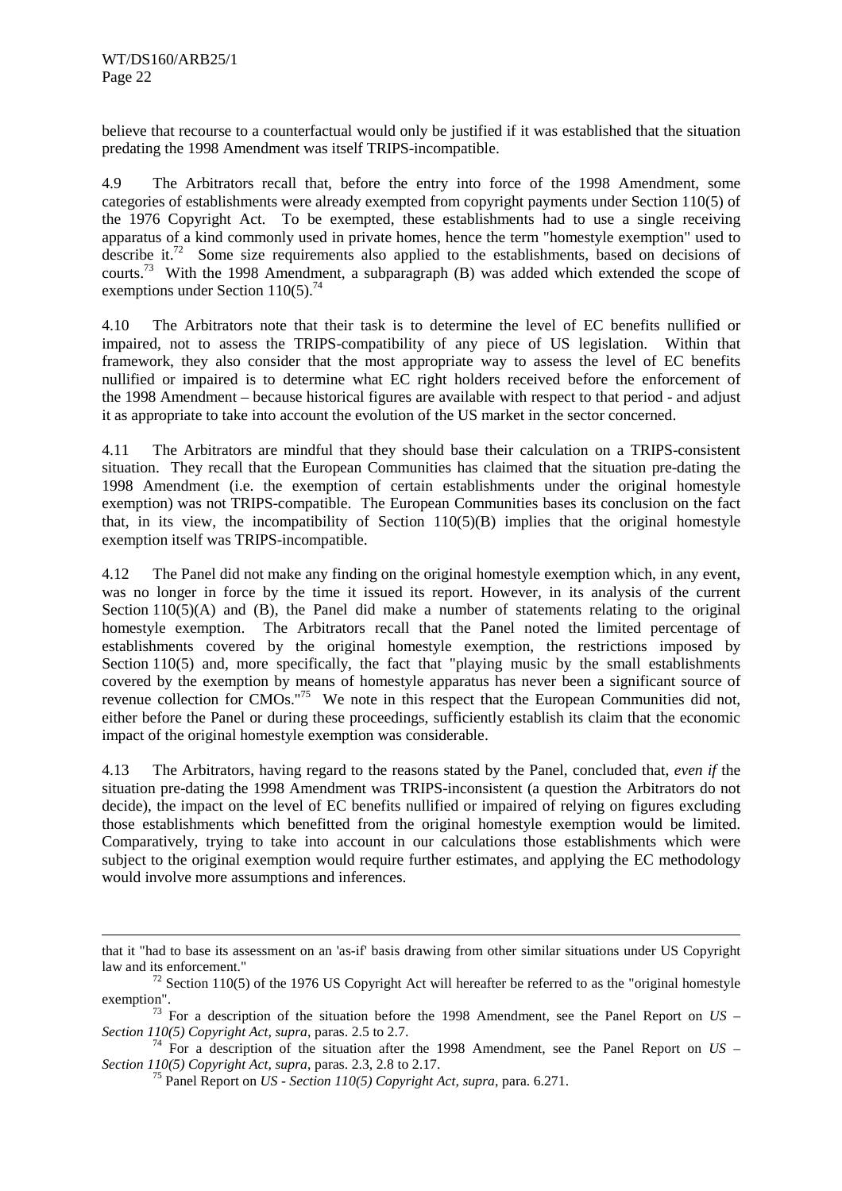believe that recourse to a counterfactual would only be justified if it was established that the situation predating the 1998 Amendment was itself TRIPS-incompatible.

4.9 The Arbitrators recall that, before the entry into force of the 1998 Amendment, some categories of establishments were already exempted from copyright payments under Section 110(5) of the 1976 Copyright Act. To be exempted, these establishments had to use a single receiving apparatus of a kind commonly used in private homes, hence the term "homestyle exemption" used to describe it.[72] Some size requirements also applied to the establishments, based on decisions of courts.[73] With the 1998 Amendment, a subparagraph (B) was added which extended the scope of exemptions under Section 110(5).[74]

4.10 The Arbitrators note that their task is to determine the level of EC benefits nullified or impaired, not to assess the TRIPS-compatibility of any piece of US legislation. Within that framework, they also consider that the most appropriate way to assess the level of EC benefits nullified or impaired is to determine what EC right holders received before the enforcement of the 1998 Amendment – because historical figures are available with respect to that period - and adjust it as appropriate to take into account the evolution of the US market in the sector concerned.

4.11 The Arbitrators are mindful that they should base their calculation on a TRIPS-consistent situation. They recall that the European Communities has claimed that the situation pre-dating the 1998 Amendment (i.e. the exemption of certain establishments under the original homestyle exemption) was not TRIPS-compatible. The European Communities bases its conclusion on the fact that, in its view, the incompatibility of Section 110(5)(B) implies that the original homestyle exemption itself was TRIPS-incompatible.

4.12 The Panel did not make any finding on the original homestyle exemption which, in any event, was no longer in force by the time it issued its report. However, in its analysis of the current Section 110(5)(A) and (B), the Panel did make a number of statements relating to the original homestyle exemption. The Arbitrators recall that the Panel noted the limited percentage of establishments covered by the original homestyle exemption, the restrictions imposed by Section 110(5) and, more specifically, the fact that "playing music by the small establishments covered by the exemption by means of homestyle apparatus has never been a significant source of revenue collection for CMOs."[75] We note in this respect that the European Communities did not, either before the Panel or during these proceedings, sufficiently establish its claim that the economic impact of the original homestyle exemption was considerable.

4.13 The Arbitrators, having regard to the reasons stated by the Panel, concluded that, *even if* the situation pre-dating the 1998 Amendment was TRIPS-inconsistent (a question the Arbitrators do not decide), the impact on the level of EC benefits nullified or impaired of relying on figures excluding those establishments which benefitted from the original homestyle exemption would be limited. Comparatively, trying to take into account in our calculations those establishments which were subject to the original exemption would require further estimates, and applying the EC methodology would involve more assumptions and inferences.

---

that it "had to base its assessment on an 'as-if' basis drawing from other similar situations under US Copyright law and its enforcement."

[72] Section 110(5) of the 1976 US Copyright Act will hereafter be referred to as the "original homestyle exemption".

[73] For a description of the situation before the 1998 Amendment, see the Panel Report on *US – Section 110(5) Copyright Act*, *supra*, paras. 2.5 to 2.7.

[74] For a description of the situation after the 1998 Amendment, see the Panel Report on *US – Section 110(5) Copyright Act*, *supra*, paras. 2.3, 2.8 to 2.17.

[75] Panel Report on *US - Section 110(5) Copyright Act*, *supra*, para. 6.271.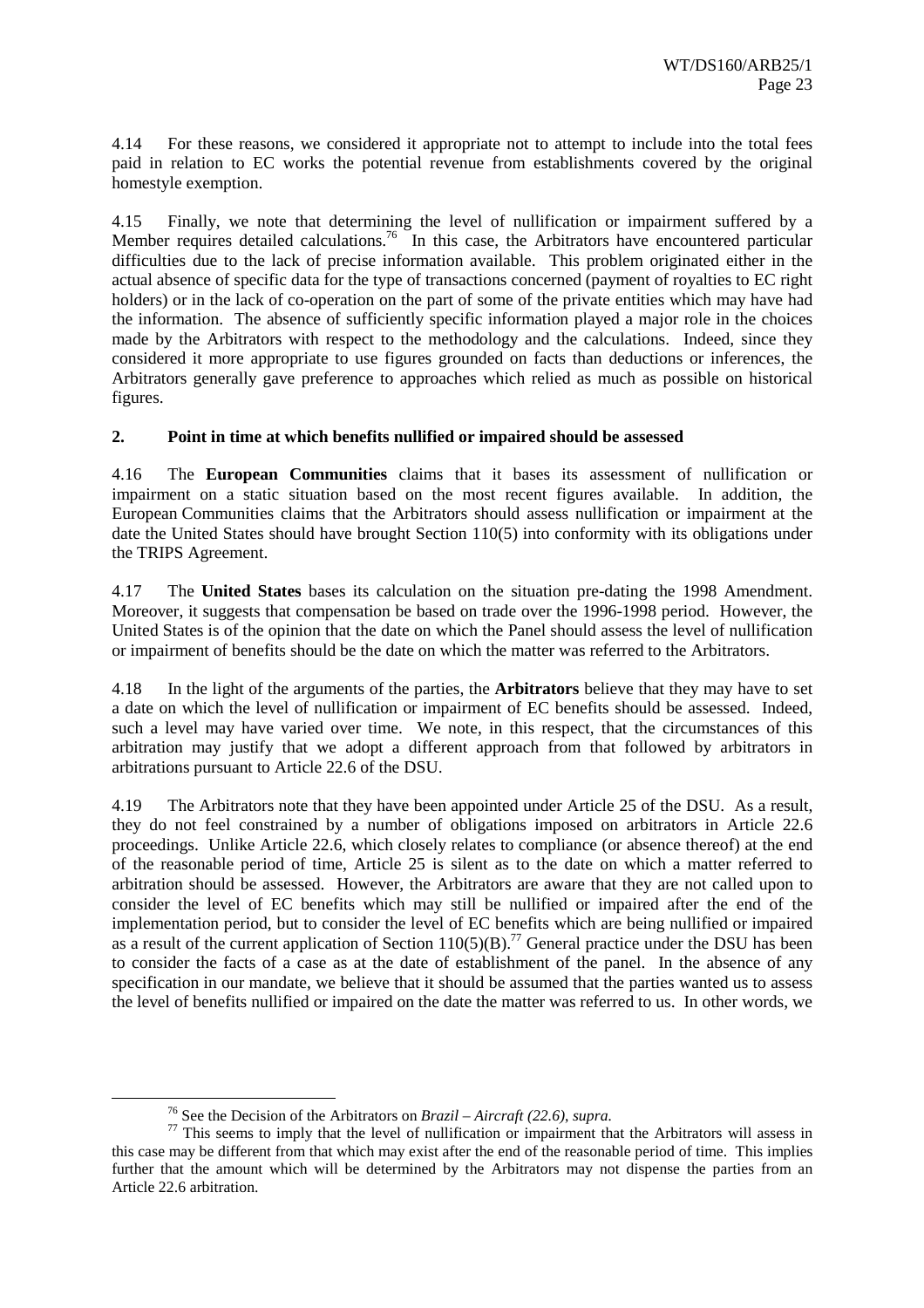4.14 For these reasons, we considered it appropriate not to attempt to include into the total fees paid in relation to EC works the potential revenue from establishments covered by the original homestyle exemption.

4.15 Finally, we note that determining the level of nullification or impairment suffered by a Member requires detailed calculations.[76] In this case, the Arbitrators have encountered particular difficulties due to the lack of precise information available. This problem originated either in the actual absence of specific data for the type of transactions concerned (payment of royalties to EC right holders) or in the lack of co-operation on the part of some of the private entities which may have had the information. The absence of sufficiently specific information played a major role in the choices made by the Arbitrators with respect to the methodology and the calculations. Indeed, since they considered it more appropriate to use figures grounded on facts than deductions or inferences, the Arbitrators generally gave preference to approaches which relied as much as possible on historical figures.

## 2. Point in time at which benefits nullified or impaired should be assessed

4.16 The **European Communities** claims that it bases its assessment of nullification or impairment on a static situation based on the most recent figures available. In addition, the European Communities claims that the Arbitrators should assess nullification or impairment at the date the United States should have brought Section 110(5) into conformity with its obligations under the TRIPS Agreement.

4.17 The **United States** bases its calculation on the situation pre-dating the 1998 Amendment. Moreover, it suggests that compensation be based on trade over the 1996-1998 period. However, the United States is of the opinion that the date on which the Panel should assess the level of nullification or impairment of benefits should be the date on which the matter was referred to the Arbitrators.

4.18 In the light of the arguments of the parties, the **Arbitrators** believe that they may have to set a date on which the level of nullification or impairment of EC benefits should be assessed. Indeed, such a level may have varied over time. We note, in this respect, that the circumstances of this arbitration may justify that we adopt a different approach from that followed by arbitrators in arbitrations pursuant to Article 22.6 of the DSU.

4.19 The Arbitrators note that they have been appointed under Article 25 of the DSU. As a result, they do not feel constrained by a number of obligations imposed on arbitrators in Article 22.6 proceedings. Unlike Article 22.6, which closely relates to compliance (or absence thereof) at the end of the reasonable period of time, Article 25 is silent as to the date on which a matter referred to arbitration should be assessed. However, the Arbitrators are aware that they are not called upon to consider the level of EC benefits which may still be nullified or impaired after the end of the implementation period, but to consider the level of EC benefits which are being nullified or impaired as a result of the current application of Section 110(5)(B).[77] General practice under the DSU has been to consider the facts of a case as at the date of establishment of the panel. In the absence of any specification in our mandate, we believe that it should be assumed that the parties wanted us to assess the level of benefits nullified or impaired on the date the matter was referred to us. In other words, we

---

[76] See the Decision of the Arbitrators on *Brazil – Aircraft (22.6)*, *supra*.

[77] This seems to imply that the level of nullification or impairment that the Arbitrators will assess in this case may be different from that which may exist after the end of the reasonable period of time. This implies further that the amount which will be determined by the Arbitrators may not dispense the parties from an Article 22.6 arbitration.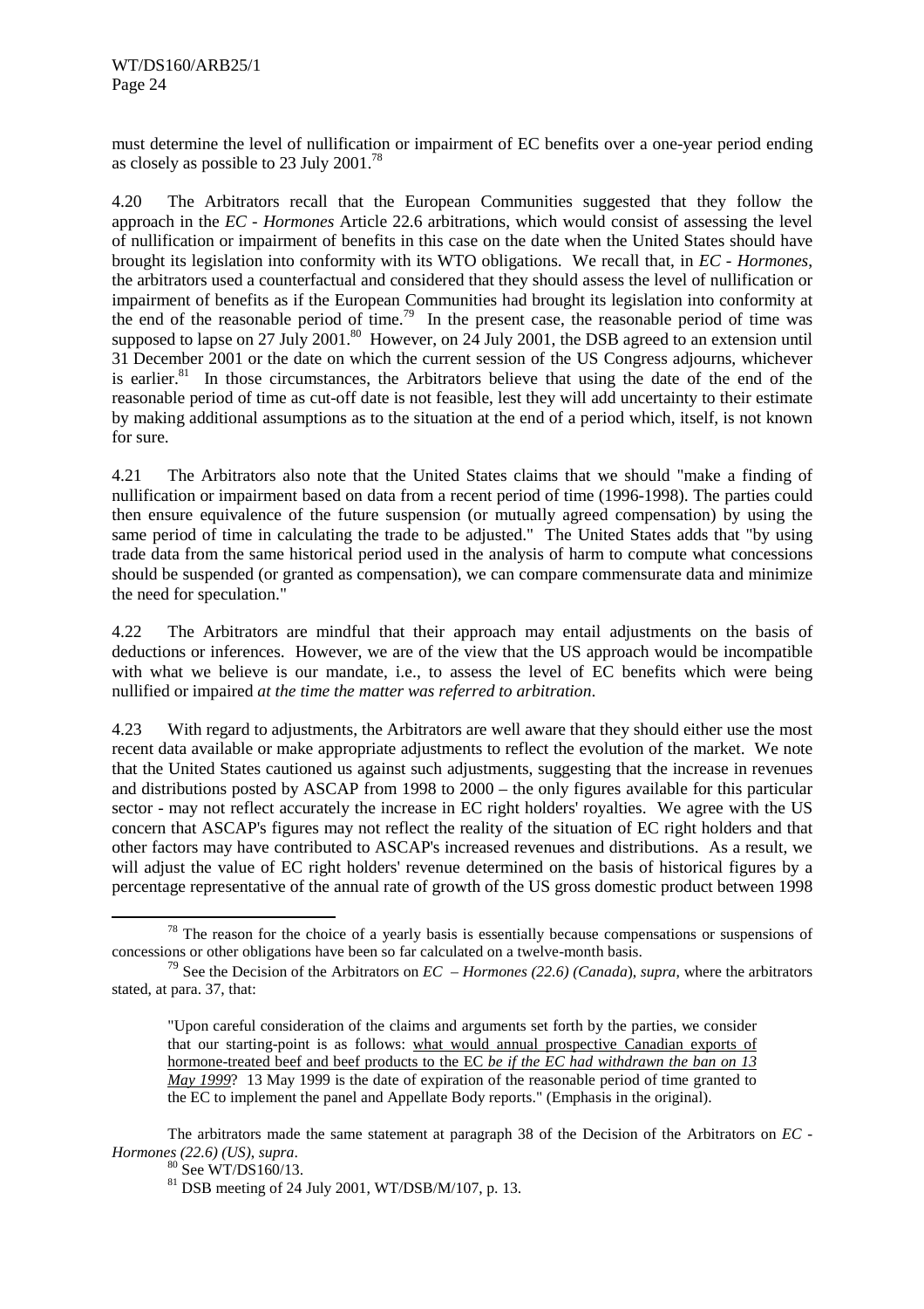must determine the level of nullification or impairment of EC benefits over a one-year period ending as closely as possible to 23 July 2001.[78]

4.20 The Arbitrators recall that the European Communities suggested that they follow the approach in the *EC - Hormones* Article 22.6 arbitrations, which would consist of assessing the level of nullification or impairment of benefits in this case on the date when the United States should have brought its legislation into conformity with its WTO obligations. We recall that, in *EC - Hormones*, the arbitrators used a counterfactual and considered that they should assess the level of nullification or impairment of benefits as if the European Communities had brought its legislation into conformity at the end of the reasonable period of time.[79] In the present case, the reasonable period of time was supposed to lapse on 27 July 2001.[80] However, on 24 July 2001, the DSB agreed to an extension until 31 December 2001 or the date on which the current session of the US Congress adjourns, whichever is earlier.[81] In those circumstances, the Arbitrators believe that using the date of the end of the reasonable period of time as cut-off date is not feasible, lest they will add uncertainty to their estimate by making additional assumptions as to the situation at the end of a period which, itself, is not known for sure.

4.21 The Arbitrators also note that the United States claims that we should "make a finding of nullification or impairment based on data from a recent period of time (1996-1998). The parties could then ensure equivalence of the future suspension (or mutually agreed compensation) by using the same period of time in calculating the trade to be adjusted." The United States adds that "by using trade data from the same historical period used in the analysis of harm to compute what concessions should be suspended (or granted as compensation), we can compare commensurate data and minimize the need for speculation."

4.22 The Arbitrators are mindful that their approach may entail adjustments on the basis of deductions or inferences. However, we are of the view that the US approach would be incompatible with what we believe is our mandate, i.e., to assess the level of EC benefits which were being nullified or impaired *at the time the matter was referred to arbitration*.

4.23 With regard to adjustments, the Arbitrators are well aware that they should either use the most recent data available or make appropriate adjustments to reflect the evolution of the market. We note that the United States cautioned us against such adjustments, suggesting that the increase in revenues and distributions posted by ASCAP from 1998 to 2000 – the only figures available for this particular sector - may not reflect accurately the increase in EC right holders' royalties. We agree with the US concern that ASCAP's figures may not reflect the reality of the situation of EC right holders and that other factors may have contributed to ASCAP's increased revenues and distributions. As a result, we will adjust the value of EC right holders' revenue determined on the basis of historical figures by a percentage representative of the annual rate of growth of the US gross domestic product between 1998

---

[78] The reason for the choice of a yearly basis is essentially because compensations or suspensions of concessions or other obligations have been so far calculated on a twelve-month basis.

[79] See the Decision of the Arbitrators on *EC – Hormones (22.6) (Canada)*, *supra*, where the arbitrators stated, at para. 37, that:

> "Upon careful consideration of the claims and arguments set forth by the parties, we consider that our starting-point is as follows: what would annual prospective Canadian exports of hormone-treated beef and beef products to the EC *be if the EC had withdrawn the ban on 13 May 1999*? 13 May 1999 is the date of expiration of the reasonable period of time granted to the EC to implement the panel and Appellate Body reports." (Emphasis in the original).

The arbitrators made the same statement at paragraph 38 of the Decision of the Arbitrators on *EC - Hormones (22.6) (US)*, *supra*.

[80] See WT/DS160/13.

[81] DSB meeting of 24 July 2001, WT/DSB/M/107, p. 13.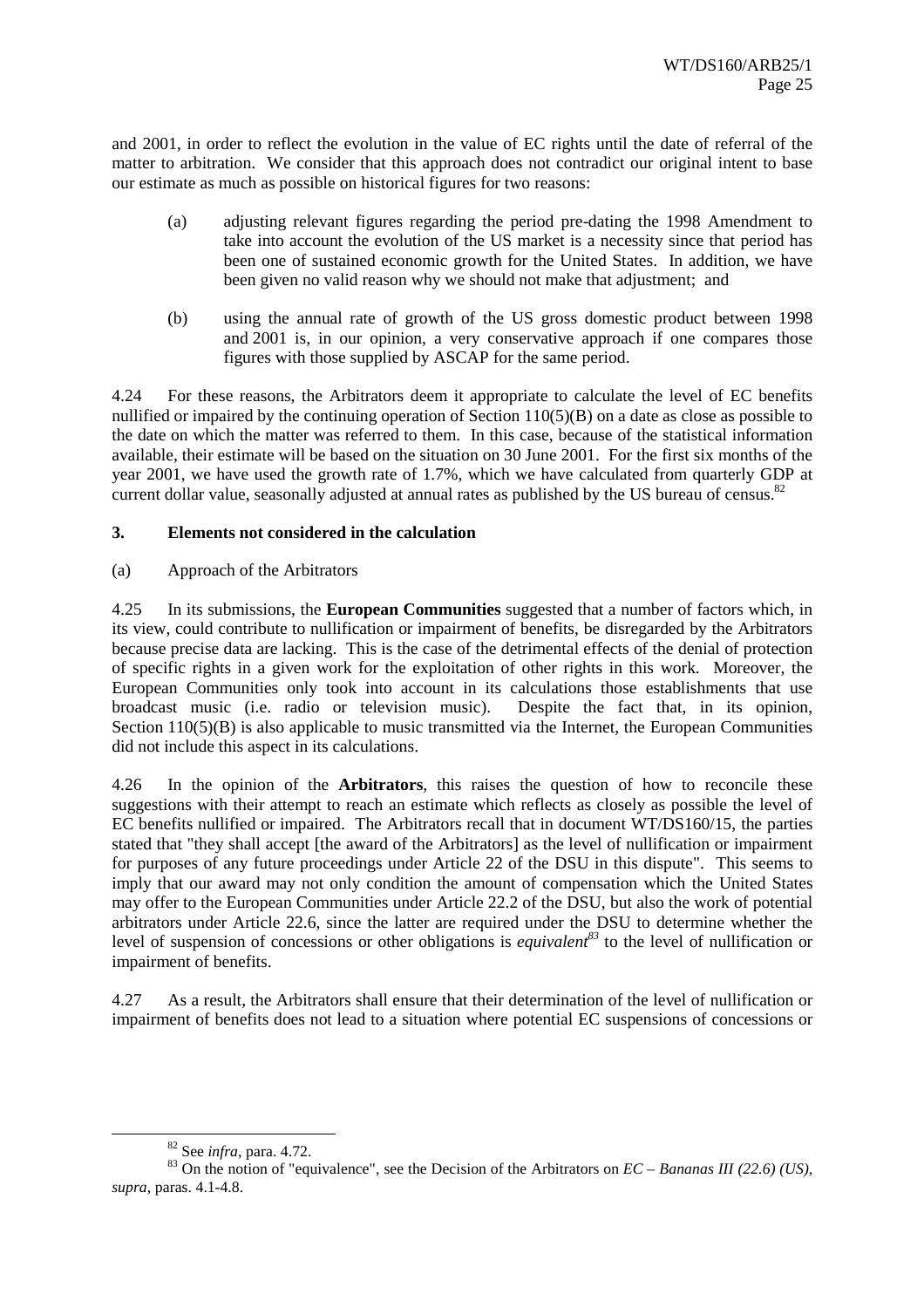and 2001, in order to reflect the evolution in the value of EC rights until the date of referral of the matter to arbitration. We consider that this approach does not contradict our original intent to base our estimate as much as possible on historical figures for two reasons:

(a) adjusting relevant figures regarding the period pre-dating the 1998 Amendment to take into account the evolution of the US market is a necessity since that period has been one of sustained economic growth for the United States. In addition, we have been given no valid reason why we should not make that adjustment; and

(b) using the annual rate of growth of the US gross domestic product between 1998 and 2001 is, in our opinion, a very conservative approach if one compares those figures with those supplied by ASCAP for the same period.

4.24 For these reasons, the Arbitrators deem it appropriate to calculate the level of EC benefits nullified or impaired by the continuing operation of Section 110(5)(B) on a date as close as possible to the date on which the matter was referred to them. In this case, because of the statistical information available, their estimate will be based on the situation on 30 June 2001. For the first six months of the year 2001, we have used the growth rate of 1.7%, which we have calculated from quarterly GDP at current dollar value, seasonally adjusted at annual rates as published by the US bureau of census.[82]

### 3. Elements not considered in the calculation

(a) Approach of the Arbitrators

4.25 In its submissions, the **European Communities** suggested that a number of factors which, in its view, could contribute to nullification or impairment of benefits, be disregarded by the Arbitrators because precise data are lacking. This is the case of the detrimental effects of the denial of protection of specific rights in a given work for the exploitation of other rights in this work. Moreover, the European Communities only took into account in its calculations those establishments that use broadcast music (i.e. radio or television music). Despite the fact that, in its opinion, Section 110(5)(B) is also applicable to music transmitted via the Internet, the European Communities did not include this aspect in its calculations.

4.26 In the opinion of the **Arbitrators**, this raises the question of how to reconcile these suggestions with their attempt to reach an estimate which reflects as closely as possible the level of EC benefits nullified or impaired. The Arbitrators recall that in document WT/DS160/15, the parties stated that "they shall accept [the award of the Arbitrators] as the level of nullification or impairment for purposes of any future proceedings under Article 22 of the DSU in this dispute". This seems to imply that our award may not only condition the amount of compensation which the United States may offer to the European Communities under Article 22.2 of the DSU, but also the work of potential arbitrators under Article 22.6, since the latter are required under the DSU to determine whether the level of suspension of concessions or other obligations is *equivalent*[83] to the level of nullification or impairment of benefits.

4.27 As a result, the Arbitrators shall ensure that their determination of the level of nullification or impairment of benefits does not lead to a situation where potential EC suspensions of concessions or

---

[82] See *infra*, para. 4.72.

[83] On the notion of "equivalence", see the Decision of the Arbitrators on *EC – Bananas III (22.6) (US)*, *supra*, paras. 4.1-4.8.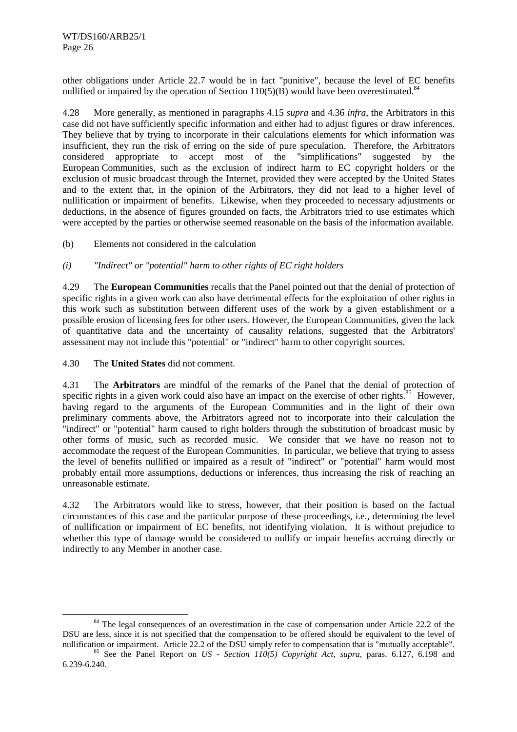other obligations under Article 22.7 would be in fact "punitive", because the level of EC benefits nullified or impaired by the operation of Section 110(5)(B) would have been overestimated.[84]

4.28 More generally, as mentioned in paragraphs 4.15 *supra* and 4.36 *infra*, the Arbitrators in this case did not have sufficiently specific information and either had to adjust figures or draw inferences. They believe that by trying to incorporate in their calculations elements for which information was insufficient, they run the risk of erring on the side of pure speculation. Therefore, the Arbitrators considered appropriate to accept most of the "simplifications" suggested by the European Communities, such as the exclusion of indirect harm to EC copyright holders or the exclusion of music broadcast through the Internet, provided they were accepted by the United States and to the extent that, in the opinion of the Arbitrators, they did not lead to a higher level of nullification or impairment of benefits. Likewise, when they proceeded to necessary adjustments or deductions, in the absence of figures grounded on facts, the Arbitrators tried to use estimates which were accepted by the parties or otherwise seemed reasonable on the basis of the information available.

(b) Elements not considered in the calculation

*(i) "Indirect" or "potential" harm to other rights of EC right holders*

4.29 The **European Communities** recalls that the Panel pointed out that the denial of protection of specific rights in a given work can also have detrimental effects for the exploitation of other rights in this work such as substitution between different uses of the work by a given establishment or a possible erosion of licensing fees for other users. However, the European Communities, given the lack of quantitative data and the uncertainty of causality relations, suggested that the Arbitrators' assessment may not include this "potential" or "indirect" harm to other copyright sources.

4.30 The **United States** did not comment.

4.31 The **Arbitrators** are mindful of the remarks of the Panel that the denial of protection of specific rights in a given work could also have an impact on the exercise of other rights.[85] However, having regard to the arguments of the European Communities and in the light of their own preliminary comments above, the Arbitrators agreed not to incorporate into their calculation the "indirect" or "potential" harm caused to right holders through the substitution of broadcast music by other forms of music, such as recorded music. We consider that we have no reason not to accommodate the request of the European Communities. In particular, we believe that trying to assess the level of benefits nullified or impaired as a result of "indirect" or "potential" harm would most probably entail more assumptions, deductions or inferences, thus increasing the risk of reaching an unreasonable estimate.

4.32 The Arbitrators would like to stress, however, that their position is based on the factual circumstances of this case and the particular purpose of these proceedings, i.e., determining the level of nullification or impairment of EC benefits, not identifying violation. It is without prejudice to whether this type of damage would be considered to nullify or impair benefits accruing directly or indirectly to any Member in another case.

---

[84] The legal consequences of an overestimation in the case of compensation under Article 22.2 of the DSU are less, since it is not specified that the compensation to be offered should be equivalent to the level of nullification or impairment. Article 22.2 of the DSU simply refer to compensation that is "mutually acceptable".

[85] See the Panel Report on *US - Section 110(5) Copyright Act, supra*, paras. 6.127, 6.198 and 6.239-6.240.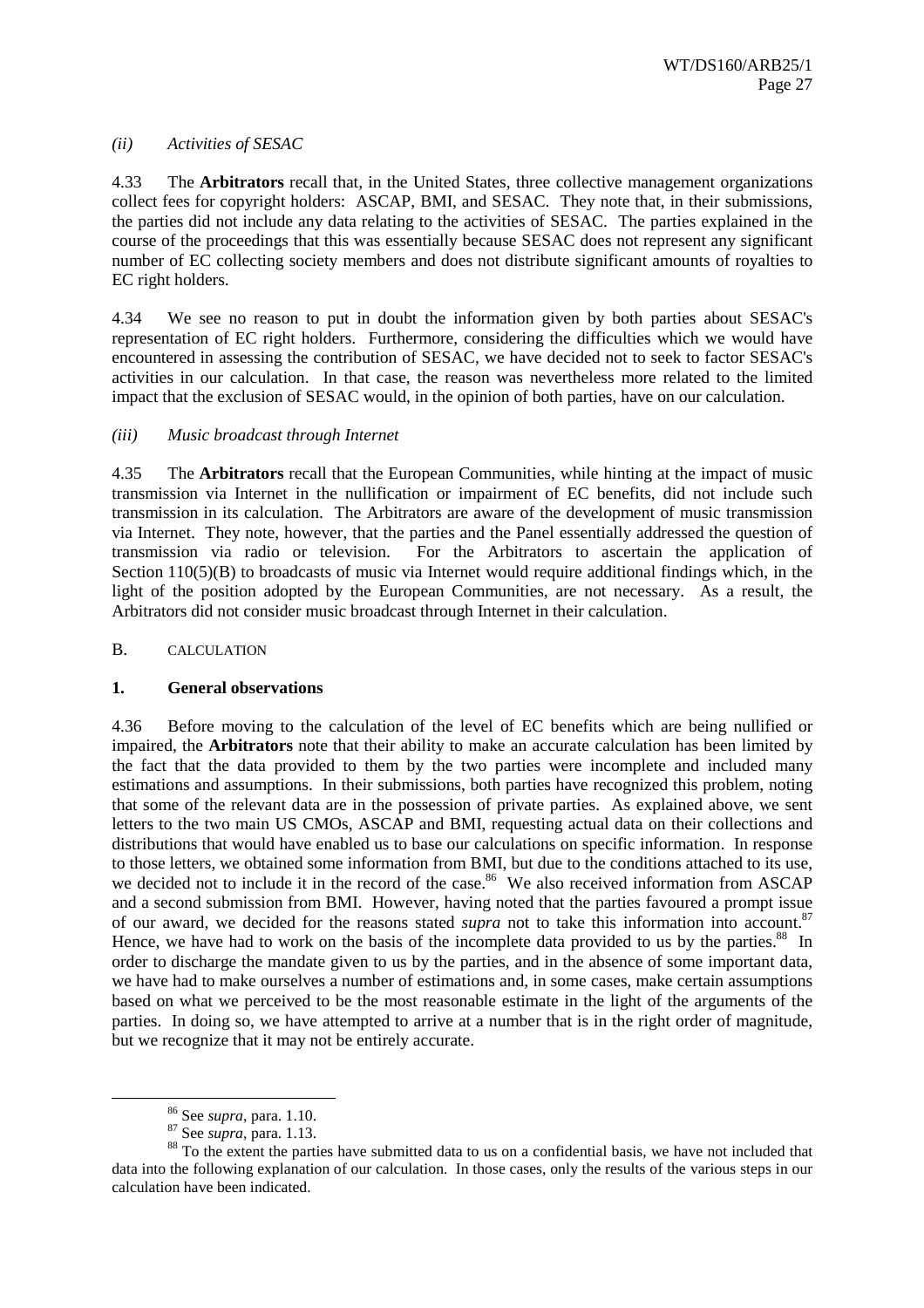*(ii) Activities of SESAC*

4.33 The **Arbitrators** recall that, in the United States, three collective management organizations collect fees for copyright holders: ASCAP, BMI, and SESAC. They note that, in their submissions, the parties did not include any data relating to the activities of SESAC. The parties explained in the course of the proceedings that this was essentially because SESAC does not represent any significant number of EC collecting society members and does not distribute significant amounts of royalties to EC right holders.

4.34 We see no reason to put in doubt the information given by both parties about SESAC's representation of EC right holders. Furthermore, considering the difficulties which we would have encountered in assessing the contribution of SESAC, we have decided not to seek to factor SESAC's activities in our calculation. In that case, the reason was nevertheless more related to the limited impact that the exclusion of SESAC would, in the opinion of both parties, have on our calculation.

*(iii) Music broadcast through Internet*

4.35 The **Arbitrators** recall that the European Communities, while hinting at the impact of music transmission via Internet in the nullification or impairment of EC benefits, did not include such transmission in its calculation. The Arbitrators are aware of the development of music transmission via Internet. They note, however, that the parties and the Panel essentially addressed the question of transmission via radio or television. For the Arbitrators to ascertain the application of Section 110(5)(B) to broadcasts of music via Internet would require additional findings which, in the light of the position adopted by the European Communities, are not necessary. As a result, the Arbitrators did not consider music broadcast through Internet in their calculation.

## B. CALCULATION

### 1. General observations

4.36 Before moving to the calculation of the level of EC benefits which are being nullified or impaired, the **Arbitrators** note that their ability to make an accurate calculation has been limited by the fact that the data provided to them by the two parties were incomplete and included many estimations and assumptions. In their submissions, both parties have recognized this problem, noting that some of the relevant data are in the possession of private parties. As explained above, we sent letters to the two main US CMOs, ASCAP and BMI, requesting actual data on their collections and distributions that would have enabled us to base our calculations on specific information. In response to those letters, we obtained some information from BMI, but due to the conditions attached to its use, we decided not to include it in the record of the case.[86] We also received information from ASCAP and a second submission from BMI. However, having noted that the parties favoured a prompt issue of our award, we decided for the reasons stated *supra* not to take this information into account.[87] Hence, we have had to work on the basis of the incomplete data provided to us by the parties.[88] In order to discharge the mandate given to us by the parties, and in the absence of some important data, we have had to make ourselves a number of estimations and, in some cases, make certain assumptions based on what we perceived to be the most reasonable estimate in the light of the arguments of the parties. In doing so, we have attempted to arrive at a number that is in the right order of magnitude, but we recognize that it may not be entirely accurate.

---

[86] See *supra*, para. 1.10.

[87] See *supra*, para. 1.13.

[88] To the extent the parties have submitted data to us on a confidential basis, we have not included that data into the following explanation of our calculation. In those cases, only the results of the various steps in our calculation have been indicated.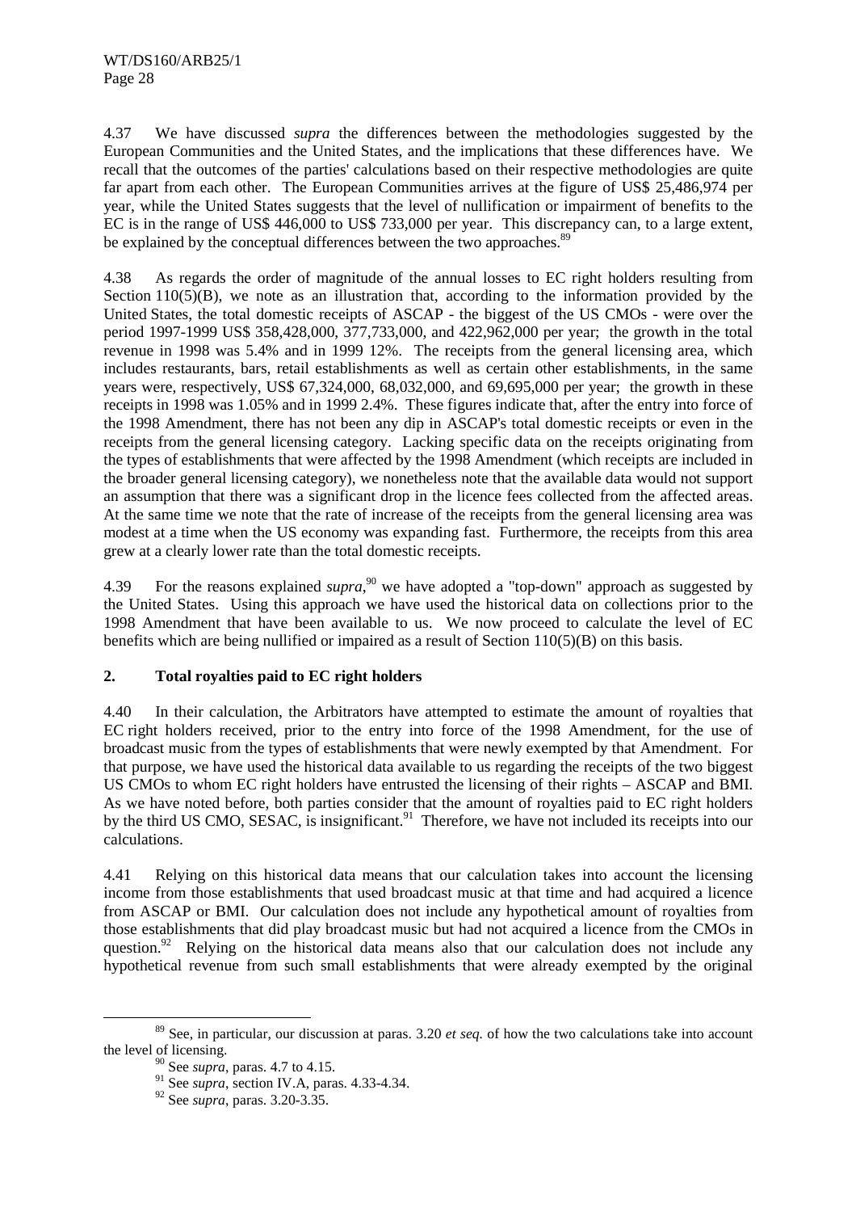4.37 We have discussed *supra* the differences between the methodologies suggested by the European Communities and the United States, and the implications that these differences have. We recall that the outcomes of the parties' calculations based on their respective methodologies are quite far apart from each other. The European Communities arrives at the figure of US$ 25,486,974 per year, while the United States suggests that the level of nullification or impairment of benefits to the EC is in the range of US$ 446,000 to US$ 733,000 per year. This discrepancy can, to a large extent, be explained by the conceptual differences between the two approaches.[89]

4.38 As regards the order of magnitude of the annual losses to EC right holders resulting from Section 110(5)(B), we note as an illustration that, according to the information provided by the United States, the total domestic receipts of ASCAP - the biggest of the US CMOs - were over the period 1997-1999 US$ 358,428,000, 377,733,000, and 422,962,000 per year; the growth in the total revenue in 1998 was 5.4% and in 1999 12%. The receipts from the general licensing area, which includes restaurants, bars, retail establishments as well as certain other establishments, in the same years were, respectively, US$ 67,324,000, 68,032,000, and 69,695,000 per year; the growth in these receipts in 1998 was 1.05% and in 1999 2.4%. These figures indicate that, after the entry into force of the 1998 Amendment, there has not been any dip in ASCAP's total domestic receipts or even in the receipts from the general licensing category. Lacking specific data on the receipts originating from the types of establishments that were affected by the 1998 Amendment (which receipts are included in the broader general licensing category), we nonetheless note that the available data would not support an assumption that there was a significant drop in the licence fees collected from the affected areas. At the same time we note that the rate of increase of the receipts from the general licensing area was modest at a time when the US economy was expanding fast. Furthermore, the receipts from this area grew at a clearly lower rate than the total domestic receipts.

4.39 For the reasons explained *supra*,[90] we have adopted a "top-down" approach as suggested by the United States. Using this approach we have used the historical data on collections prior to the 1998 Amendment that have been available to us. We now proceed to calculate the level of EC benefits which are being nullified or impaired as a result of Section 110(5)(B) on this basis.

## 2. Total royalties paid to EC right holders

4.40 In their calculation, the Arbitrators have attempted to estimate the amount of royalties that EC right holders received, prior to the entry into force of the 1998 Amendment, for the use of broadcast music from the types of establishments that were newly exempted by that Amendment. For that purpose, we have used the historical data available to us regarding the receipts of the two biggest US CMOs to whom EC right holders have entrusted the licensing of their rights – ASCAP and BMI. As we have noted before, both parties consider that the amount of royalties paid to EC right holders by the third US CMO, SESAC, is insignificant.[91] Therefore, we have not included its receipts into our calculations.

4.41 Relying on this historical data means that our calculation takes into account the licensing income from those establishments that used broadcast music at that time and had acquired a licence from ASCAP or BMI. Our calculation does not include any hypothetical amount of royalties from those establishments that did play broadcast music but had not acquired a licence from the CMOs in question.[92] Relying on the historical data means also that our calculation does not include any hypothetical revenue from such small establishments that were already exempted by the original

---

[89] See, in particular, our discussion at paras. 3.20 *et seq.* of how the two calculations take into account the level of licensing.

[90] See *supra*, paras. 4.7 to 4.15.

[91] See *supra*, section IV.A, paras. 4.33-4.34.

[92] See *supra*, paras. 3.20-3.35.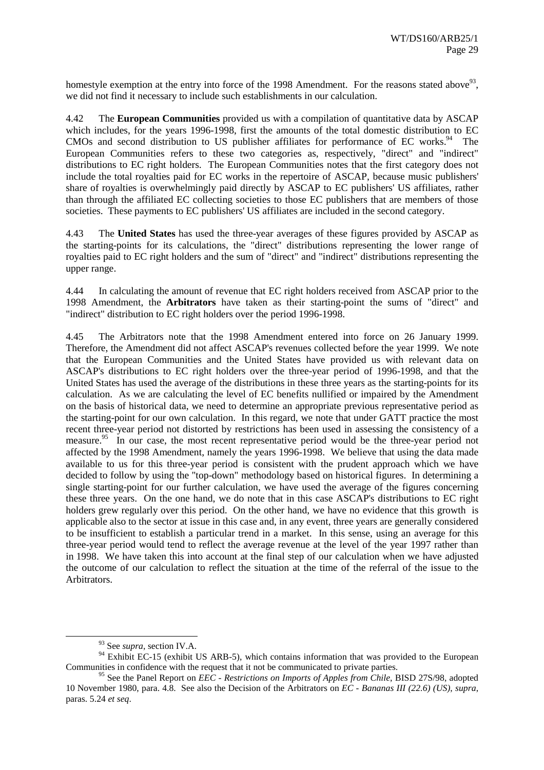homestyle exemption at the entry into force of the 1998 Amendment. For the reasons stated above[93], we did not find it necessary to include such establishments in our calculation.

4.42 The **European Communities** provided us with a compilation of quantitative data by ASCAP which includes, for the years 1996-1998, first the amounts of the total domestic distribution to EC CMOs and second distribution to US publisher affiliates for performance of EC works.[94] The European Communities refers to these two categories as, respectively, "direct" and "indirect" distributions to EC right holders. The European Communities notes that the first category does not include the total royalties paid for EC works in the repertoire of ASCAP, because music publishers' share of royalties is overwhelmingly paid directly by ASCAP to EC publishers' US affiliates, rather than through the affiliated EC collecting societies to those EC publishers that are members of those societies. These payments to EC publishers' US affiliates are included in the second category.

4.43 The **United States** has used the three-year averages of these figures provided by ASCAP as the starting-points for its calculations, the "direct" distributions representing the lower range of royalties paid to EC right holders and the sum of "direct" and "indirect" distributions representing the upper range.

4.44 In calculating the amount of revenue that EC right holders received from ASCAP prior to the 1998 Amendment, the **Arbitrators** have taken as their starting-point the sums of "direct" and "indirect" distribution to EC right holders over the period 1996-1998.

4.45 The Arbitrators note that the 1998 Amendment entered into force on 26 January 1999. Therefore, the Amendment did not affect ASCAP's revenues collected before the year 1999. We note that the European Communities and the United States have provided us with relevant data on ASCAP's distributions to EC right holders over the three-year period of 1996-1998, and that the United States has used the average of the distributions in these three years as the starting-points for its calculation. As we are calculating the level of EC benefits nullified or impaired by the Amendment on the basis of historical data, we need to determine an appropriate previous representative period as the starting-point for our own calculation. In this regard, we note that under GATT practice the most recent three-year period not distorted by restrictions has been used in assessing the consistency of a measure.[95] In our case, the most recent representative period would be the three-year period not affected by the 1998 Amendment, namely the years 1996-1998. We believe that using the data made available to us for this three-year period is consistent with the prudent approach which we have decided to follow by using the "top-down" methodology based on historical figures. In determining a single starting-point for our further calculation, we have used the average of the figures concerning these three years. On the one hand, we do note that in this case ASCAP's distributions to EC right holders grew regularly over this period. On the other hand, we have no evidence that this growth is applicable also to the sector at issue in this case and, in any event, three years are generally considered to be insufficient to establish a particular trend in a market. In this sense, using an average for this three-year period would tend to reflect the average revenue at the level of the year 1997 rather than in 1998. We have taken this into account at the final step of our calculation when we have adjusted the outcome of our calculation to reflect the situation at the time of the referral of the issue to the Arbitrators.

---

[93] See *supra*, section IV.A.

[94] Exhibit EC-15 (exhibit US ARB-5), which contains information that was provided to the European Communities in confidence with the request that it not be communicated to private parties.

[95] See the Panel Report on *EEC - Restrictions on Imports of Apples from Chile*, BISD 27S/98, adopted 10 November 1980, para. 4.8. See also the Decision of the Arbitrators on *EC - Bananas III (22.6) (US)*, *supra*, paras. 5.24 *et seq*.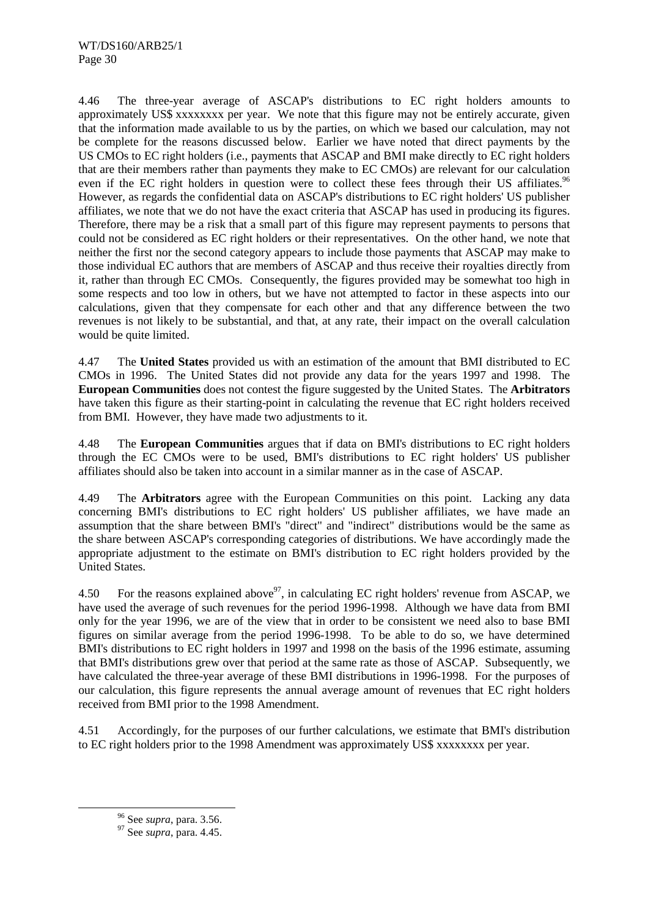4.46 The three-year average of ASCAP's distributions to EC right holders amounts to approximately US$ xxxxxxxx per year. We note that this figure may not be entirely accurate, given that the information made available to us by the parties, on which we based our calculation, may not be complete for the reasons discussed below. Earlier we have noted that direct payments by the US CMOs to EC right holders (i.e., payments that ASCAP and BMI make directly to EC right holders that are their members rather than payments they make to EC CMOs) are relevant for our calculation even if the EC right holders in question were to collect these fees through their US affiliates.[96] However, as regards the confidential data on ASCAP's distributions to EC right holders' US publisher affiliates, we note that we do not have the exact criteria that ASCAP has used in producing its figures. Therefore, there may be a risk that a small part of this figure may represent payments to persons that could not be considered as EC right holders or their representatives. On the other hand, we note that neither the first nor the second category appears to include those payments that ASCAP may make to those individual EC authors that are members of ASCAP and thus receive their royalties directly from it, rather than through EC CMOs. Consequently, the figures provided may be somewhat too high in some respects and too low in others, but we have not attempted to factor in these aspects into our calculations, given that they compensate for each other and that any difference between the two revenues is not likely to be substantial, and that, at any rate, their impact on the overall calculation would be quite limited.

4.47 The **United States** provided us with an estimation of the amount that BMI distributed to EC CMOs in 1996. The United States did not provide any data for the years 1997 and 1998. The **European Communities** does not contest the figure suggested by the United States. The **Arbitrators** have taken this figure as their starting-point in calculating the revenue that EC right holders received from BMI. However, they have made two adjustments to it.

4.48 The **European Communities** argues that if data on BMI's distributions to EC right holders through the EC CMOs were to be used, BMI's distributions to EC right holders' US publisher affiliates should also be taken into account in a similar manner as in the case of ASCAP.

4.49 The **Arbitrators** agree with the European Communities on this point. Lacking any data concerning BMI's distributions to EC right holders' US publisher affiliates, we have made an assumption that the share between BMI's "direct" and "indirect" distributions would be the same as the share between ASCAP's corresponding categories of distributions. We have accordingly made the appropriate adjustment to the estimate on BMI's distribution to EC right holders provided by the United States.

4.50 For the reasons explained above[97], in calculating EC right holders' revenue from ASCAP, we have used the average of such revenues for the period 1996-1998. Although we have data from BMI only for the year 1996, we are of the view that in order to be consistent we need also to base BMI figures on similar average from the period 1996-1998. To be able to do so, we have determined BMI's distributions to EC right holders in 1997 and 1998 on the basis of the 1996 estimate, assuming that BMI's distributions grew over that period at the same rate as those of ASCAP. Subsequently, we have calculated the three-year average of these BMI distributions in 1996-1998. For the purposes of our calculation, this figure represents the annual average amount of revenues that EC right holders received from BMI prior to the 1998 Amendment.

4.51 Accordingly, for the purposes of our further calculations, we estimate that BMI's distribution to EC right holders prior to the 1998 Amendment was approximately US$ xxxxxxxx per year.

---

[96] See *supra*, para. 3.56.

[97] See *supra*, para. 4.45.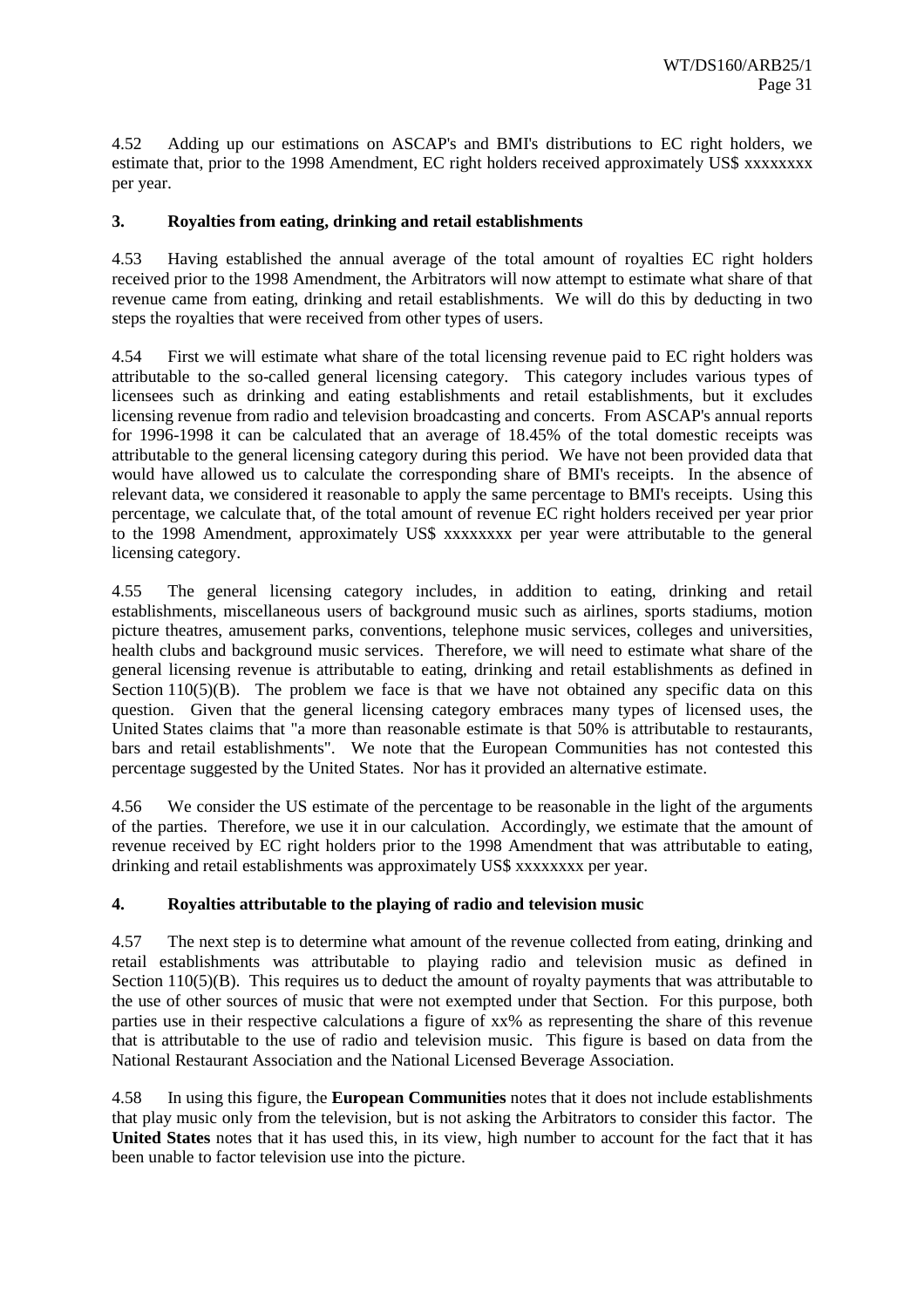4.52 Adding up our estimations on ASCAP's and BMI's distributions to EC right holders, we estimate that, prior to the 1998 Amendment, EC right holders received approximately US$ xxxxxxxx per year.

### 3. Royalties from eating, drinking and retail establishments

4.53 Having established the annual average of the total amount of royalties EC right holders received prior to the 1998 Amendment, the Arbitrators will now attempt to estimate what share of that revenue came from eating, drinking and retail establishments. We will do this by deducting in two steps the royalties that were received from other types of users.

4.54 First we will estimate what share of the total licensing revenue paid to EC right holders was attributable to the so-called general licensing category. This category includes various types of licensees such as drinking and eating establishments and retail establishments, but it excludes licensing revenue from radio and television broadcasting and concerts. From ASCAP's annual reports for 1996-1998 it can be calculated that an average of 18.45% of the total domestic receipts was attributable to the general licensing category during this period. We have not been provided data that would have allowed us to calculate the corresponding share of BMI's receipts. In the absence of relevant data, we considered it reasonable to apply the same percentage to BMI's receipts. Using this percentage, we calculate that, of the total amount of revenue EC right holders received per year prior to the 1998 Amendment, approximately US$ xxxxxxxx per year were attributable to the general licensing category.

4.55 The general licensing category includes, in addition to eating, drinking and retail establishments, miscellaneous users of background music such as airlines, sports stadiums, motion picture theatres, amusement parks, conventions, telephone music services, colleges and universities, health clubs and background music services. Therefore, we will need to estimate what share of the general licensing revenue is attributable to eating, drinking and retail establishments as defined in Section 110(5)(B). The problem we face is that we have not obtained any specific data on this question. Given that the general licensing category embraces many types of licensed uses, the United States claims that "a more than reasonable estimate is that 50% is attributable to restaurants, bars and retail establishments". We note that the European Communities has not contested this percentage suggested by the United States. Nor has it provided an alternative estimate.

4.56 We consider the US estimate of the percentage to be reasonable in the light of the arguments of the parties. Therefore, we use it in our calculation. Accordingly, we estimate that the amount of revenue received by EC right holders prior to the 1998 Amendment that was attributable to eating, drinking and retail establishments was approximately US$ xxxxxxxx per year.

### 4. Royalties attributable to the playing of radio and television music

4.57 The next step is to determine what amount of the revenue collected from eating, drinking and retail establishments was attributable to playing radio and television music as defined in Section 110(5)(B). This requires us to deduct the amount of royalty payments that was attributable to the use of other sources of music that were not exempted under that Section. For this purpose, both parties use in their respective calculations a figure of xx% as representing the share of this revenue that is attributable to the use of radio and television music. This figure is based on data from the National Restaurant Association and the National Licensed Beverage Association.

4.58 In using this figure, the **European Communities** notes that it does not include establishments that play music only from the television, but is not asking the Arbitrators to consider this factor. The **United States** notes that it has used this, in its view, high number to account for the fact that it has been unable to factor television use into the picture.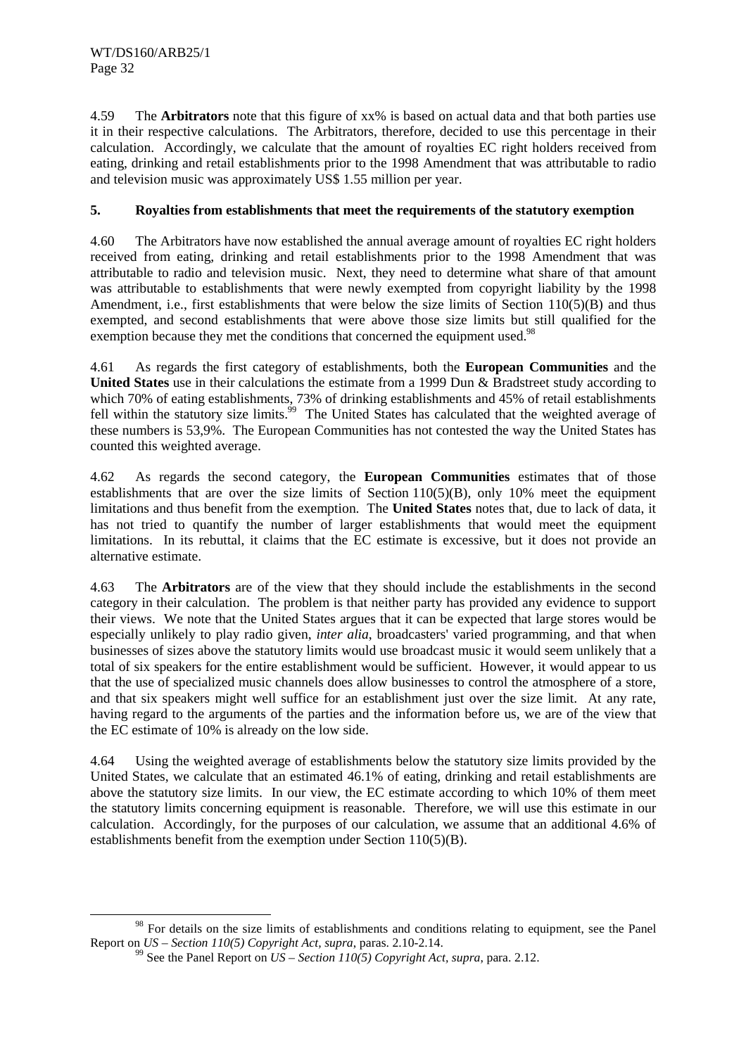4.59 The **Arbitrators** note that this figure of xx% is based on actual data and that both parties use it in their respective calculations. The Arbitrators, therefore, decided to use this percentage in their calculation. Accordingly, we calculate that the amount of royalties EC right holders received from eating, drinking and retail establishments prior to the 1998 Amendment that was attributable to radio and television music was approximately US$ 1.55 million per year.

### 5. Royalties from establishments that meet the requirements of the statutory exemption

4.60 The Arbitrators have now established the annual average amount of royalties EC right holders received from eating, drinking and retail establishments prior to the 1998 Amendment that was attributable to radio and television music. Next, they need to determine what share of that amount was attributable to establishments that were newly exempted from copyright liability by the 1998 Amendment, i.e., first establishments that were below the size limits of Section 110(5)(B) and thus exempted, and second establishments that were above those size limits but still qualified for the exemption because they met the conditions that concerned the equipment used.[98]

4.61 As regards the first category of establishments, both the **European Communities** and the **United States** use in their calculations the estimate from a 1999 Dun & Bradstreet study according to which 70% of eating establishments, 73% of drinking establishments and 45% of retail establishments fell within the statutory size limits.[99] The United States has calculated that the weighted average of these numbers is 53,9%. The European Communities has not contested the way the United States has counted this weighted average.

4.62 As regards the second category, the **European Communities** estimates that of those establishments that are over the size limits of Section 110(5)(B), only 10% meet the equipment limitations and thus benefit from the exemption. The **United States** notes that, due to lack of data, it has not tried to quantify the number of larger establishments that would meet the equipment limitations. In its rebuttal, it claims that the EC estimate is excessive, but it does not provide an alternative estimate.

4.63 The **Arbitrators** are of the view that they should include the establishments in the second category in their calculation. The problem is that neither party has provided any evidence to support their views. We note that the United States argues that it can be expected that large stores would be especially unlikely to play radio given, *inter alia*, broadcasters' varied programming, and that when businesses of sizes above the statutory limits would use broadcast music it would seem unlikely that a total of six speakers for the entire establishment would be sufficient. However, it would appear to us that the use of specialized music channels does allow businesses to control the atmosphere of a store, and that six speakers might well suffice for an establishment just over the size limit. At any rate, having regard to the arguments of the parties and the information before us, we are of the view that the EC estimate of 10% is already on the low side.

4.64 Using the weighted average of establishments below the statutory size limits provided by the United States, we calculate that an estimated 46.1% of eating, drinking and retail establishments are above the statutory size limits. In our view, the EC estimate according to which 10% of them meet the statutory limits concerning equipment is reasonable. Therefore, we will use this estimate in our calculation. Accordingly, for the purposes of our calculation, we assume that an additional 4.6% of establishments benefit from the exemption under Section 110(5)(B).

---

[98] For details on the size limits of establishments and conditions relating to equipment, see the Panel Report on *US – Section 110(5) Copyright Act*, *supra*, paras. 2.10-2.14.

[99] See the Panel Report on *US – Section 110(5) Copyright Act*, *supra*, para. 2.12.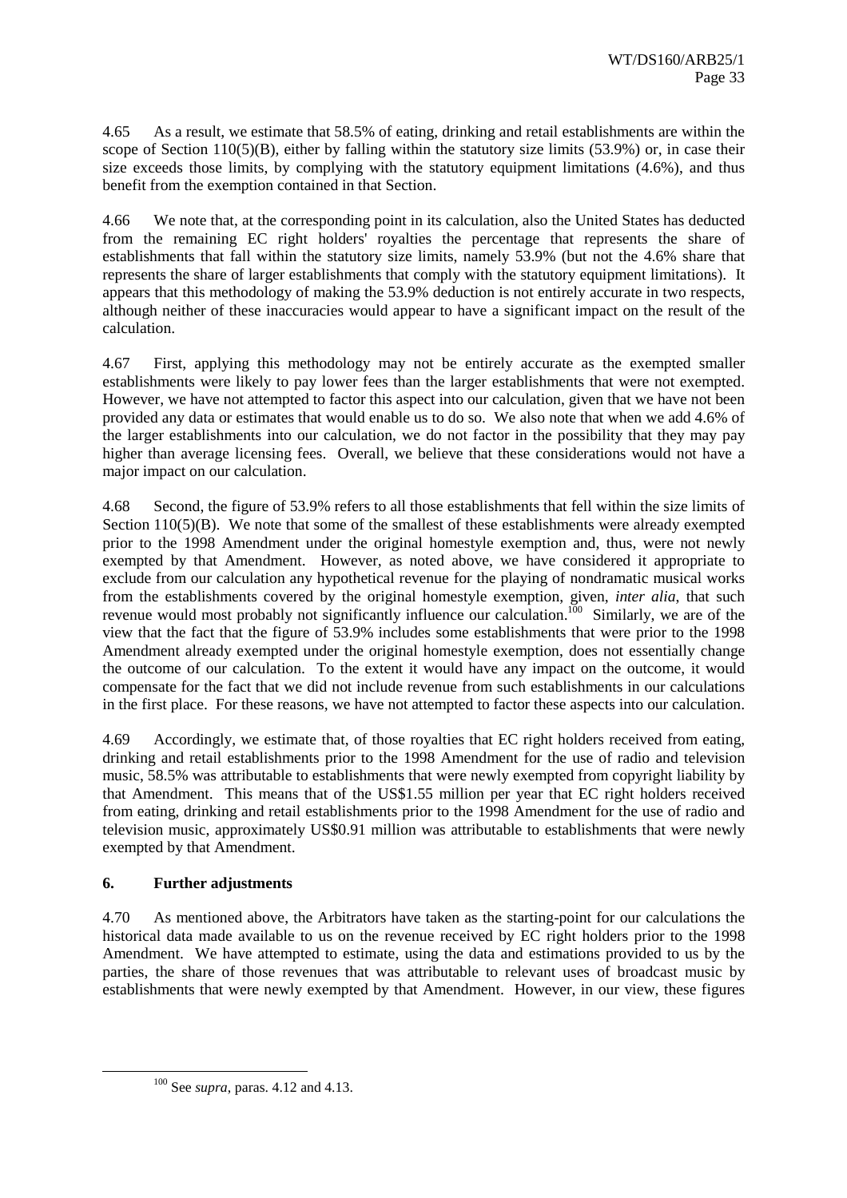4.65 As a result, we estimate that 58.5% of eating, drinking and retail establishments are within the scope of Section 110(5)(B), either by falling within the statutory size limits (53.9%) or, in case their size exceeds those limits, by complying with the statutory equipment limitations (4.6%), and thus benefit from the exemption contained in that Section.

4.66 We note that, at the corresponding point in its calculation, also the United States has deducted from the remaining EC right holders' royalties the percentage that represents the share of establishments that fall within the statutory size limits, namely 53.9% (but not the 4.6% share that represents the share of larger establishments that comply with the statutory equipment limitations). It appears that this methodology of making the 53.9% deduction is not entirely accurate in two respects, although neither of these inaccuracies would appear to have a significant impact on the result of the calculation.

4.67 First, applying this methodology may not be entirely accurate as the exempted smaller establishments were likely to pay lower fees than the larger establishments that were not exempted. However, we have not attempted to factor this aspect into our calculation, given that we have not been provided any data or estimates that would enable us to do so. We also note that when we add 4.6% of the larger establishments into our calculation, we do not factor in the possibility that they may pay higher than average licensing fees. Overall, we believe that these considerations would not have a major impact on our calculation.

4.68 Second, the figure of 53.9% refers to all those establishments that fell within the size limits of Section 110(5)(B). We note that some of the smallest of these establishments were already exempted prior to the 1998 Amendment under the original homestyle exemption and, thus, were not newly exempted by that Amendment. However, as noted above, we have considered it appropriate to exclude from our calculation any hypothetical revenue for the playing of nondramatic musical works from the establishments covered by the original homestyle exemption, given, *inter alia*, that such revenue would most probably not significantly influence our calculation.[100] Similarly, we are of the view that the fact that the figure of 53.9% includes some establishments that were prior to the 1998 Amendment already exempted under the original homestyle exemption, does not essentially change the outcome of our calculation. To the extent it would have any impact on the outcome, it would compensate for the fact that we did not include revenue from such establishments in our calculations in the first place. For these reasons, we have not attempted to factor these aspects into our calculation.

4.69 Accordingly, we estimate that, of those royalties that EC right holders received from eating, drinking and retail establishments prior to the 1998 Amendment for the use of radio and television music, 58.5% was attributable to establishments that were newly exempted from copyright liability by that Amendment. This means that of the US$1.55 million per year that EC right holders received from eating, drinking and retail establishments prior to the 1998 Amendment for the use of radio and television music, approximately US$0.91 million was attributable to establishments that were newly exempted by that Amendment.

### 6. Further adjustments

4.70 As mentioned above, the Arbitrators have taken as the starting-point for our calculations the historical data made available to us on the revenue received by EC right holders prior to the 1998 Amendment. We have attempted to estimate, using the data and estimations provided to us by the parties, the share of those revenues that was attributable to relevant uses of broadcast music by establishments that were newly exempted by that Amendment. However, in our view, these figures

---

[100] See *supra*, paras. 4.12 and 4.13.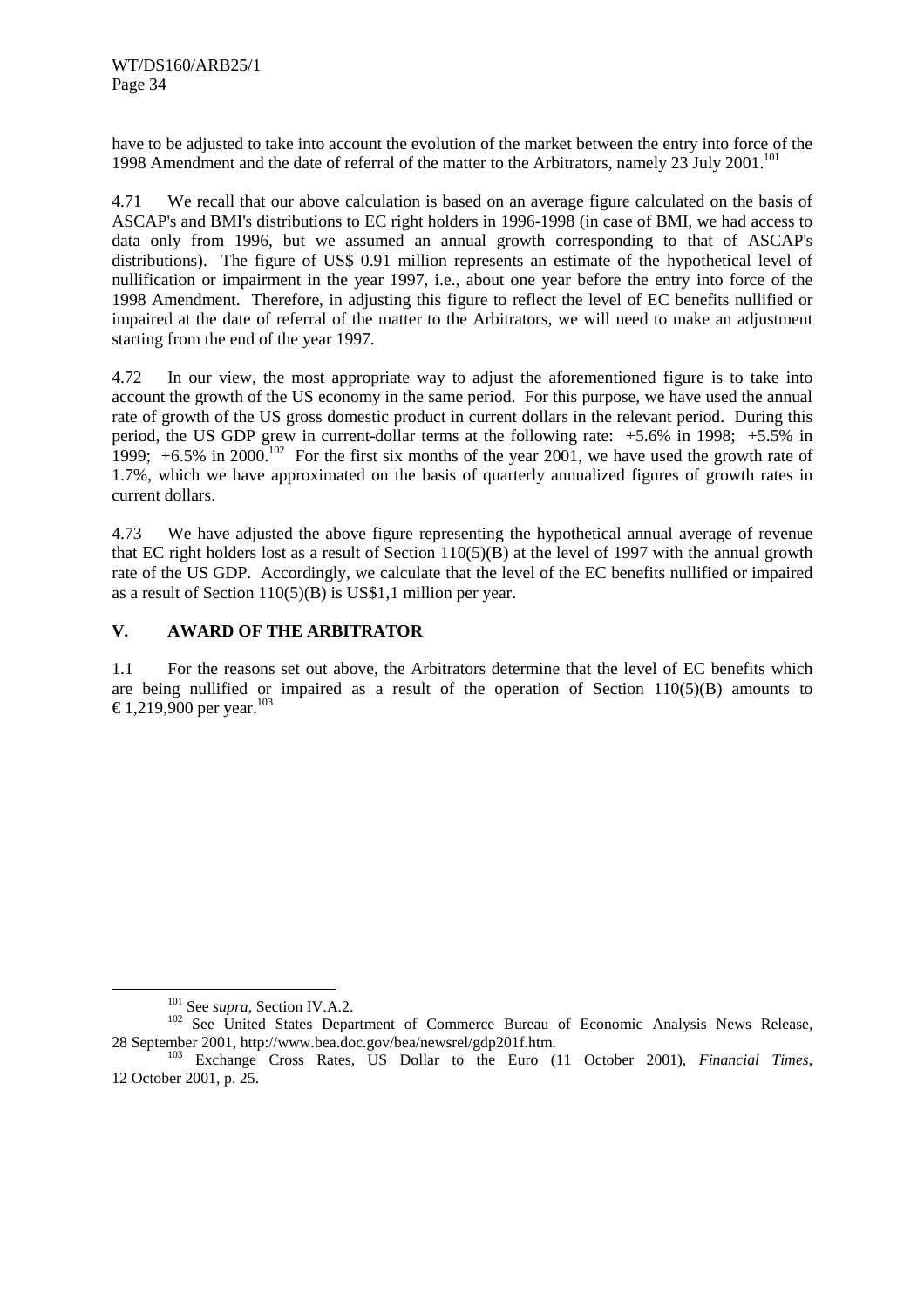have to be adjusted to take into account the evolution of the market between the entry into force of the 1998 Amendment and the date of referral of the matter to the Arbitrators, namely 23 July 2001.[101]

4.71 We recall that our above calculation is based on an average figure calculated on the basis of ASCAP's and BMI's distributions to EC right holders in 1996-1998 (in case of BMI, we had access to data only from 1996, but we assumed an annual growth corresponding to that of ASCAP's distributions). The figure of US$ 0.91 million represents an estimate of the hypothetical level of nullification or impairment in the year 1997, i.e., about one year before the entry into force of the 1998 Amendment. Therefore, in adjusting this figure to reflect the level of EC benefits nullified or impaired at the date of referral of the matter to the Arbitrators, we will need to make an adjustment starting from the end of the year 1997.

4.72 In our view, the most appropriate way to adjust the aforementioned figure is to take into account the growth of the US economy in the same period. For this purpose, we have used the annual rate of growth of the US gross domestic product in current dollars in the relevant period. During this period, the US GDP grew in current-dollar terms at the following rate: +5.6% in 1998; +5.5% in 1999; +6.5% in 2000.[102] For the first six months of the year 2001, we have used the growth rate of 1.7%, which we have approximated on the basis of quarterly annualized figures of growth rates in current dollars.

4.73 We have adjusted the above figure representing the hypothetical annual average of revenue that EC right holders lost as a result of Section 110(5)(B) at the level of 1997 with the annual growth rate of the US GDP. Accordingly, we calculate that the level of the EC benefits nullified or impaired as a result of Section 110(5)(B) is US$1,1 million per year.

## V. AWARD OF THE ARBITRATOR

1.1 For the reasons set out above, the Arbitrators determine that the level of EC benefits which are being nullified or impaired as a result of the operation of Section 110(5)(B) amounts to €1,219,900 per year.[103]

---

[101] See *supra*, Section IV.A.2.

[102] See United States Department of Commerce Bureau of Economic Analysis News Release, 28 September 2001, http://www.bea.doc.gov/bea/newsrel/gdp201f.htm.

[103] Exchange Cross Rates, US Dollar to the Euro (11 October 2001), *Financial Times*, 12 October 2001, p. 25.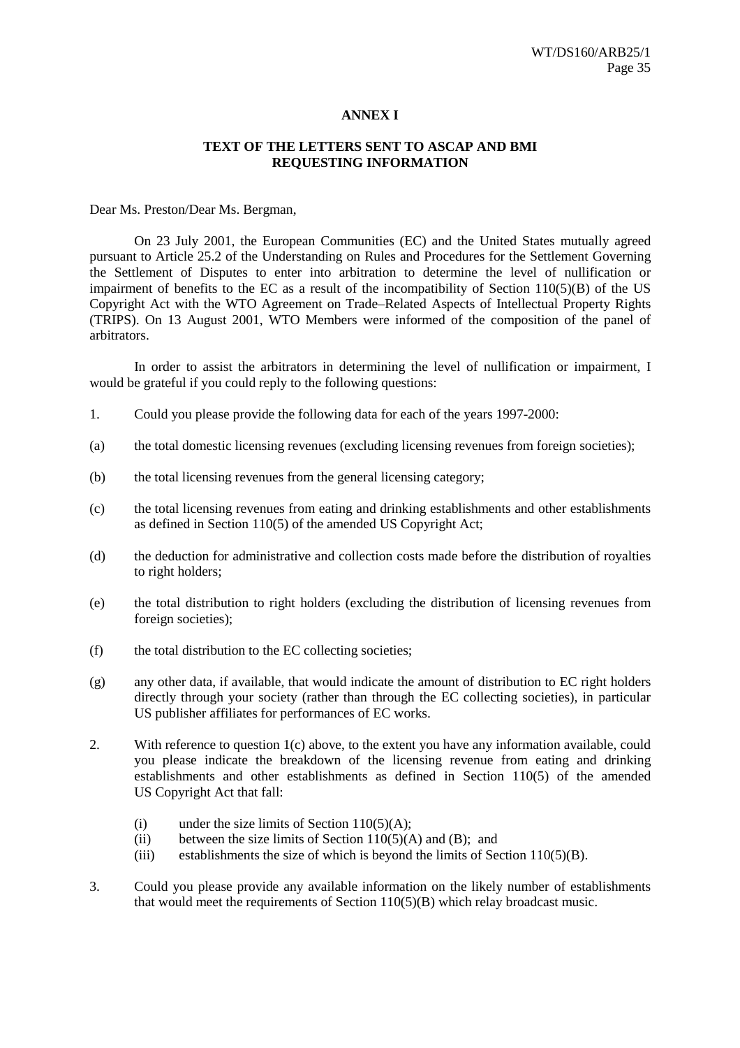# ANNEX I

## TEXT OF THE LETTERS SENT TO ASCAP AND BMI REQUESTING INFORMATION

Dear Ms. Preston/Dear Ms. Bergman,

On 23 July 2001, the European Communities (EC) and the United States mutually agreed pursuant to Article 25.2 of the Understanding on Rules and Procedures for the Settlement Governing the Settlement of Disputes to enter into arbitration to determine the level of nullification or impairment of benefits to the EC as a result of the incompatibility of Section 110(5)(B) of the US Copyright Act with the WTO Agreement on Trade–Related Aspects of Intellectual Property Rights (TRIPS). On 13 August 2001, WTO Members were informed of the composition of the panel of arbitrators.

In order to assist the arbitrators in determining the level of nullification or impairment, I would be grateful if you could reply to the following questions:

1. Could you please provide the following data for each of the years 1997-2000:

(a) the total domestic licensing revenues (excluding licensing revenues from foreign societies);

(b) the total licensing revenues from the general licensing category;

(c) the total licensing revenues from eating and drinking establishments and other establishments as defined in Section 110(5) of the amended US Copyright Act;

(d) the deduction for administrative and collection costs made before the distribution of royalties to right holders;

(e) the total distribution to right holders (excluding the distribution of licensing revenues from foreign societies);

(f) the total distribution to the EC collecting societies;

(g) any other data, if available, that would indicate the amount of distribution to EC right holders directly through your society (rather than through the EC collecting societies), in particular US publisher affiliates for performances of EC works.

2. With reference to question 1(c) above, to the extent you have any information available, could you please indicate the breakdown of the licensing revenue from eating and drinking establishments and other establishments as defined in Section 110(5) of the amended US Copyright Act that fall:

   (i) under the size limits of Section 110(5)(A);
   (ii) between the size limits of Section 110(5)(A) and (B); and
   (iii) establishments the size of which is beyond the limits of Section 110(5)(B).

3. Could you please provide any available information on the likely number of establishments that would meet the requirements of Section 110(5)(B) which relay broadcast music.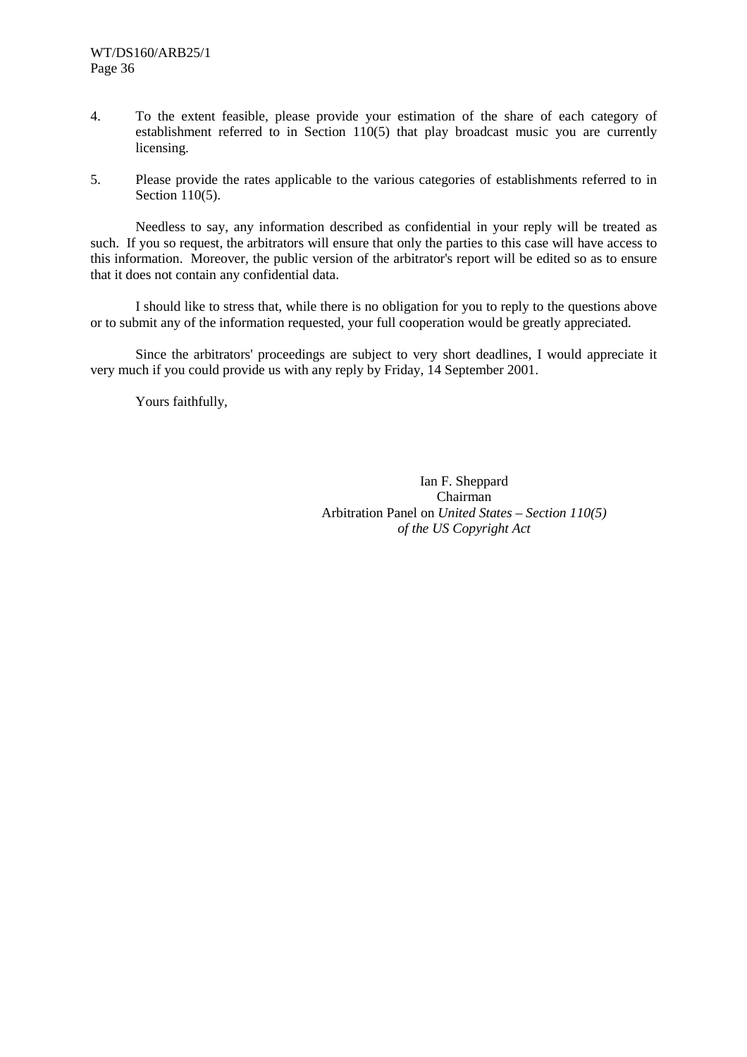4. To the extent feasible, please provide your estimation of the share of each category of establishment referred to in Section 110(5) that play broadcast music you are currently licensing.

5. Please provide the rates applicable to the various categories of establishments referred to in Section 110(5).

Needless to say, any information described as confidential in your reply will be treated as such. If you so request, the arbitrators will ensure that only the parties to this case will have access to this information. Moreover, the public version of the arbitrator's report will be edited so as to ensure that it does not contain any confidential data.

I should like to stress that, while there is no obligation for you to reply to the questions above or to submit any of the information requested, your full cooperation would be greatly appreciated.

Since the arbitrators' proceedings are subject to very short deadlines, I would appreciate it very much if you could provide us with any reply by Friday, 14 September 2001.

Yours faithfully,

Ian F. Sheppard  
Chairman  
Arbitration Panel on *United States – Section 110(5) of the US Copyright Act*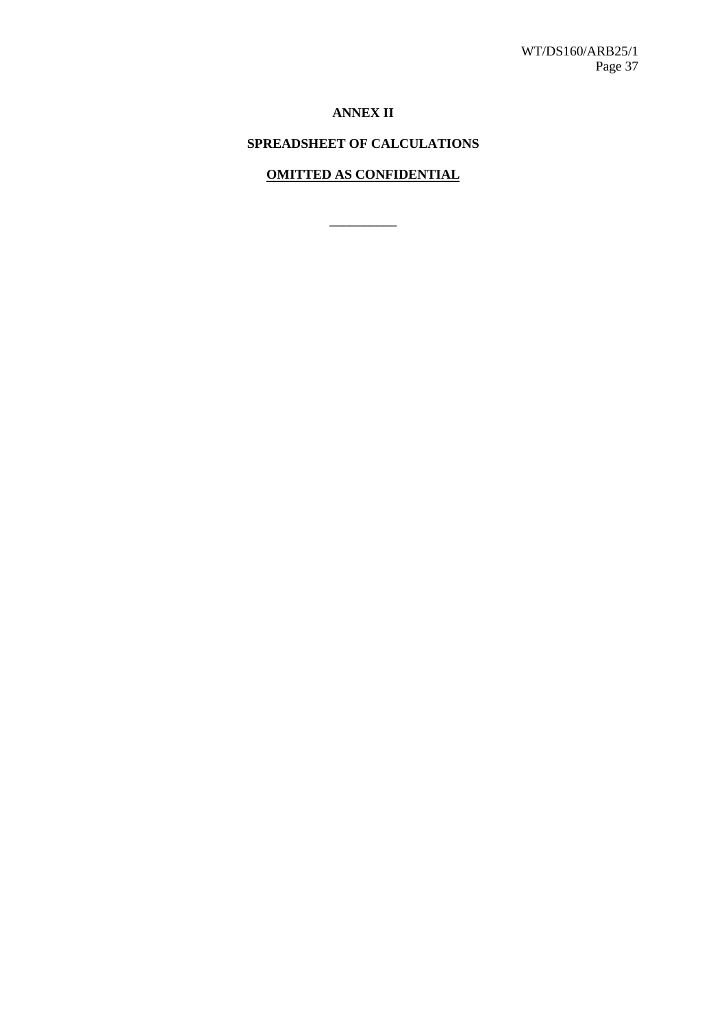# ANNEX II

## SPREADSHEET OF CALCULATIONS

**OMITTED AS CONFIDENTIAL**

__________